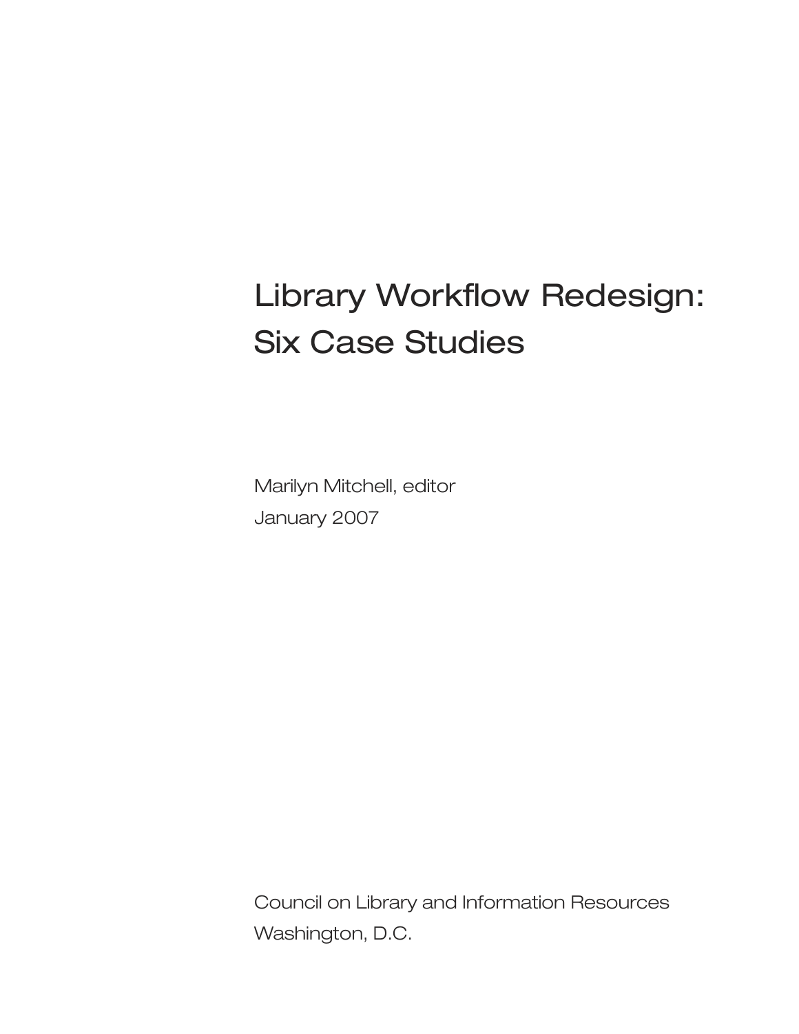# Library Workflow Redesign: Six Case Studies

Marilyn Mitchell, editor

January 2007

Council on Library and Information Resources

Washington, D.C.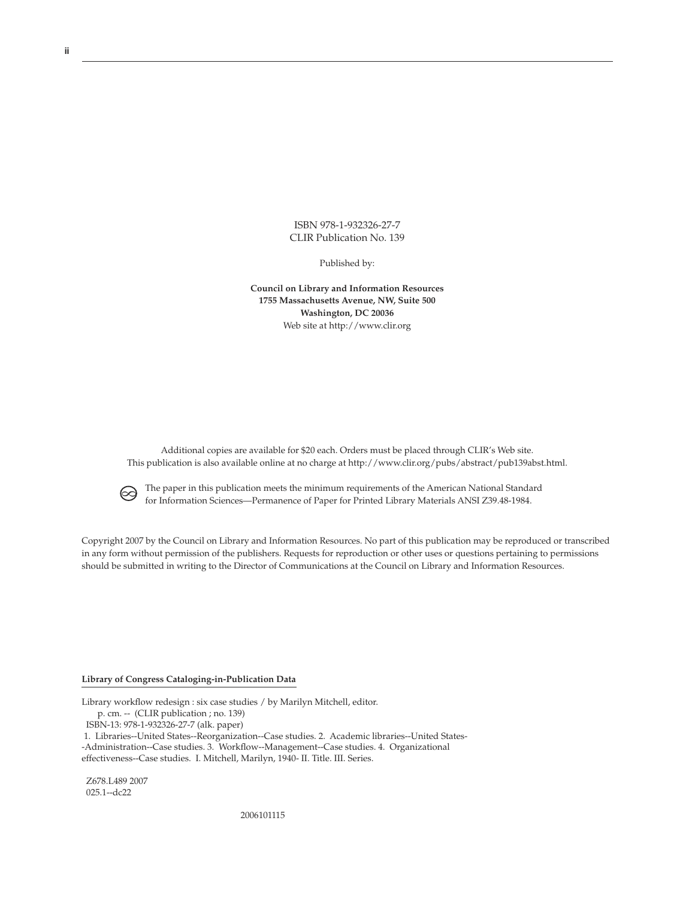ISBN 978-1-932326-27-7
CLIR Publication No. 139

Published by:

**Council on Library and Information Resources**
**1755 Massachusetts Avenue, NW, Suite 500**
**Washington, DC 20036**
Web site at http://www.clir.org

Additional copies are available for $20 each. Orders must be placed through CLIR's Web site.
This publication is also available online at no charge at http://www.clir.org/pubs/abstract/pub139abst.html.

∞ The paper in this publication meets the minimum requirements of the American National Standard for Information Sciences—Permanence of Paper for Printed Library Materials ANSI Z39.48-1984.

Copyright 2007 by the Council on Library and Information Resources. No part of this publication may be reproduced or transcribed in any form without permission of the publishers. Requests for reproduction or other uses or questions pertaining to permissions should be submitted in writing to the Director of Communications at the Council on Library and Information Resources.

**Library of Congress Cataloging-in-Publication Data**

Library workflow redesign : six case studies / by Marilyn Mitchell, editor.
p. cm. -- (CLIR publication ; no. 139)
ISBN-13: 978-1-932326-27-7 (alk. paper)
1. Libraries--United States--Reorganization--Case studies. 2. Academic libraries--United States--Administration--Case studies. 3. Workflow--Management--Case studies. 4. Organizational effectiveness--Case studies. I. Mitchell, Marilyn, 1940- II. Title. III. Series.

Z678.L489 2007
025.1--dc22

2006101115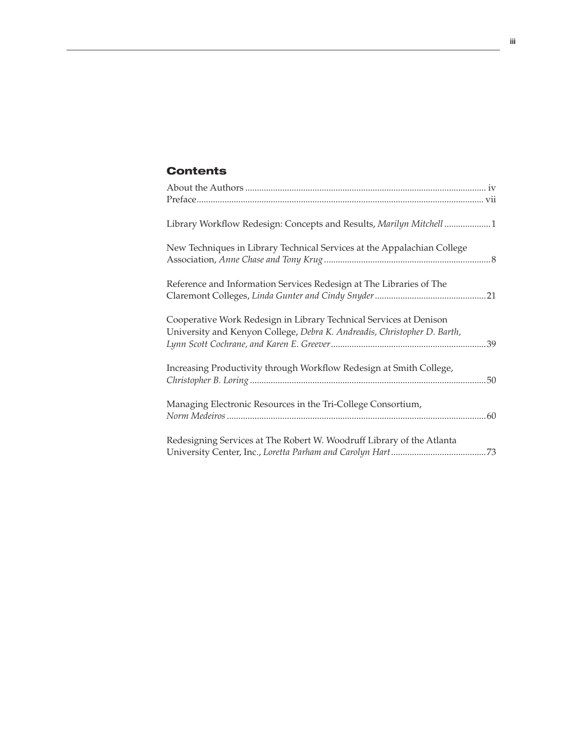## Contents

About the Authors ........................................................................................................ iv
Preface........................................................................................................................... vii

Library Workflow Redesign: Concepts and Results, *Marilyn Mitchell* ....................1

New Techniques in Library Technical Services at the Appalachian College Association, *Anne Chase and Tony Krug* .......................................................................8

Reference and Information Services Redesign at The Libraries of The Claremont Colleges, *Linda Gunter and Cindy Snyder* ................................................21

Cooperative Work Redesign in Library Technical Services at Denison University and Kenyon College, *Debra K. Andreadis, Christopher D. Barth, Lynn Scott Cochrane, and Karen E. Greever* ...................................................................39

Increasing Productivity through Workflow Redesign at Smith College, *Christopher B. Loring* .....................................................................................................50

Managing Electronic Resources in the Tri-College Consortium, *Norm Medeiros* ...............................................................................................................60

Redesigning Services at The Robert W. Woodruff Library of the Atlanta University Center, Inc., *Loretta Parham and Carolyn Hart* .........................................73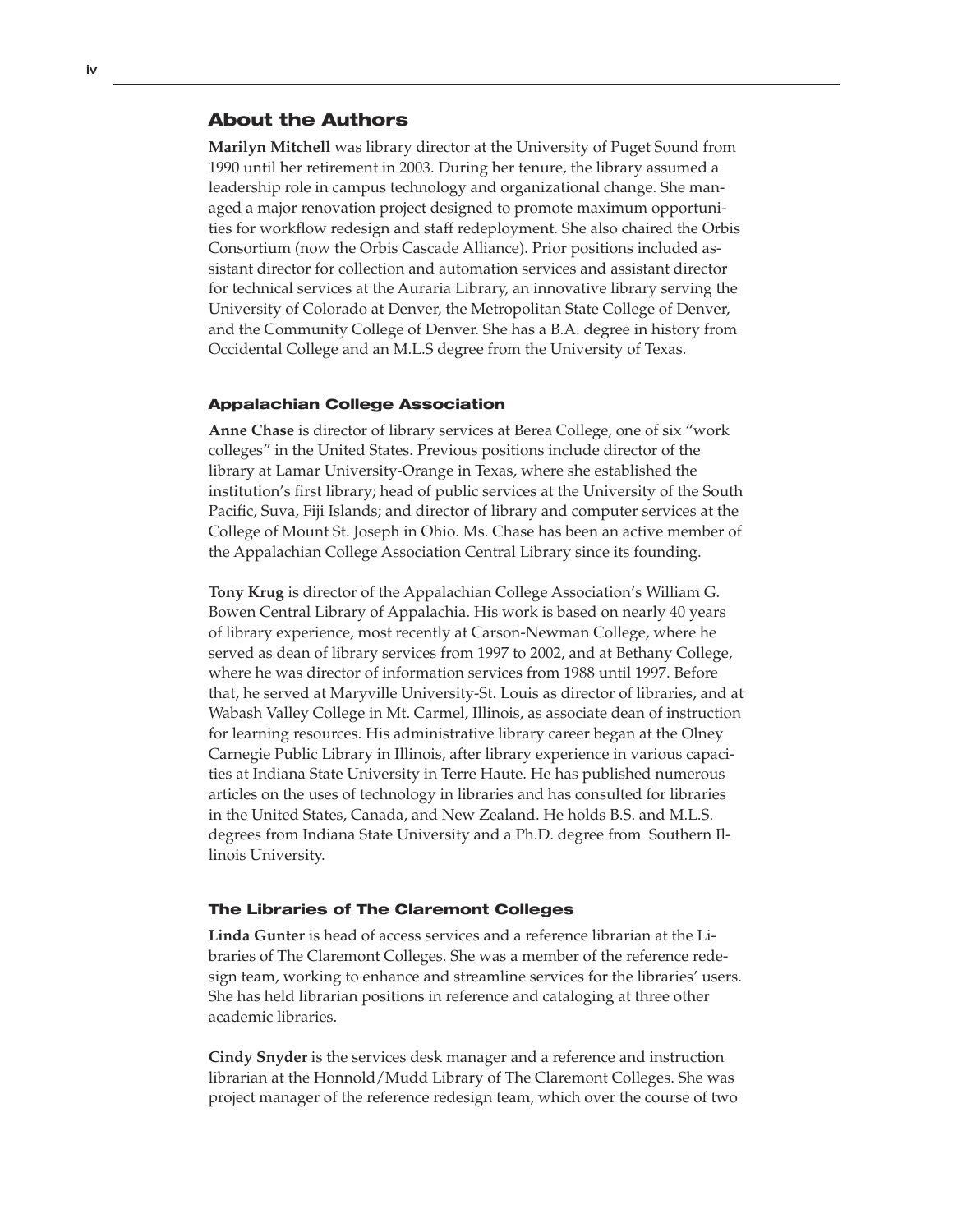## About the Authors

**Marilyn Mitchell** was library director at the University of Puget Sound from 1990 until her retirement in 2003. During her tenure, the library assumed a leadership role in campus technology and organizational change. She managed a major renovation project designed to promote maximum opportunities for workflow redesign and staff redeployment. She also chaired the Orbis Consortium (now the Orbis Cascade Alliance). Prior positions included assistant director for collection and automation services and assistant director for technical services at the Auraria Library, an innovative library serving the University of Colorado at Denver, the Metropolitan State College of Denver, and the Community College of Denver. She has a B.A. degree in history from Occidental College and an M.L.S degree from the University of Texas.

### Appalachian College Association

**Anne Chase** is director of library services at Berea College, one of six "work colleges" in the United States. Previous positions include director of the library at Lamar University-Orange in Texas, where she established the institution's first library; head of public services at the University of the South Pacific, Suva, Fiji Islands; and director of library and computer services at the College of Mount St. Joseph in Ohio. Ms. Chase has been an active member of the Appalachian College Association Central Library since its founding.

**Tony Krug** is director of the Appalachian College Association's William G. Bowen Central Library of Appalachia. His work is based on nearly 40 years of library experience, most recently at Carson-Newman College, where he served as dean of library services from 1997 to 2002, and at Bethany College, where he was director of information services from 1988 until 1997. Before that, he served at Maryville University-St. Louis as director of libraries, and at Wabash Valley College in Mt. Carmel, Illinois, as associate dean of instruction for learning resources. His administrative library career began at the Olney Carnegie Public Library in Illinois, after library experience in various capacities at Indiana State University in Terre Haute. He has published numerous articles on the uses of technology in libraries and has consulted for libraries in the United States, Canada, and New Zealand. He holds B.S. and M.L.S. degrees from Indiana State University and a Ph.D. degree from Southern Illinois University.

### The Libraries of The Claremont Colleges

**Linda Gunter** is head of access services and a reference librarian at the Libraries of The Claremont Colleges. She was a member of the reference redesign team, working to enhance and streamline services for the libraries' users. She has held librarian positions in reference and cataloging at three other academic libraries.

**Cindy Snyder** is the services desk manager and a reference and instruction librarian at the Honnold/Mudd Library of The Claremont Colleges. She was project manager of the reference redesign team, which over the course of two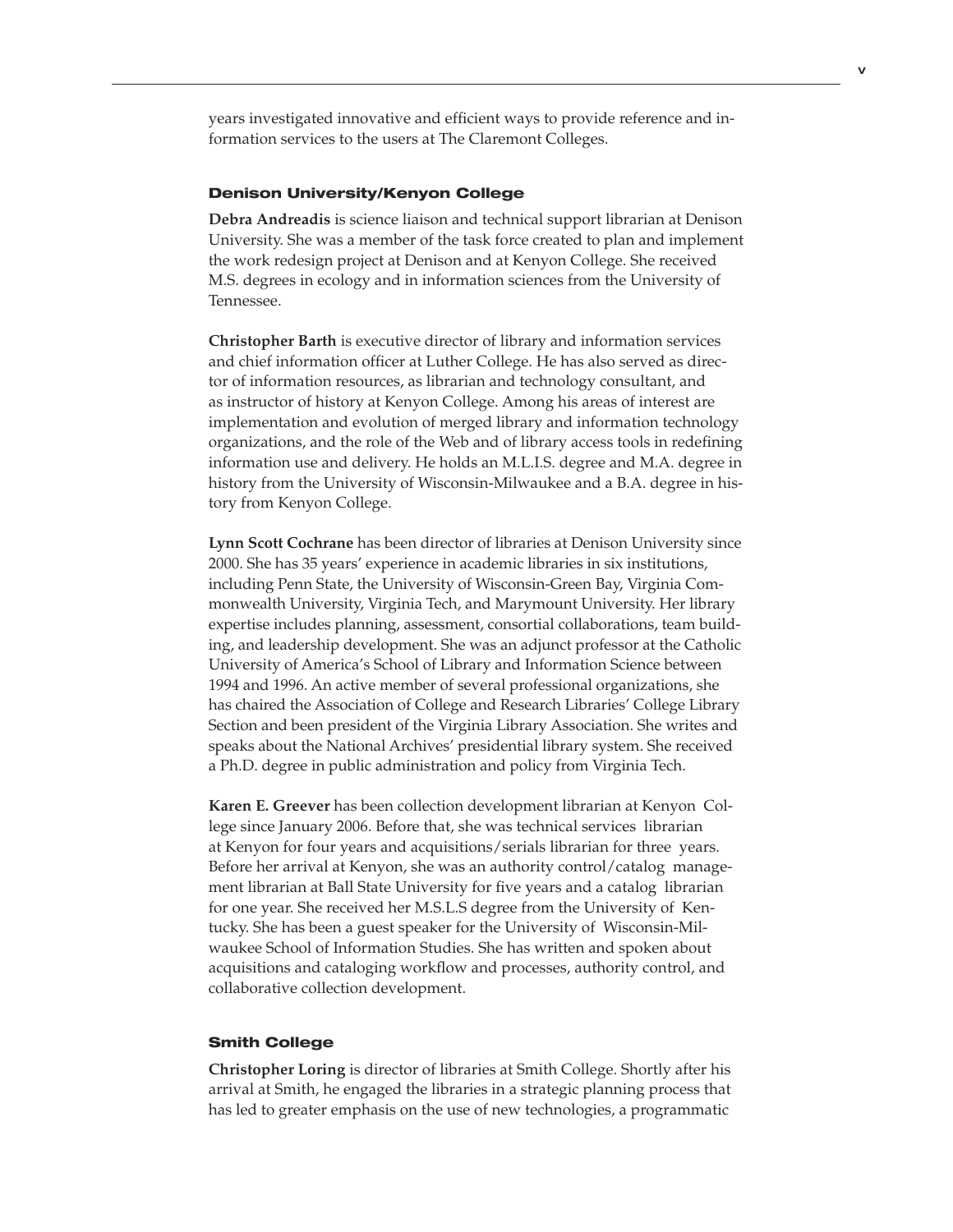years investigated innovative and efficient ways to provide reference and information services to the users at The Claremont Colleges.

### Denison University/Kenyon College

**Debra Andreadis** is science liaison and technical support librarian at Denison University. She was a member of the task force created to plan and implement the work redesign project at Denison and at Kenyon College. She received M.S. degrees in ecology and in information sciences from the University of Tennessee.

**Christopher Barth** is executive director of library and information services and chief information officer at Luther College. He has also served as director of information resources, as librarian and technology consultant, and as instructor of history at Kenyon College. Among his areas of interest are implementation and evolution of merged library and information technology organizations, and the role of the Web and of library access tools in redefining information use and delivery. He holds an M.L.I.S. degree and M.A. degree in history from the University of Wisconsin-Milwaukee and a B.A. degree in history from Kenyon College.

**Lynn Scott Cochrane** has been director of libraries at Denison University since 2000. She has 35 years' experience in academic libraries in six institutions, including Penn State, the University of Wisconsin-Green Bay, Virginia Commonwealth University, Virginia Tech, and Marymount University. Her library expertise includes planning, assessment, consortial collaborations, team building, and leadership development. She was an adjunct professor at the Catholic University of America's School of Library and Information Science between 1994 and 1996. An active member of several professional organizations, she has chaired the Association of College and Research Libraries' College Library Section and been president of the Virginia Library Association. She writes and speaks about the National Archives' presidential library system. She received a Ph.D. degree in public administration and policy from Virginia Tech.

**Karen E. Greever** has been collection development librarian at Kenyon College since January 2006. Before that, she was technical services librarian at Kenyon for four years and acquisitions/serials librarian for three years. Before her arrival at Kenyon, she was an authority control/catalog management librarian at Ball State University for five years and a catalog librarian for one year. She received her M.S.L.S degree from the University of Kentucky. She has been a guest speaker for the University of Wisconsin-Milwaukee School of Information Studies. She has written and spoken about acquisitions and cataloging workflow and processes, authority control, and collaborative collection development.

### Smith College

**Christopher Loring** is director of libraries at Smith College. Shortly after his arrival at Smith, he engaged the libraries in a strategic planning process that has led to greater emphasis on the use of new technologies, a programmatic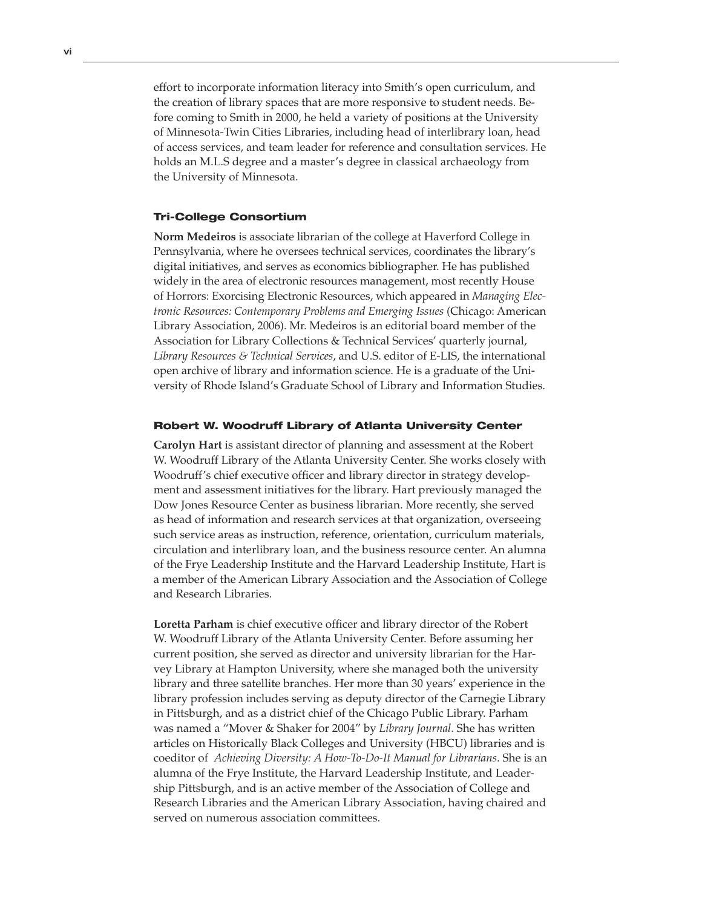effort to incorporate information literacy into Smith's open curriculum, and the creation of library spaces that are more responsive to student needs. Before coming to Smith in 2000, he held a variety of positions at the University of Minnesota-Twin Cities Libraries, including head of interlibrary loan, head of access services, and team leader for reference and consultation services. He holds an M.L.S degree and a master's degree in classical archaeology from the University of Minnesota.

### Tri-College Consortium

**Norm Medeiros** is associate librarian of the college at Haverford College in Pennsylvania, where he oversees technical services, coordinates the library's digital initiatives, and serves as economics bibliographer. He has published widely in the area of electronic resources management, most recently House of Horrors: Exorcising Electronic Resources, which appeared in *Managing Electronic Resources: Contemporary Problems and Emerging Issues* (Chicago: American Library Association, 2006). Mr. Medeiros is an editorial board member of the Association for Library Collections & Technical Services' quarterly journal, *Library Resources & Technical Services*, and U.S. editor of E-LIS, the international open archive of library and information science. He is a graduate of the University of Rhode Island's Graduate School of Library and Information Studies.

### Robert W. Woodruff Library of Atlanta University Center

**Carolyn Hart** is assistant director of planning and assessment at the Robert W. Woodruff Library of the Atlanta University Center. She works closely with Woodruff's chief executive officer and library director in strategy development and assessment initiatives for the library. Hart previously managed the Dow Jones Resource Center as business librarian. More recently, she served as head of information and research services at that organization, overseeing such service areas as instruction, reference, orientation, curriculum materials, circulation and interlibrary loan, and the business resource center. An alumna of the Frye Leadership Institute and the Harvard Leadership Institute, Hart is a member of the American Library Association and the Association of College and Research Libraries.

**Loretta Parham** is chief executive officer and library director of the Robert W. Woodruff Library of the Atlanta University Center. Before assuming her current position, she served as director and university librarian for the Harvey Library at Hampton University, where she managed both the university library and three satellite branches. Her more than 30 years' experience in the library profession includes serving as deputy director of the Carnegie Library in Pittsburgh, and as a district chief of the Chicago Public Library. Parham was named a "Mover & Shaker for 2004" by *Library Journal*. She has written articles on Historically Black Colleges and University (HBCU) libraries and is coeditor of *Achieving Diversity: A How-To-Do-It Manual for Librarians*. She is an alumna of the Frye Institute, the Harvard Leadership Institute, and Leadership Pittsburgh, and is an active member of the Association of College and Research Libraries and the American Library Association, having chaired and served on numerous association committees.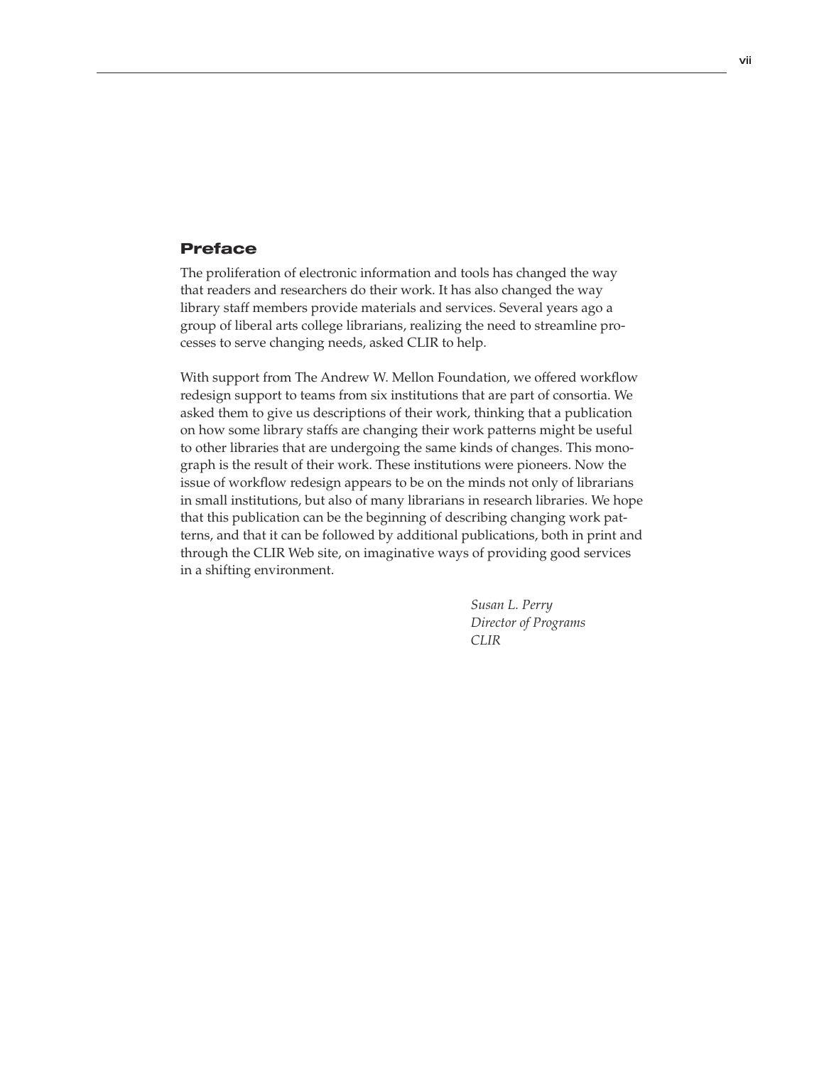## Preface

The proliferation of electronic information and tools has changed the way that readers and researchers do their work. It has also changed the way library staff members provide materials and services. Several years ago a group of liberal arts college librarians, realizing the need to streamline processes to serve changing needs, asked CLIR to help.

With support from The Andrew W. Mellon Foundation, we offered workflow redesign support to teams from six institutions that are part of consortia. We asked them to give us descriptions of their work, thinking that a publication on how some library staffs are changing their work patterns might be useful to other libraries that are undergoing the same kinds of changes. This monograph is the result of their work. These institutions were pioneers. Now the issue of workflow redesign appears to be on the minds not only of librarians in small institutions, but also of many librarians in research libraries. We hope that this publication can be the beginning of describing changing work patterns, and that it can be followed by additional publications, both in print and through the CLIR Web site, on imaginative ways of providing good services in a shifting environment.

*Susan L. Perry*
*Director of Programs*
*CLIR*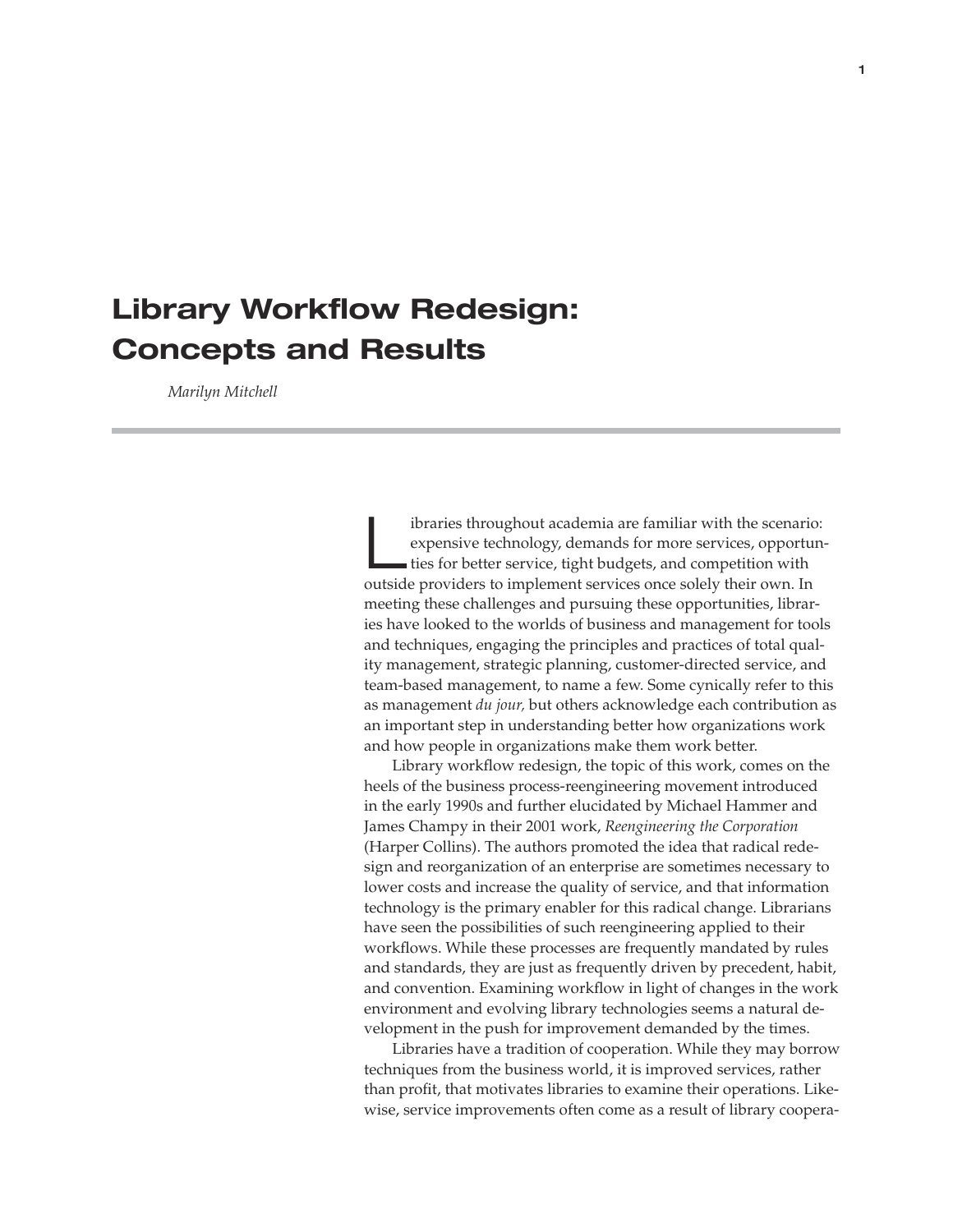# Library Workflow Redesign: Concepts and Results

*Marilyn Mitchell*

Libraries throughout academia are familiar with the scenario: expensive technology, demands for more services, opportunities for better service, tight budgets, and competition with outside providers to implement services once solely their own. In meeting these challenges and pursuing these opportunities, libraries have looked to the worlds of business and management for tools and techniques, engaging the principles and practices of total quality management, strategic planning, customer-directed service, and team-based management, to name a few. Some cynically refer to this as management *du jour,* but others acknowledge each contribution as an important step in understanding better how organizations work and how people in organizations make them work better.

Library workflow redesign, the topic of this work, comes on the heels of the business process-reengineering movement introduced in the early 1990s and further elucidated by Michael Hammer and James Champy in their 2001 work, *Reengineering the Corporation* (Harper Collins). The authors promoted the idea that radical redesign and reorganization of an enterprise are sometimes necessary to lower costs and increase the quality of service, and that information technology is the primary enabler for this radical change. Librarians have seen the possibilities of such reengineering applied to their workflows. While these processes are frequently mandated by rules and standards, they are just as frequently driven by precedent, habit, and convention. Examining workflow in light of changes in the work environment and evolving library technologies seems a natural development in the push for improvement demanded by the times.

Libraries have a tradition of cooperation. While they may borrow techniques from the business world, it is improved services, rather than profit, that motivates libraries to examine their operations. Likewise, service improvements often come as a result of library coopera-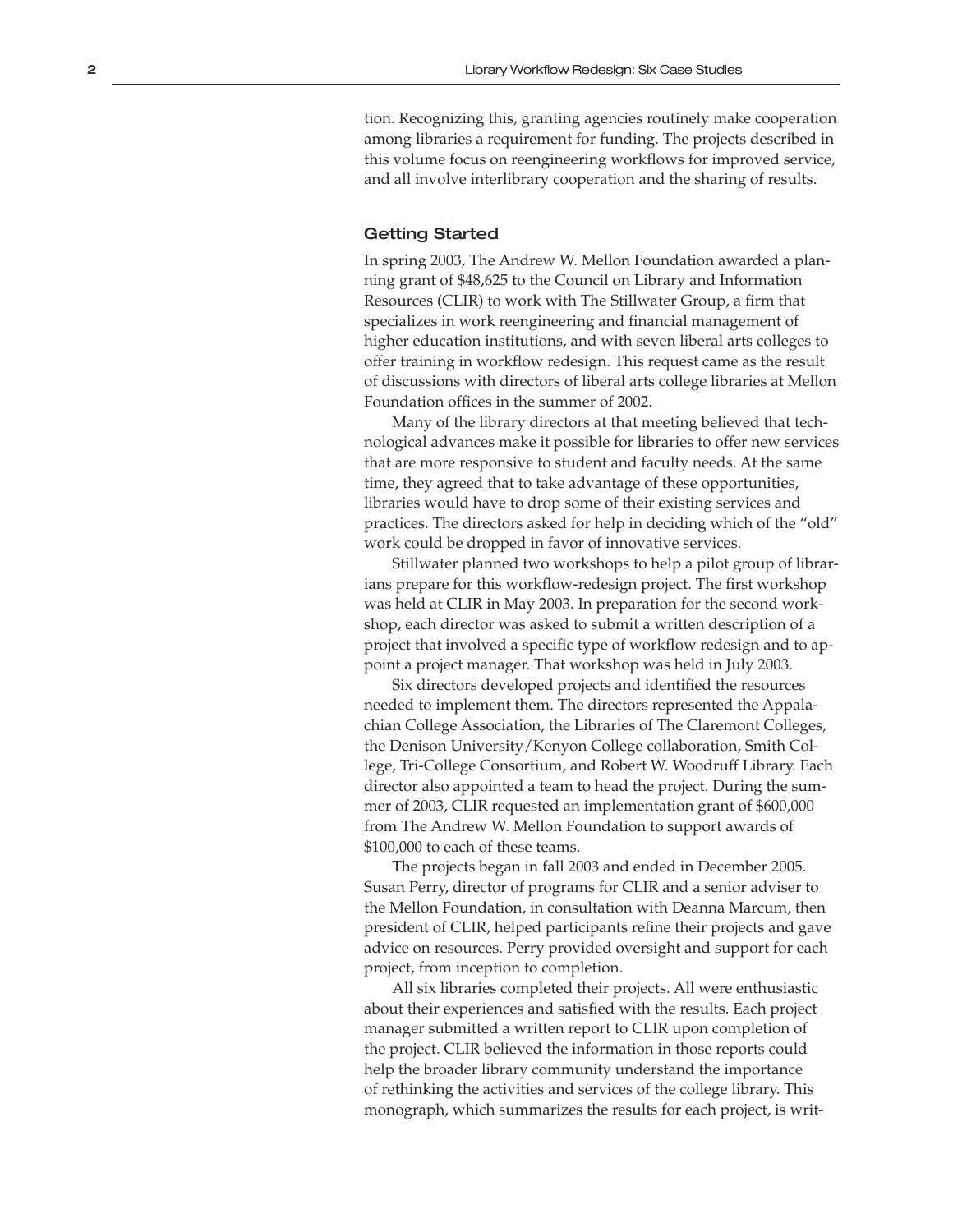tion. Recognizing this, granting agencies routinely make cooperation among libraries a requirement for funding. The projects described in this volume focus on reengineering workflows for improved service, and all involve interlibrary cooperation and the sharing of results.

### Getting Started

In spring 2003, The Andrew W. Mellon Foundation awarded a planning grant of $48,625 to the Council on Library and Information Resources (CLIR) to work with The Stillwater Group, a firm that specializes in work reengineering and financial management of higher education institutions, and with seven liberal arts colleges to offer training in workflow redesign. This request came as the result of discussions with directors of liberal arts college libraries at Mellon Foundation offices in the summer of 2002.

Many of the library directors at that meeting believed that technological advances make it possible for libraries to offer new services that are more responsive to student and faculty needs. At the same time, they agreed that to take advantage of these opportunities, libraries would have to drop some of their existing services and practices. The directors asked for help in deciding which of the "old" work could be dropped in favor of innovative services.

Stillwater planned two workshops to help a pilot group of librarians prepare for this workflow-redesign project. The first workshop was held at CLIR in May 2003. In preparation for the second workshop, each director was asked to submit a written description of a project that involved a specific type of workflow redesign and to appoint a project manager. That workshop was held in July 2003.

Six directors developed projects and identified the resources needed to implement them. The directors represented the Appalachian College Association, the Libraries of The Claremont Colleges, the Denison University/Kenyon College collaboration, Smith College, Tri-College Consortium, and Robert W. Woodruff Library. Each director also appointed a team to head the project. During the summer of 2003, CLIR requested an implementation grant of $600,000 from The Andrew W. Mellon Foundation to support awards of $100,000 to each of these teams.

The projects began in fall 2003 and ended in December 2005. Susan Perry, director of programs for CLIR and a senior adviser to the Mellon Foundation, in consultation with Deanna Marcum, then president of CLIR, helped participants refine their projects and gave advice on resources. Perry provided oversight and support for each project, from inception to completion.

All six libraries completed their projects. All were enthusiastic about their experiences and satisfied with the results. Each project manager submitted a written report to CLIR upon completion of the project. CLIR believed the information in those reports could help the broader library community understand the importance of rethinking the activities and services of the college library. This monograph, which summarizes the results for each project, is writ-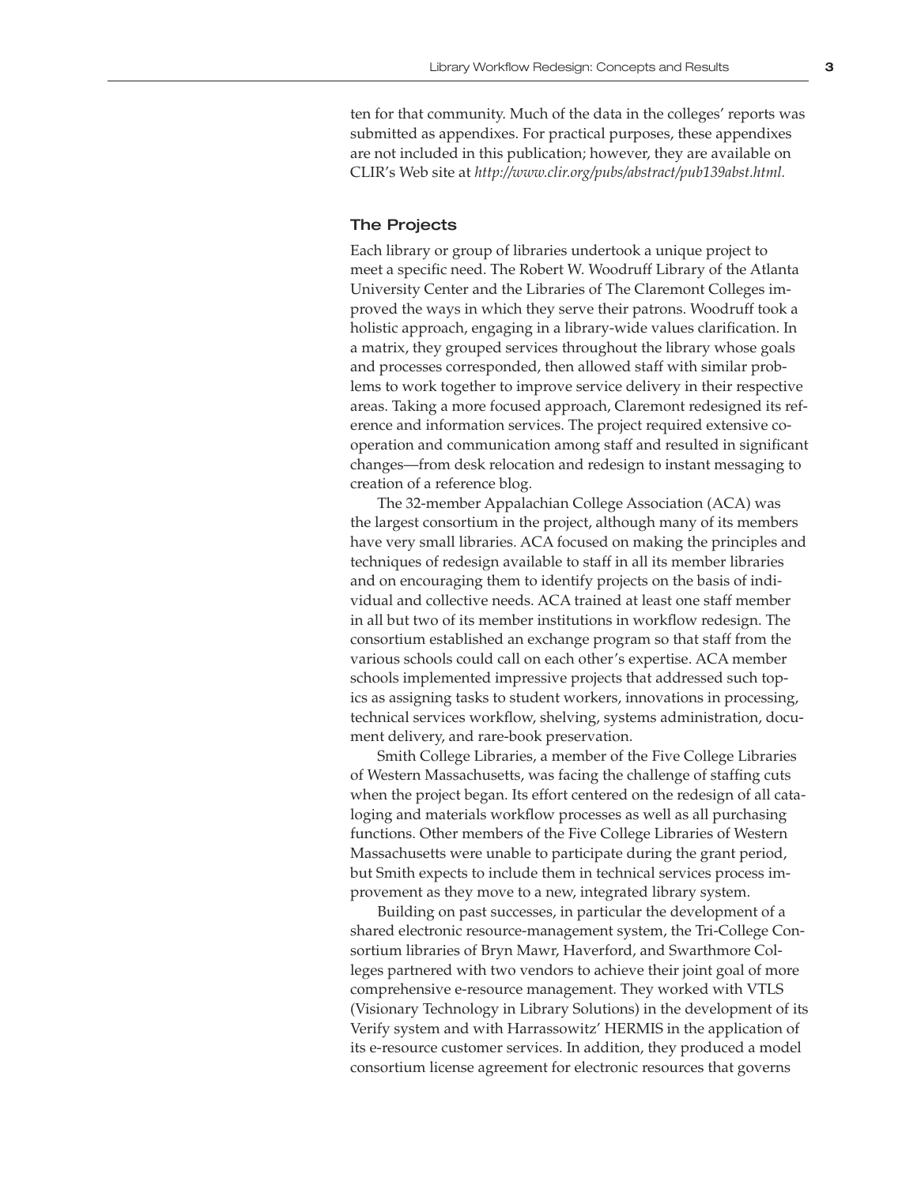ten for that community. Much of the data in the colleges' reports was submitted as appendixes. For practical purposes, these appendixes are not included in this publication; however, they are available on CLIR's Web site at *http://www.clir.org/pubs/abstract/pub139abst.html.*

## The Projects

Each library or group of libraries undertook a unique project to meet a specific need. The Robert W. Woodruff Library of the Atlanta University Center and the Libraries of The Claremont Colleges improved the ways in which they serve their patrons. Woodruff took a holistic approach, engaging in a library-wide values clarification. In a matrix, they grouped services throughout the library whose goals and processes corresponded, then allowed staff with similar problems to work together to improve service delivery in their respective areas. Taking a more focused approach, Claremont redesigned its reference and information services. The project required extensive cooperation and communication among staff and resulted in significant changes—from desk relocation and redesign to instant messaging to creation of a reference blog.

The 32-member Appalachian College Association (ACA) was the largest consortium in the project, although many of its members have very small libraries. ACA focused on making the principles and techniques of redesign available to staff in all its member libraries and on encouraging them to identify projects on the basis of individual and collective needs. ACA trained at least one staff member in all but two of its member institutions in workflow redesign. The consortium established an exchange program so that staff from the various schools could call on each other's expertise. ACA member schools implemented impressive projects that addressed such topics as assigning tasks to student workers, innovations in processing, technical services workflow, shelving, systems administration, document delivery, and rare-book preservation.

Smith College Libraries, a member of the Five College Libraries of Western Massachusetts, was facing the challenge of staffing cuts when the project began. Its effort centered on the redesign of all cataloging and materials workflow processes as well as all purchasing functions. Other members of the Five College Libraries of Western Massachusetts were unable to participate during the grant period, but Smith expects to include them in technical services process improvement as they move to a new, integrated library system.

Building on past successes, in particular the development of a shared electronic resource-management system, the Tri-College Consortium libraries of Bryn Mawr, Haverford, and Swarthmore Colleges partnered with two vendors to achieve their joint goal of more comprehensive e-resource management. They worked with VTLS (Visionary Technology in Library Solutions) in the development of its Verify system and with Harrassowitz' HERMIS in the application of its e-resource customer services. In addition, they produced a model consortium license agreement for electronic resources that governs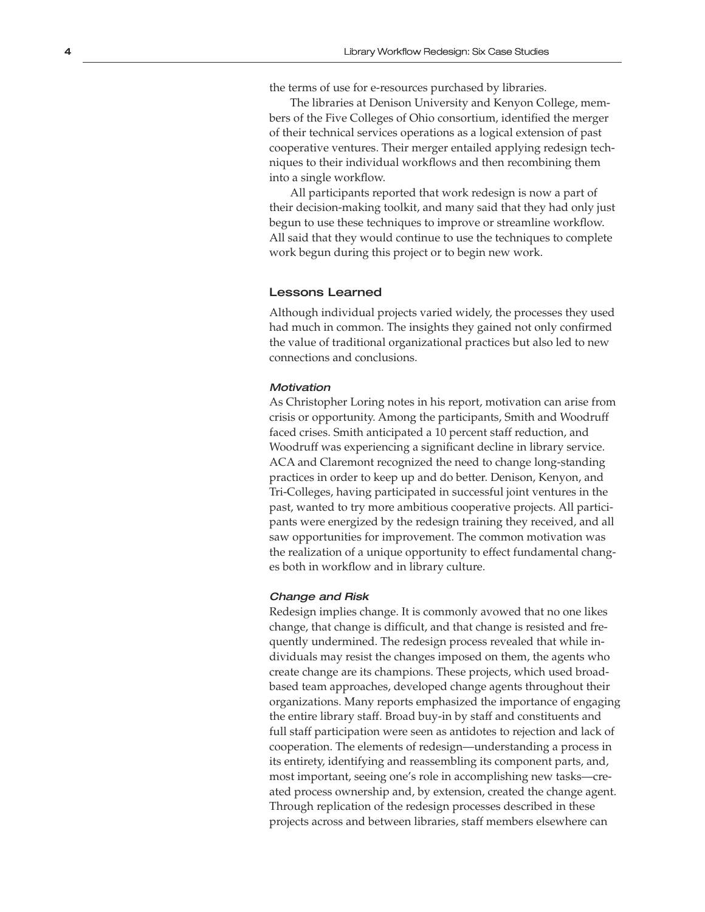the terms of use for e-resources purchased by libraries.

The libraries at Denison University and Kenyon College, members of the Five Colleges of Ohio consortium, identified the merger of their technical services operations as a logical extension of past cooperative ventures. Their merger entailed applying redesign techniques to their individual workflows and then recombining them into a single workflow.

All participants reported that work redesign is now a part of their decision-making toolkit, and many said that they had only just begun to use these techniques to improve or streamline workflow. All said that they would continue to use the techniques to complete work begun during this project or to begin new work.

## Lessons Learned

Although individual projects varied widely, the processes they used had much in common. The insights they gained not only confirmed the value of traditional organizational practices but also led to new connections and conclusions.

### *Motivation*

As Christopher Loring notes in his report, motivation can arise from crisis or opportunity. Among the participants, Smith and Woodruff faced crises. Smith anticipated a 10 percent staff reduction, and Woodruff was experiencing a significant decline in library service. ACA and Claremont recognized the need to change long-standing practices in order to keep up and do better. Denison, Kenyon, and Tri-Colleges, having participated in successful joint ventures in the past, wanted to try more ambitious cooperative projects. All participants were energized by the redesign training they received, and all saw opportunities for improvement. The common motivation was the realization of a unique opportunity to effect fundamental changes both in workflow and in library culture.

### *Change and Risk*

Redesign implies change. It is commonly avowed that no one likes change, that change is difficult, and that change is resisted and frequently undermined. The redesign process revealed that while individuals may resist the changes imposed on them, the agents who create change are its champions. These projects, which used broad-based team approaches, developed change agents throughout their organizations. Many reports emphasized the importance of engaging the entire library staff. Broad buy-in by staff and constituents and full staff participation were seen as antidotes to rejection and lack of cooperation. The elements of redesign—understanding a process in its entirety, identifying and reassembling its component parts, and, most important, seeing one's role in accomplishing new tasks—created process ownership and, by extension, created the change agent. Through replication of the redesign processes described in these projects across and between libraries, staff members elsewhere can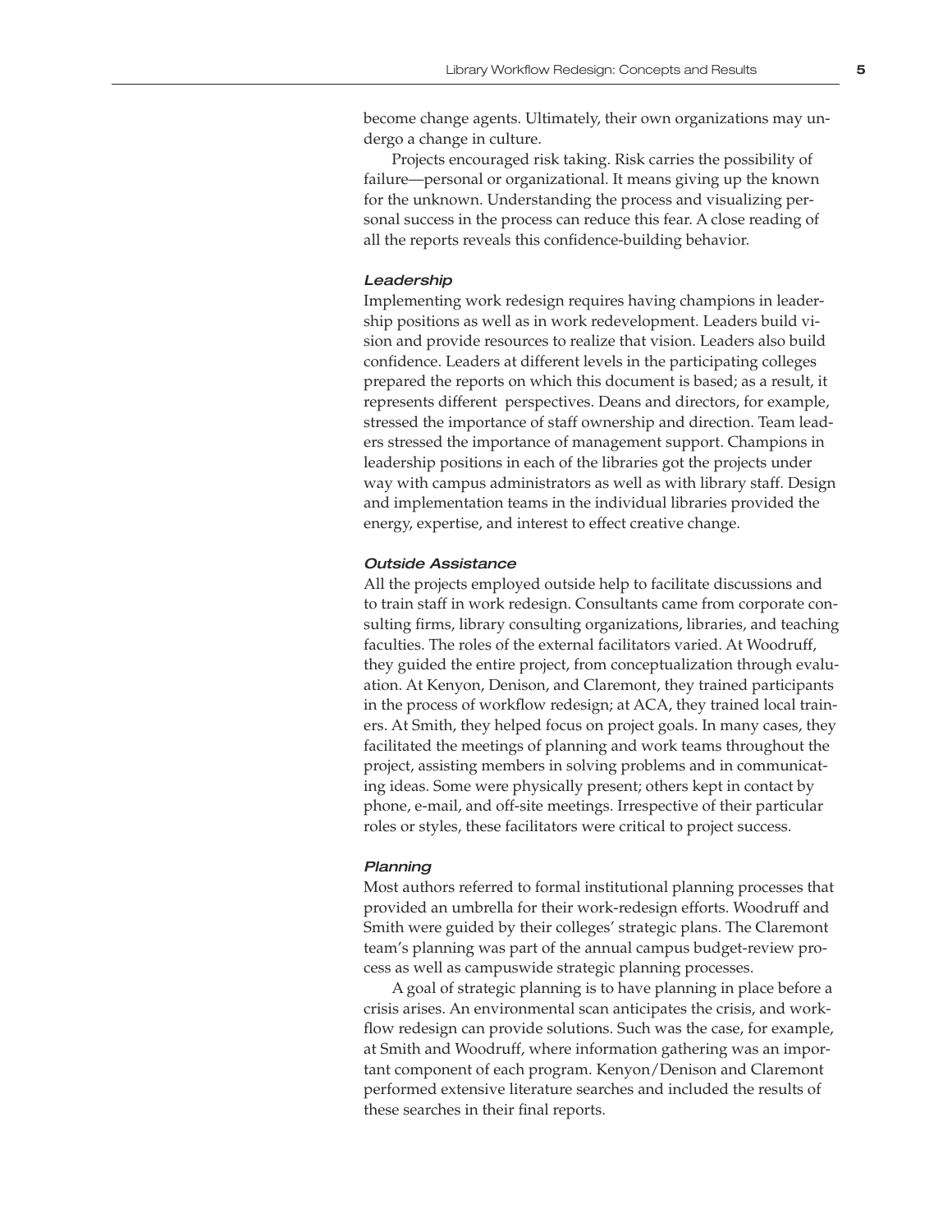become change agents. Ultimately, their own organizations may undergo a change in culture.

Projects encouraged risk taking. Risk carries the possibility of failure—personal or organizational. It means giving up the known for the unknown. Understanding the process and visualizing personal success in the process can reduce this fear. A close reading of all the reports reveals this confidence-building behavior.

#### *Leadership*

Implementing work redesign requires having champions in leadership positions as well as in work redevelopment. Leaders build vision and provide resources to realize that vision. Leaders also build confidence. Leaders at different levels in the participating colleges prepared the reports on which this document is based; as a result, it represents different perspectives. Deans and directors, for example, stressed the importance of staff ownership and direction. Team leaders stressed the importance of management support. Champions in leadership positions in each of the libraries got the projects under way with campus administrators as well as with library staff. Design and implementation teams in the individual libraries provided the energy, expertise, and interest to effect creative change.

#### *Outside Assistance*

All the projects employed outside help to facilitate discussions and to train staff in work redesign. Consultants came from corporate consulting firms, library consulting organizations, libraries, and teaching faculties. The roles of the external facilitators varied. At Woodruff, they guided the entire project, from conceptualization through evaluation. At Kenyon, Denison, and Claremont, they trained participants in the process of workflow redesign; at ACA, they trained local trainers. At Smith, they helped focus on project goals. In many cases, they facilitated the meetings of planning and work teams throughout the project, assisting members in solving problems and in communicating ideas. Some were physically present; others kept in contact by phone, e-mail, and off-site meetings. Irrespective of their particular roles or styles, these facilitators were critical to project success.

#### *Planning*

Most authors referred to formal institutional planning processes that provided an umbrella for their work-redesign efforts. Woodruff and Smith were guided by their colleges' strategic plans. The Claremont team's planning was part of the annual campus budget-review process as well as campuswide strategic planning processes.

A goal of strategic planning is to have planning in place before a crisis arises. An environmental scan anticipates the crisis, and workflow redesign can provide solutions. Such was the case, for example, at Smith and Woodruff, where information gathering was an important component of each program. Kenyon/Denison and Claremont performed extensive literature searches and included the results of these searches in their final reports.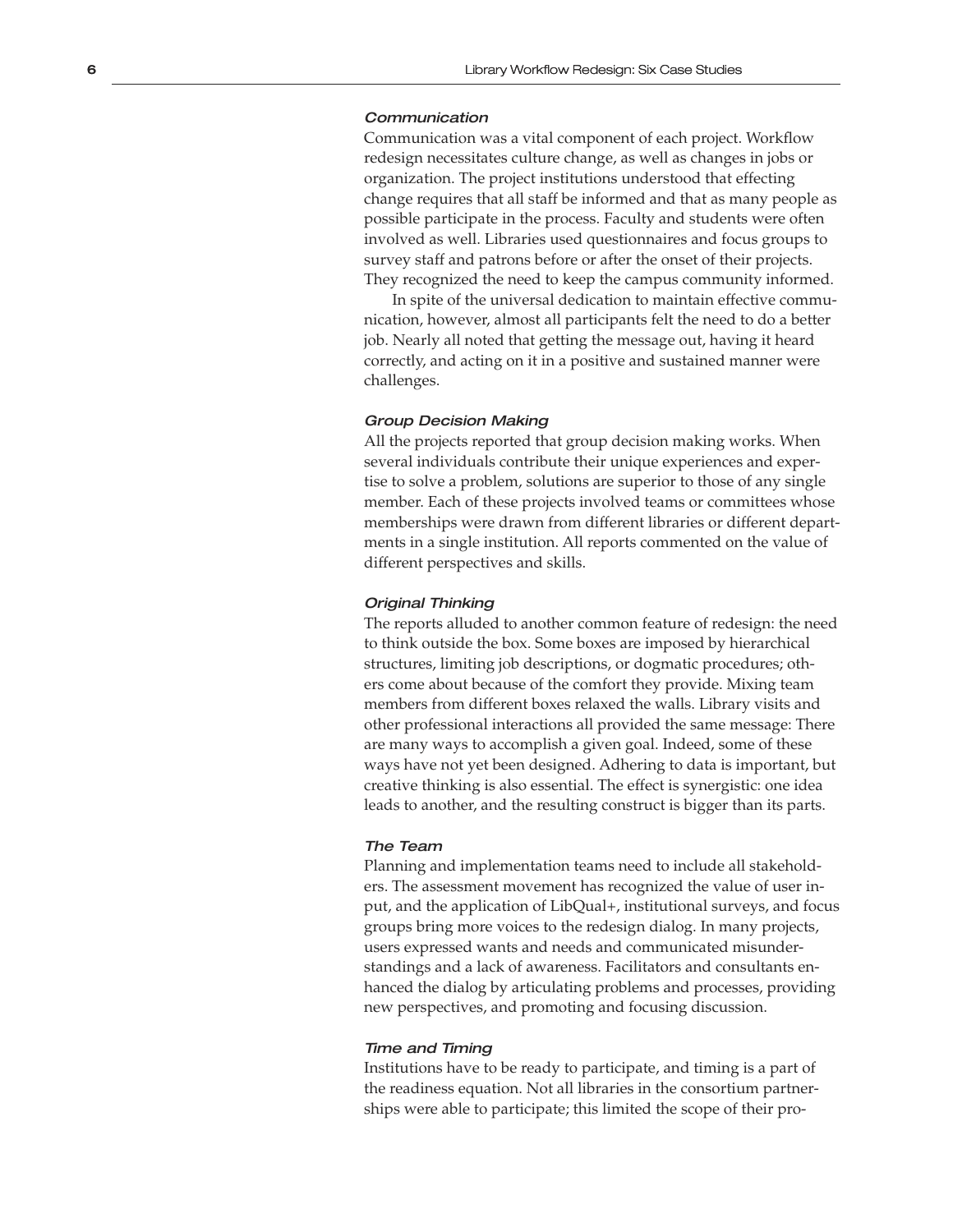#### *Communication*

Communication was a vital component of each project. Workflow redesign necessitates culture change, as well as changes in jobs or organization. The project institutions understood that effecting change requires that all staff be informed and that as many people as possible participate in the process. Faculty and students were often involved as well. Libraries used questionnaires and focus groups to survey staff and patrons before or after the onset of their projects. They recognized the need to keep the campus community informed.

In spite of the universal dedication to maintain effective communication, however, almost all participants felt the need to do a better job. Nearly all noted that getting the message out, having it heard correctly, and acting on it in a positive and sustained manner were challenges.

#### *Group Decision Making*

All the projects reported that group decision making works. When several individuals contribute their unique experiences and expertise to solve a problem, solutions are superior to those of any single member. Each of these projects involved teams or committees whose memberships were drawn from different libraries or different departments in a single institution. All reports commented on the value of different perspectives and skills.

#### *Original Thinking*

The reports alluded to another common feature of redesign: the need to think outside the box. Some boxes are imposed by hierarchical structures, limiting job descriptions, or dogmatic procedures; others come about because of the comfort they provide. Mixing team members from different boxes relaxed the walls. Library visits and other professional interactions all provided the same message: There are many ways to accomplish a given goal. Indeed, some of these ways have not yet been designed. Adhering to data is important, but creative thinking is also essential. The effect is synergistic: one idea leads to another, and the resulting construct is bigger than its parts.

#### *The Team*

Planning and implementation teams need to include all stakeholders. The assessment movement has recognized the value of user input, and the application of LibQual+, institutional surveys, and focus groups bring more voices to the redesign dialog. In many projects, users expressed wants and needs and communicated misunderstandings and a lack of awareness. Facilitators and consultants enhanced the dialog by articulating problems and processes, providing new perspectives, and promoting and focusing discussion.

#### *Time and Timing*

Institutions have to be ready to participate, and timing is a part of the readiness equation. Not all libraries in the consortium partnerships were able to participate; this limited the scope of their pro-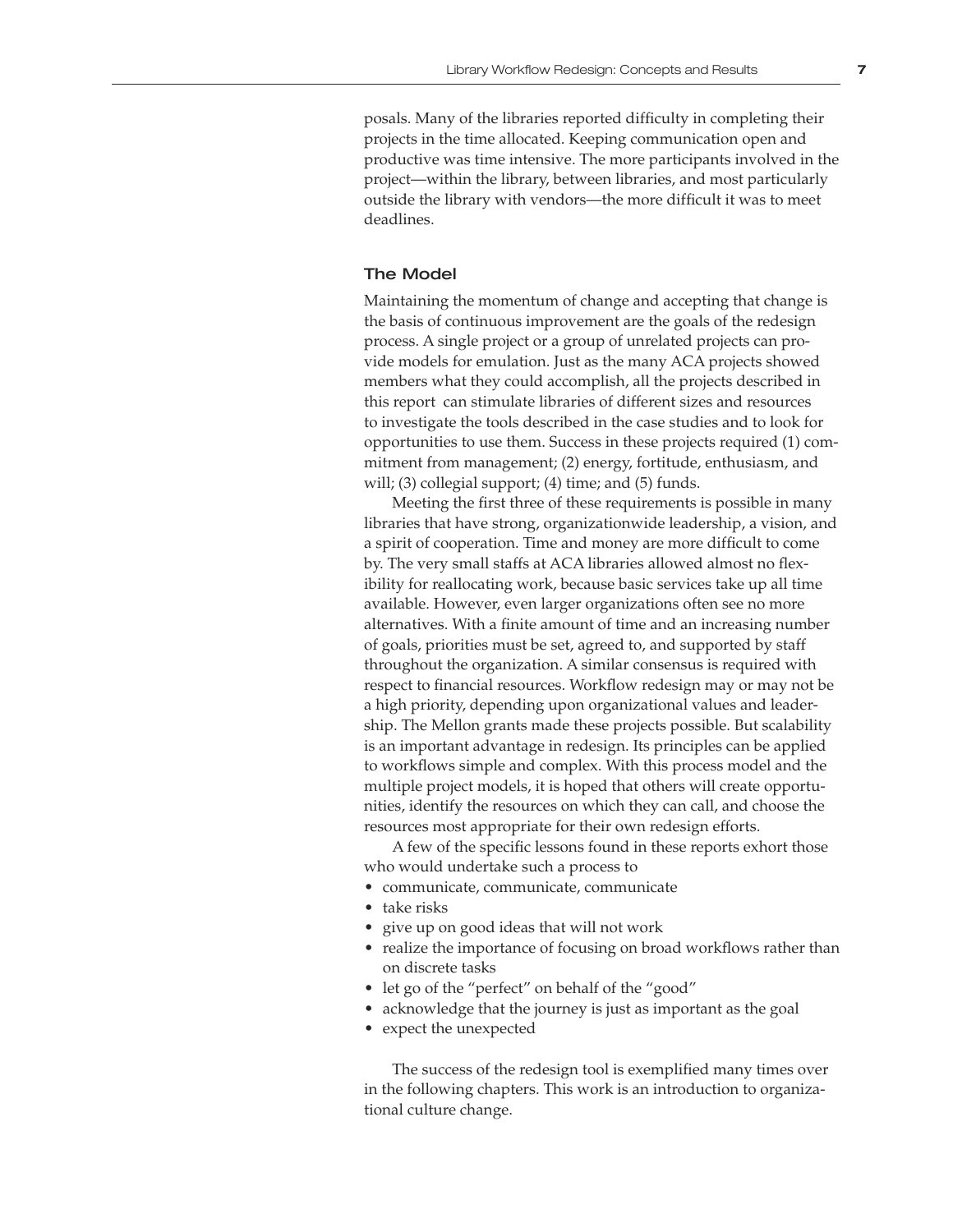posals. Many of the libraries reported difficulty in completing their projects in the time allocated. Keeping communication open and productive was time intensive. The more participants involved in the project—within the library, between libraries, and most particularly outside the library with vendors—the more difficult it was to meet deadlines.

### The Model

Maintaining the momentum of change and accepting that change is the basis of continuous improvement are the goals of the redesign process. A single project or a group of unrelated projects can provide models for emulation. Just as the many ACA projects showed members what they could accomplish, all the projects described in this report can stimulate libraries of different sizes and resources to investigate the tools described in the case studies and to look for opportunities to use them. Success in these projects required (1) commitment from management; (2) energy, fortitude, enthusiasm, and will; (3) collegial support; (4) time; and (5) funds.

Meeting the first three of these requirements is possible in many libraries that have strong, organizationwide leadership, a vision, and a spirit of cooperation. Time and money are more difficult to come by. The very small staffs at ACA libraries allowed almost no flexibility for reallocating work, because basic services take up all time available. However, even larger organizations often see no more alternatives. With a finite amount of time and an increasing number of goals, priorities must be set, agreed to, and supported by staff throughout the organization. A similar consensus is required with respect to financial resources. Workflow redesign may or may not be a high priority, depending upon organizational values and leadership. The Mellon grants made these projects possible. But scalability is an important advantage in redesign. Its principles can be applied to workflows simple and complex. With this process model and the multiple project models, it is hoped that others will create opportunities, identify the resources on which they can call, and choose the resources most appropriate for their own redesign efforts.

A few of the specific lessons found in these reports exhort those who would undertake such a process to

- communicate, communicate, communicate
- take risks
- give up on good ideas that will not work
- realize the importance of focusing on broad workflows rather than on discrete tasks
- let go of the "perfect" on behalf of the "good"
- acknowledge that the journey is just as important as the goal
- expect the unexpected

The success of the redesign tool is exemplified many times over in the following chapters. This work is an introduction to organizational culture change.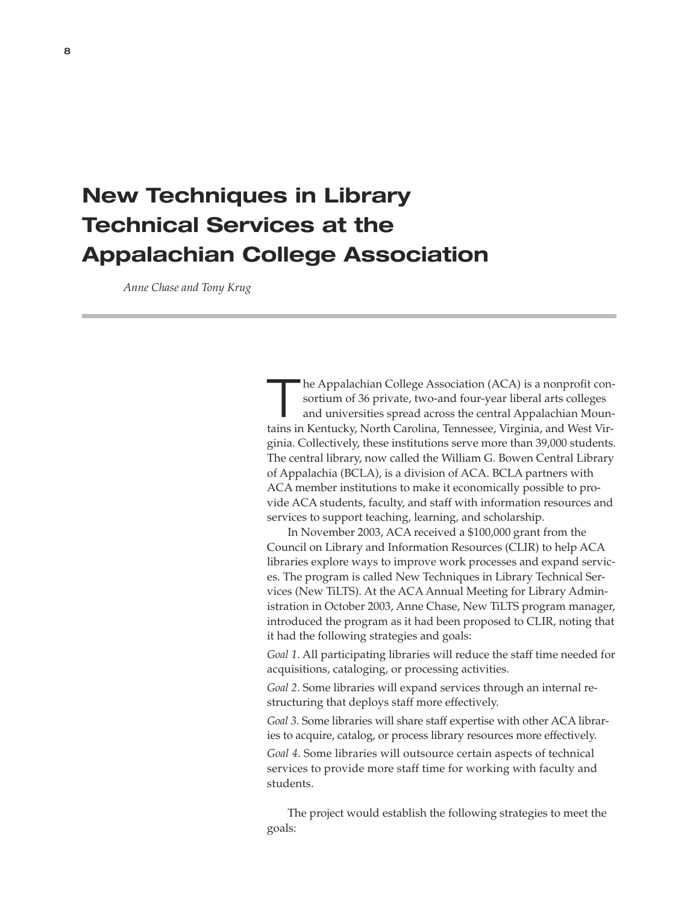# New Techniques in Library Technical Services at the Appalachian College Association

*Anne Chase and Tony Krug*

The Appalachian College Association (ACA) is a nonprofit consortium of 36 private, two-and four-year liberal arts colleges and universities spread across the central Appalachian Mountains in Kentucky, North Carolina, Tennessee, Virginia, and West Virginia. Collectively, these institutions serve more than 39,000 students. The central library, now called the William G. Bowen Central Library of Appalachia (BCLA), is a division of ACA. BCLA partners with ACA member institutions to make it economically possible to provide ACA students, faculty, and staff with information resources and services to support teaching, learning, and scholarship.

In November 2003, ACA received a $100,000 grant from the Council on Library and Information Resources (CLIR) to help ACA libraries explore ways to improve work processes and expand services. The program is called New Techniques in Library Technical Services (New TiLTS). At the ACA Annual Meeting for Library Administration in October 2003, Anne Chase, New TiLTS program manager, introduced the program as it had been proposed to CLIR, noting that it had the following strategies and goals:

*Goal 1.* All participating libraries will reduce the staff time needed for acquisitions, cataloging, or processing activities.

*Goal 2.* Some libraries will expand services through an internal restructuring that deploys staff more effectively.

*Goal 3.* Some libraries will share staff expertise with other ACA libraries to acquire, catalog, or process library resources more effectively.

*Goal 4.* Some libraries will outsource certain aspects of technical services to provide more staff time for working with faculty and students.

The project would establish the following strategies to meet the goals: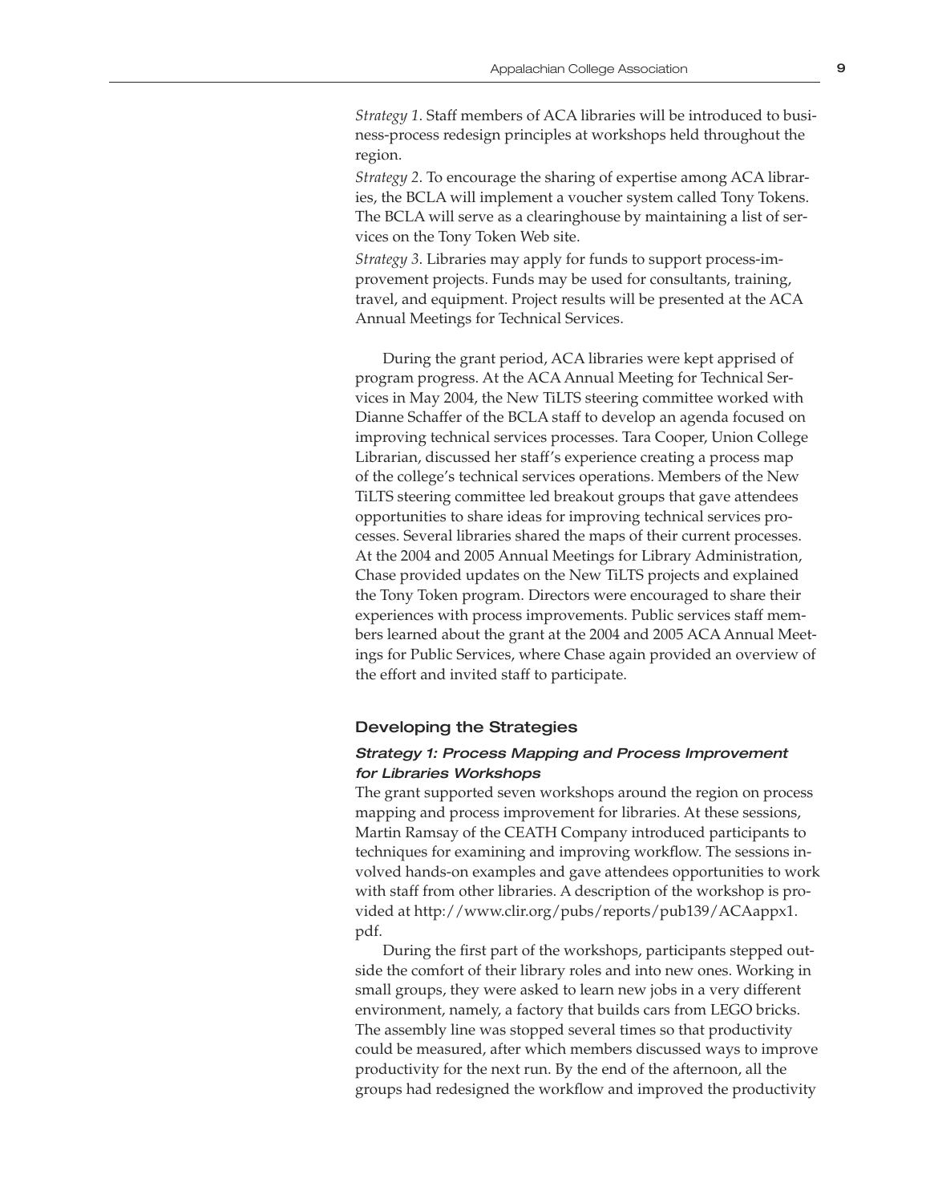*Strategy 1*. Staff members of ACA libraries will be introduced to business-process redesign principles at workshops held throughout the region.

*Strategy 2*. To encourage the sharing of expertise among ACA libraries, the BCLA will implement a voucher system called Tony Tokens. The BCLA will serve as a clearinghouse by maintaining a list of services on the Tony Token Web site.

*Strategy 3*. Libraries may apply for funds to support process-improvement projects. Funds may be used for consultants, training, travel, and equipment. Project results will be presented at the ACA Annual Meetings for Technical Services.

During the grant period, ACA libraries were kept apprised of program progress. At the ACA Annual Meeting for Technical Services in May 2004, the New TiLTS steering committee worked with Dianne Schaffer of the BCLA staff to develop an agenda focused on improving technical services processes. Tara Cooper, Union College Librarian, discussed her staff's experience creating a process map of the college's technical services operations. Members of the New TiLTS steering committee led breakout groups that gave attendees opportunities to share ideas for improving technical services processes. Several libraries shared the maps of their current processes. At the 2004 and 2005 Annual Meetings for Library Administration, Chase provided updates on the New TiLTS projects and explained the Tony Token program. Directors were encouraged to share their experiences with process improvements. Public services staff members learned about the grant at the 2004 and 2005 ACA Annual Meetings for Public Services, where Chase again provided an overview of the effort and invited staff to participate.

## Developing the Strategies

### *Strategy 1: Process Mapping and Process Improvement for Libraries Workshops*

The grant supported seven workshops around the region on process mapping and process improvement for libraries. At these sessions, Martin Ramsay of the CEATH Company introduced participants to techniques for examining and improving workflow. The sessions involved hands-on examples and gave attendees opportunities to work with staff from other libraries. A description of the workshop is provided at http://www.clir.org/pubs/reports/pub139/ACAappx1.pdf.

During the first part of the workshops, participants stepped outside the comfort of their library roles and into new ones. Working in small groups, they were asked to learn new jobs in a very different environment, namely, a factory that builds cars from LEGO bricks. The assembly line was stopped several times so that productivity could be measured, after which members discussed ways to improve productivity for the next run. By the end of the afternoon, all the groups had redesigned the workflow and improved the productivity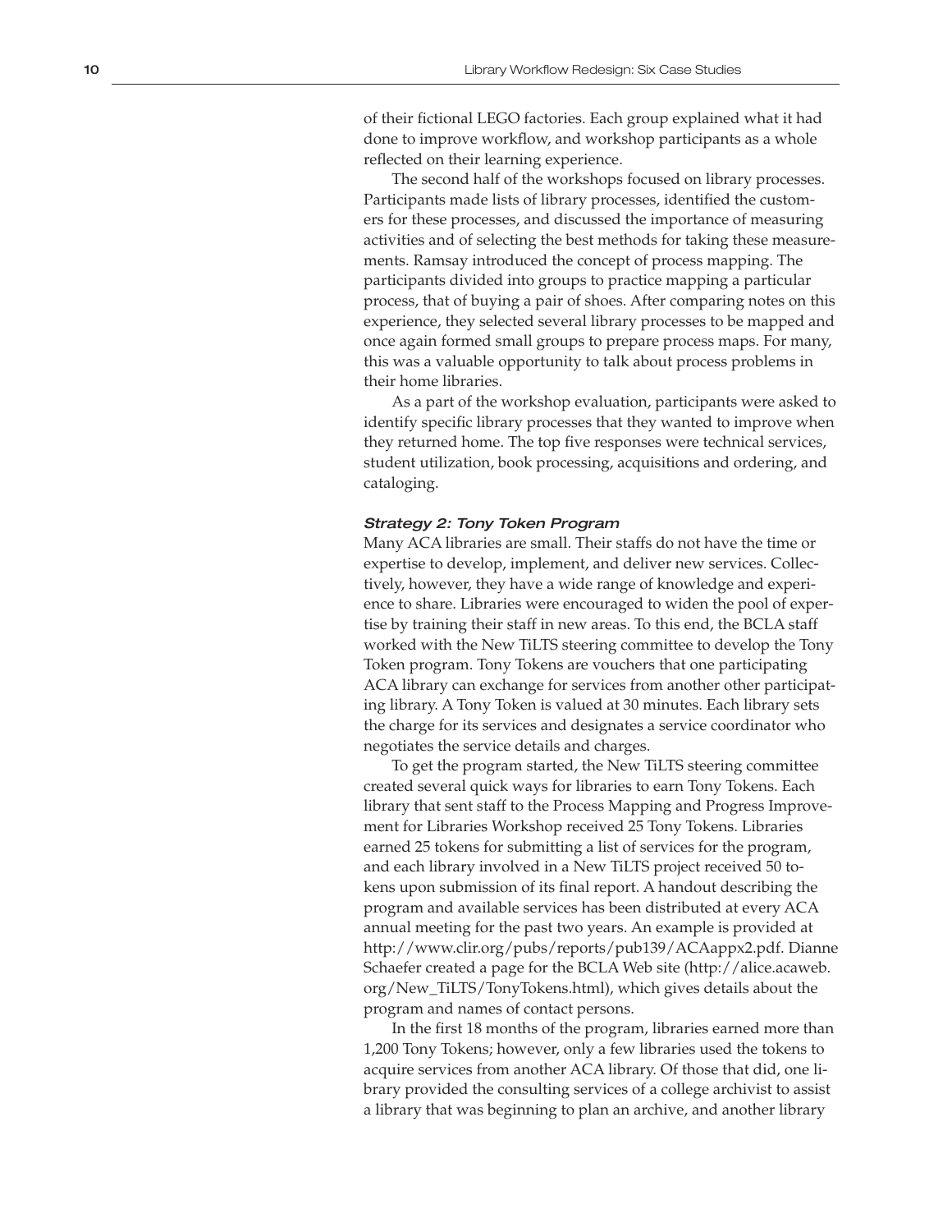of their fictional LEGO factories. Each group explained what it had done to improve workflow, and workshop participants as a whole reflected on their learning experience.

The second half of the workshops focused on library processes. Participants made lists of library processes, identified the customers for these processes, and discussed the importance of measuring activities and of selecting the best methods for taking these measurements. Ramsay introduced the concept of process mapping. The participants divided into groups to practice mapping a particular process, that of buying a pair of shoes. After comparing notes on this experience, they selected several library processes to be mapped and once again formed small groups to prepare process maps. For many, this was a valuable opportunity to talk about process problems in their home libraries.

As a part of the workshop evaluation, participants were asked to identify specific library processes that they wanted to improve when they returned home. The top five responses were technical services, student utilization, book processing, acquisitions and ordering, and cataloging.

### *Strategy 2: Tony Token Program*

Many ACA libraries are small. Their staffs do not have the time or expertise to develop, implement, and deliver new services. Collectively, however, they have a wide range of knowledge and experience to share. Libraries were encouraged to widen the pool of expertise by training their staff in new areas. To this end, the BCLA staff worked with the New TiLTS steering committee to develop the Tony Token program. Tony Tokens are vouchers that one participating ACA library can exchange for services from another other participating library. A Tony Token is valued at 30 minutes. Each library sets the charge for its services and designates a service coordinator who negotiates the service details and charges.

To get the program started, the New TiLTS steering committee created several quick ways for libraries to earn Tony Tokens. Each library that sent staff to the Process Mapping and Progress Improvement for Libraries Workshop received 25 Tony Tokens. Libraries earned 25 tokens for submitting a list of services for the program, and each library involved in a New TiLTS project received 50 tokens upon submission of its final report. A handout describing the program and available services has been distributed at every ACA annual meeting for the past two years. An example is provided at http://www.clir.org/pubs/reports/pub139/ACAappx2.pdf. Dianne Schaefer created a page for the BCLA Web site (http://alice.acaweb.org/New_TiLTS/TonyTokens.html), which gives details about the program and names of contact persons.

In the first 18 months of the program, libraries earned more than 1,200 Tony Tokens; however, only a few libraries used the tokens to acquire services from another ACA library. Of those that did, one library provided the consulting services of a college archivist to assist a library that was beginning to plan an archive, and another library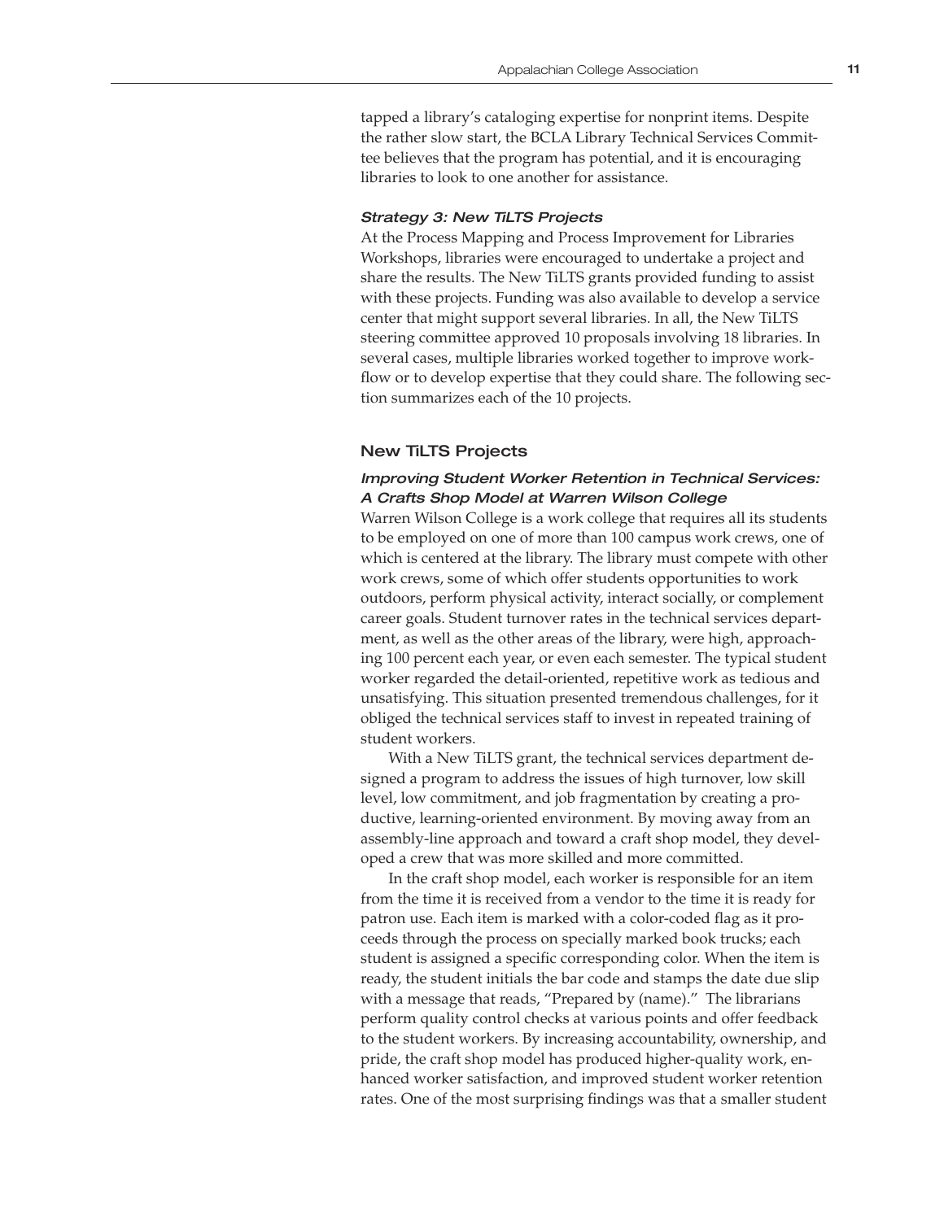tapped a library's cataloging expertise for nonprint items. Despite the rather slow start, the BCLA Library Technical Services Committee believes that the program has potential, and it is encouraging libraries to look to one another for assistance.

#### *Strategy 3: New TiLTS Projects*

At the Process Mapping and Process Improvement for Libraries Workshops, libraries were encouraged to undertake a project and share the results. The New TiLTS grants provided funding to assist with these projects. Funding was also available to develop a service center that might support several libraries. In all, the New TiLTS steering committee approved 10 proposals involving 18 libraries. In several cases, multiple libraries worked together to improve workflow or to develop expertise that they could share. The following section summarizes each of the 10 projects.

## New TiLTS Projects

### *Improving Student Worker Retention in Technical Services: A Crafts Shop Model at Warren Wilson College*

Warren Wilson College is a work college that requires all its students to be employed on one of more than 100 campus work crews, one of which is centered at the library. The library must compete with other work crews, some of which offer students opportunities to work outdoors, perform physical activity, interact socially, or complement career goals. Student turnover rates in the technical services department, as well as the other areas of the library, were high, approaching 100 percent each year, or even each semester. The typical student worker regarded the detail-oriented, repetitive work as tedious and unsatisfying. This situation presented tremendous challenges, for it obliged the technical services staff to invest in repeated training of student workers.

With a New TiLTS grant, the technical services department designed a program to address the issues of high turnover, low skill level, low commitment, and job fragmentation by creating a productive, learning-oriented environment. By moving away from an assembly-line approach and toward a craft shop model, they developed a crew that was more skilled and more committed.

In the craft shop model, each worker is responsible for an item from the time it is received from a vendor to the time it is ready for patron use. Each item is marked with a color-coded flag as it proceeds through the process on specially marked book trucks; each student is assigned a specific corresponding color. When the item is ready, the student initials the bar code and stamps the date due slip with a message that reads, "Prepared by (name)." The librarians perform quality control checks at various points and offer feedback to the student workers. By increasing accountability, ownership, and pride, the craft shop model has produced higher-quality work, enhanced worker satisfaction, and improved student worker retention rates. One of the most surprising findings was that a smaller student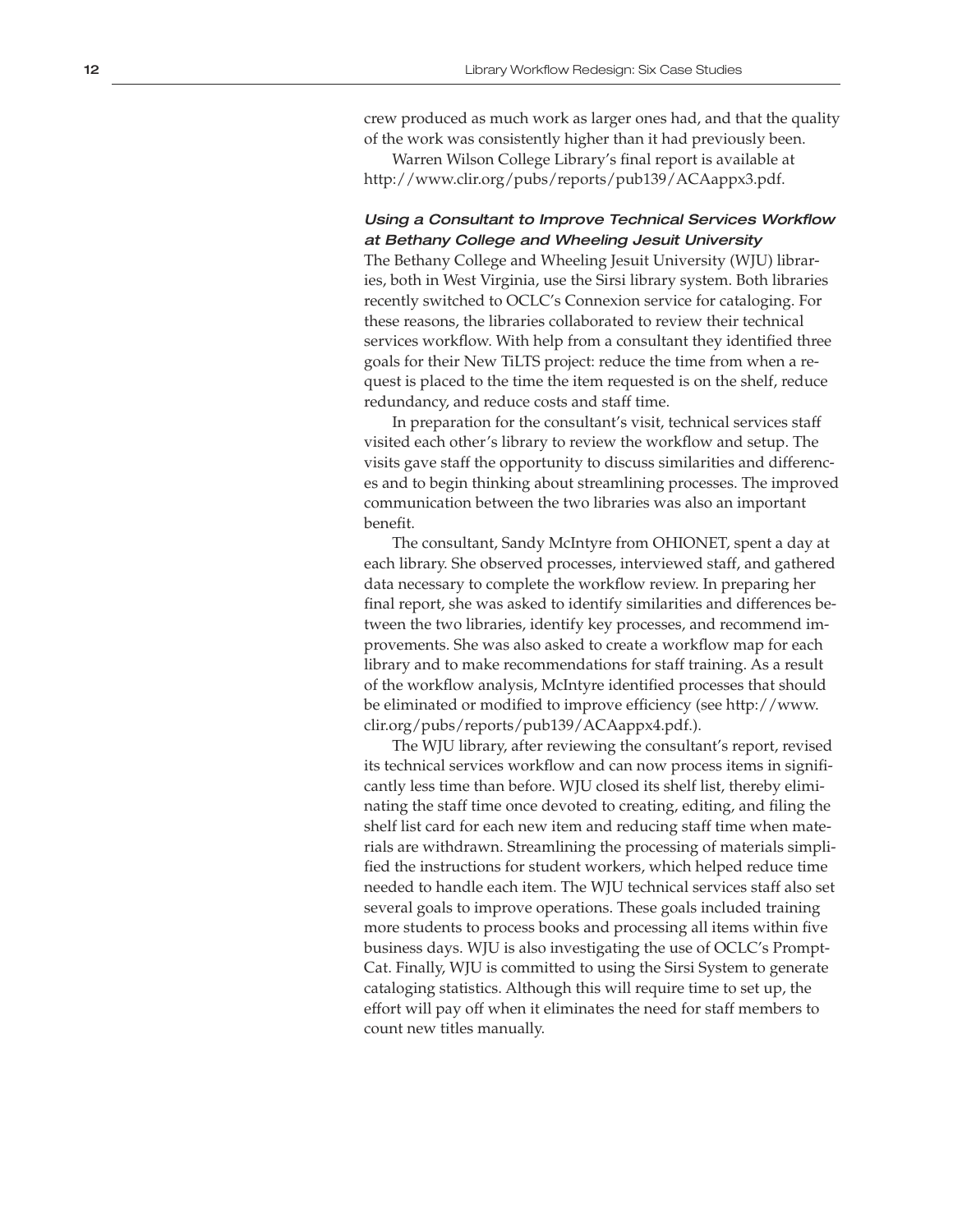crew produced as much work as larger ones had, and that the quality of the work was consistently higher than it had previously been.

Warren Wilson College Library's final report is available at http://www.clir.org/pubs/reports/pub139/ACAappx3.pdf.

### *Using a Consultant to Improve Technical Services Workflow at Bethany College and Wheeling Jesuit University*

The Bethany College and Wheeling Jesuit University (WJU) libraries, both in West Virginia, use the Sirsi library system. Both libraries recently switched to OCLC's Connexion service for cataloging. For these reasons, the libraries collaborated to review their technical services workflow. With help from a consultant they identified three goals for their New TiLTS project: reduce the time from when a request is placed to the time the item requested is on the shelf, reduce redundancy, and reduce costs and staff time.

In preparation for the consultant's visit, technical services staff visited each other's library to review the workflow and setup. The visits gave staff the opportunity to discuss similarities and differences and to begin thinking about streamlining processes. The improved communication between the two libraries was also an important benefit.

The consultant, Sandy McIntyre from OHIONET, spent a day at each library. She observed processes, interviewed staff, and gathered data necessary to complete the workflow review. In preparing her final report, she was asked to identify similarities and differences between the two libraries, identify key processes, and recommend improvements. She was also asked to create a workflow map for each library and to make recommendations for staff training. As a result of the workflow analysis, McIntyre identified processes that should be eliminated or modified to improve efficiency (see http://www.clir.org/pubs/reports/pub139/ACAappx4.pdf.).

The WJU library, after reviewing the consultant's report, revised its technical services workflow and can now process items in significantly less time than before. WJU closed its shelf list, thereby eliminating the staff time once devoted to creating, editing, and filing the shelf list card for each new item and reducing staff time when materials are withdrawn. Streamlining the processing of materials simplified the instructions for student workers, which helped reduce time needed to handle each item. The WJU technical services staff also set several goals to improve operations. These goals included training more students to process books and processing all items within five business days. WJU is also investigating the use of OCLC's PromptCat. Finally, WJU is committed to using the Sirsi System to generate cataloging statistics. Although this will require time to set up, the effort will pay off when it eliminates the need for staff members to count new titles manually.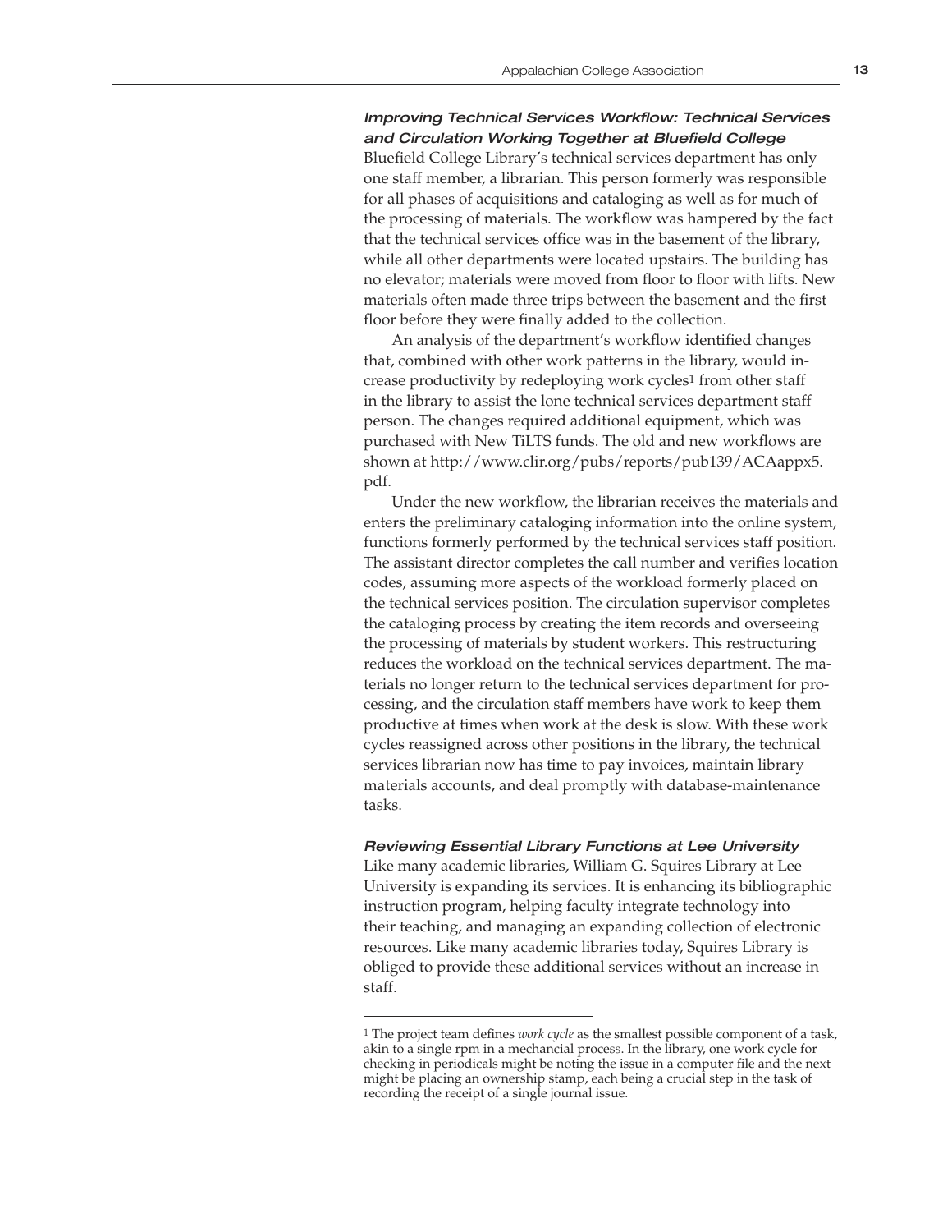### *Improving Technical Services Workflow: Technical Services and Circulation Working Together at Bluefield College*

Bluefield College Library's technical services department has only one staff member, a librarian. This person formerly was responsible for all phases of acquisitions and cataloging as well as for much of the processing of materials. The workflow was hampered by the fact that the technical services office was in the basement of the library, while all other departments were located upstairs. The building has no elevator; materials were moved from floor to floor with lifts. New materials often made three trips between the basement and the first floor before they were finally added to the collection.

An analysis of the department's workflow identified changes that, combined with other work patterns in the library, would increase productivity by redeploying work cycles[1] from other staff in the library to assist the lone technical services department staff person. The changes required additional equipment, which was purchased with New TiLTS funds. The old and new workflows are shown at http://www.clir.org/pubs/reports/pub139/ACAappx5.pdf.

Under the new workflow, the librarian receives the materials and enters the preliminary cataloging information into the online system, functions formerly performed by the technical services staff position. The assistant director completes the call number and verifies location codes, assuming more aspects of the workload formerly placed on the technical services position. The circulation supervisor completes the cataloging process by creating the item records and overseeing the processing of materials by student workers. This restructuring reduces the workload on the technical services department. The materials no longer return to the technical services department for processing, and the circulation staff members have work to keep them productive at times when work at the desk is slow. With these work cycles reassigned across other positions in the library, the technical services librarian now has time to pay invoices, maintain library materials accounts, and deal promptly with database-maintenance tasks.

### *Reviewing Essential Library Functions at Lee University*

Like many academic libraries, William G. Squires Library at Lee University is expanding its services. It is enhancing its bibliographic instruction program, helping faculty integrate technology into their teaching, and managing an expanding collection of electronic resources. Like many academic libraries today, Squires Library is obliged to provide these additional services without an increase in staff.

---

[1] The project team defines *work cycle* as the smallest possible component of a task, akin to a single rpm in a mechancial process. In the library, one work cycle for checking in periodicals might be noting the issue in a computer file and the next might be placing an ownership stamp, each being a crucial step in the task of recording the receipt of a single journal issue.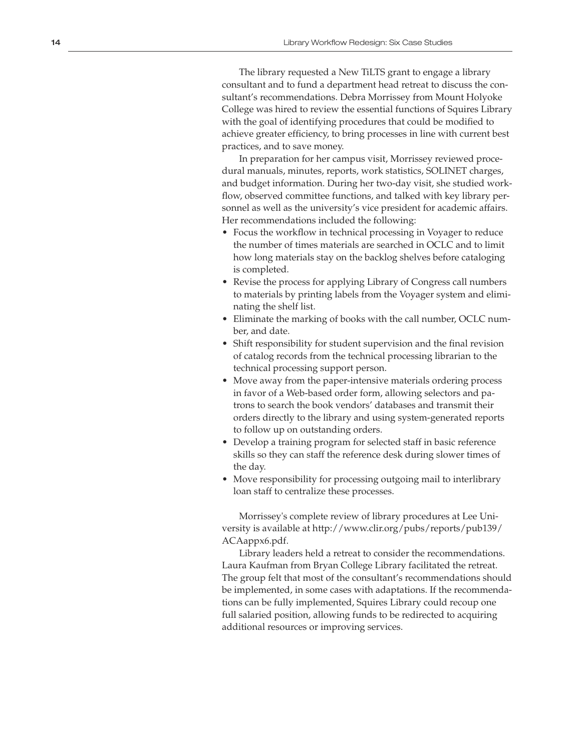The library requested a New TiLTS grant to engage a library consultant and to fund a department head retreat to discuss the consultant's recommendations. Debra Morrissey from Mount Holyoke College was hired to review the essential functions of Squires Library with the goal of identifying procedures that could be modified to achieve greater efficiency, to bring processes in line with current best practices, and to save money.

In preparation for her campus visit, Morrissey reviewed procedural manuals, minutes, reports, work statistics, SOLINET charges, and budget information. During her two-day visit, she studied workflow, observed committee functions, and talked with key library personnel as well as the university's vice president for academic affairs. Her recommendations included the following:

- Focus the workflow in technical processing in Voyager to reduce the number of times materials are searched in OCLC and to limit how long materials stay on the backlog shelves before cataloging is completed.
- Revise the process for applying Library of Congress call numbers to materials by printing labels from the Voyager system and eliminating the shelf list.
- Eliminate the marking of books with the call number, OCLC number, and date.
- Shift responsibility for student supervision and the final revision of catalog records from the technical processing librarian to the technical processing support person.
- Move away from the paper-intensive materials ordering process in favor of a Web-based order form, allowing selectors and patrons to search the book vendors' databases and transmit their orders directly to the library and using system-generated reports to follow up on outstanding orders.
- Develop a training program for selected staff in basic reference skills so they can staff the reference desk during slower times of the day.
- Move responsibility for processing outgoing mail to interlibrary loan staff to centralize these processes.

Morrissey's complete review of library procedures at Lee University is available at http://www.clir.org/pubs/reports/pub139/ACAappx6.pdf.

Library leaders held a retreat to consider the recommendations. Laura Kaufman from Bryan College Library facilitated the retreat. The group felt that most of the consultant's recommendations should be implemented, in some cases with adaptations. If the recommendations can be fully implemented, Squires Library could recoup one full salaried position, allowing funds to be redirected to acquiring additional resources or improving services.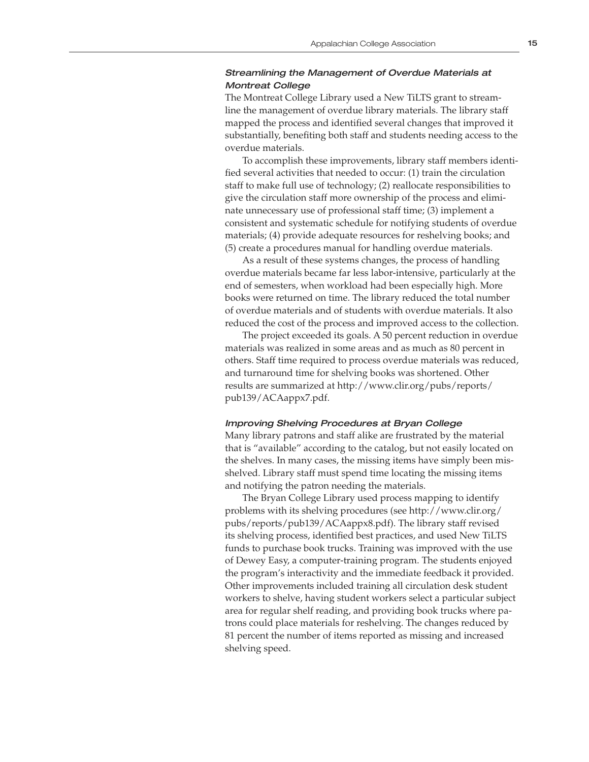### *Streamlining the Management of Overdue Materials at Montreat College*

The Montreat College Library used a New TiLTS grant to streamline the management of overdue library materials. The library staff mapped the process and identified several changes that improved it substantially, benefiting both staff and students needing access to the overdue materials.

To accomplish these improvements, library staff members identified several activities that needed to occur: (1) train the circulation staff to make full use of technology; (2) reallocate responsibilities to give the circulation staff more ownership of the process and eliminate unnecessary use of professional staff time; (3) implement a consistent and systematic schedule for notifying students of overdue materials; (4) provide adequate resources for reshelving books; and (5) create a procedures manual for handling overdue materials.

As a result of these systems changes, the process of handling overdue materials became far less labor-intensive, particularly at the end of semesters, when workload had been especially high. More books were returned on time. The library reduced the total number of overdue materials and of students with overdue materials. It also reduced the cost of the process and improved access to the collection.

The project exceeded its goals. A 50 percent reduction in overdue materials was realized in some areas and as much as 80 percent in others. Staff time required to process overdue materials was reduced, and turnaround time for shelving books was shortened. Other results are summarized at http://www.clir.org/pubs/reports/pub139/ACAappx7.pdf.

### *Improving Shelving Procedures at Bryan College*

Many library patrons and staff alike are frustrated by the material that is "available" according to the catalog, but not easily located on the shelves. In many cases, the missing items have simply been misshelved. Library staff must spend time locating the missing items and notifying the patron needing the materials.

The Bryan College Library used process mapping to identify problems with its shelving procedures (see http://www.clir.org/pubs/reports/pub139/ACAappx8.pdf). The library staff revised its shelving process, identified best practices, and used New TiLTS funds to purchase book trucks. Training was improved with the use of Dewey Easy, a computer-training program. The students enjoyed the program's interactivity and the immediate feedback it provided. Other improvements included training all circulation desk student workers to shelve, having student workers select a particular subject area for regular shelf reading, and providing book trucks where patrons could place materials for reshelving. The changes reduced by 81 percent the number of items reported as missing and increased shelving speed.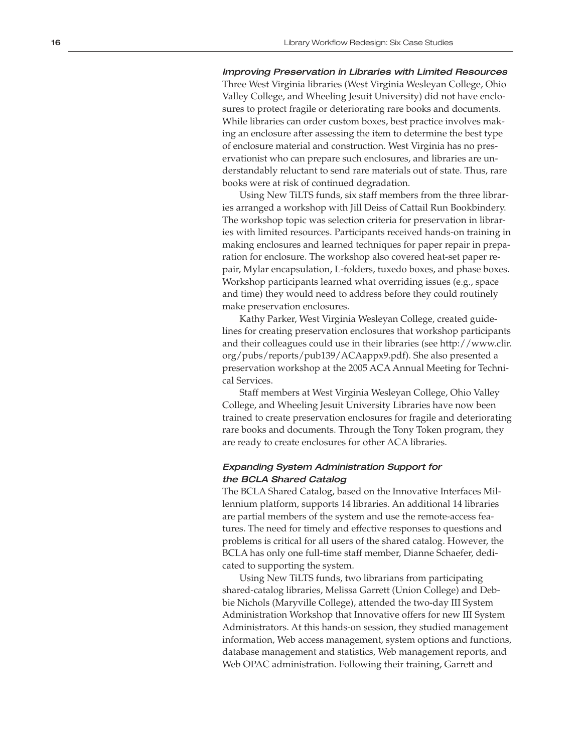### *Improving Preservation in Libraries with Limited Resources*

Three West Virginia libraries (West Virginia Wesleyan College, Ohio Valley College, and Wheeling Jesuit University) did not have enclosures to protect fragile or deteriorating rare books and documents. While libraries can order custom boxes, best practice involves making an enclosure after assessing the item to determine the best type of enclosure material and construction. West Virginia has no preservationist who can prepare such enclosures, and libraries are understandably reluctant to send rare materials out of state. Thus, rare books were at risk of continued degradation.

Using New TiLTS funds, six staff members from the three libraries arranged a workshop with Jill Deiss of Cattail Run Bookbindery. The workshop topic was selection criteria for preservation in libraries with limited resources. Participants received hands-on training in making enclosures and learned techniques for paper repair in preparation for enclosure. The workshop also covered heat-set paper repair, Mylar encapsulation, L-folders, tuxedo boxes, and phase boxes. Workshop participants learned what overriding issues (e.g., space and time) they would need to address before they could routinely make preservation enclosures.

Kathy Parker, West Virginia Wesleyan College, created guidelines for creating preservation enclosures that workshop participants and their colleagues could use in their libraries (see http://www.clir.org/pubs/reports/pub139/ACAappx9.pdf). She also presented a preservation workshop at the 2005 ACA Annual Meeting for Technical Services.

Staff members at West Virginia Wesleyan College, Ohio Valley College, and Wheeling Jesuit University Libraries have now been trained to create preservation enclosures for fragile and deteriorating rare books and documents. Through the Tony Token program, they are ready to create enclosures for other ACA libraries.

### *Expanding System Administration Support for the BCLA Shared Catalog*

The BCLA Shared Catalog, based on the Innovative Interfaces Millennium platform, supports 14 libraries. An additional 14 libraries are partial members of the system and use the remote-access features. The need for timely and effective responses to questions and problems is critical for all users of the shared catalog. However, the BCLA has only one full-time staff member, Dianne Schaefer, dedicated to supporting the system.

Using New TiLTS funds, two librarians from participating shared-catalog libraries, Melissa Garrett (Union College) and Debbie Nichols (Maryville College), attended the two-day III System Administration Workshop that Innovative offers for new III System Administrators. At this hands-on session, they studied management information, Web access management, system options and functions, database management and statistics, Web management reports, and Web OPAC administration. Following their training, Garrett and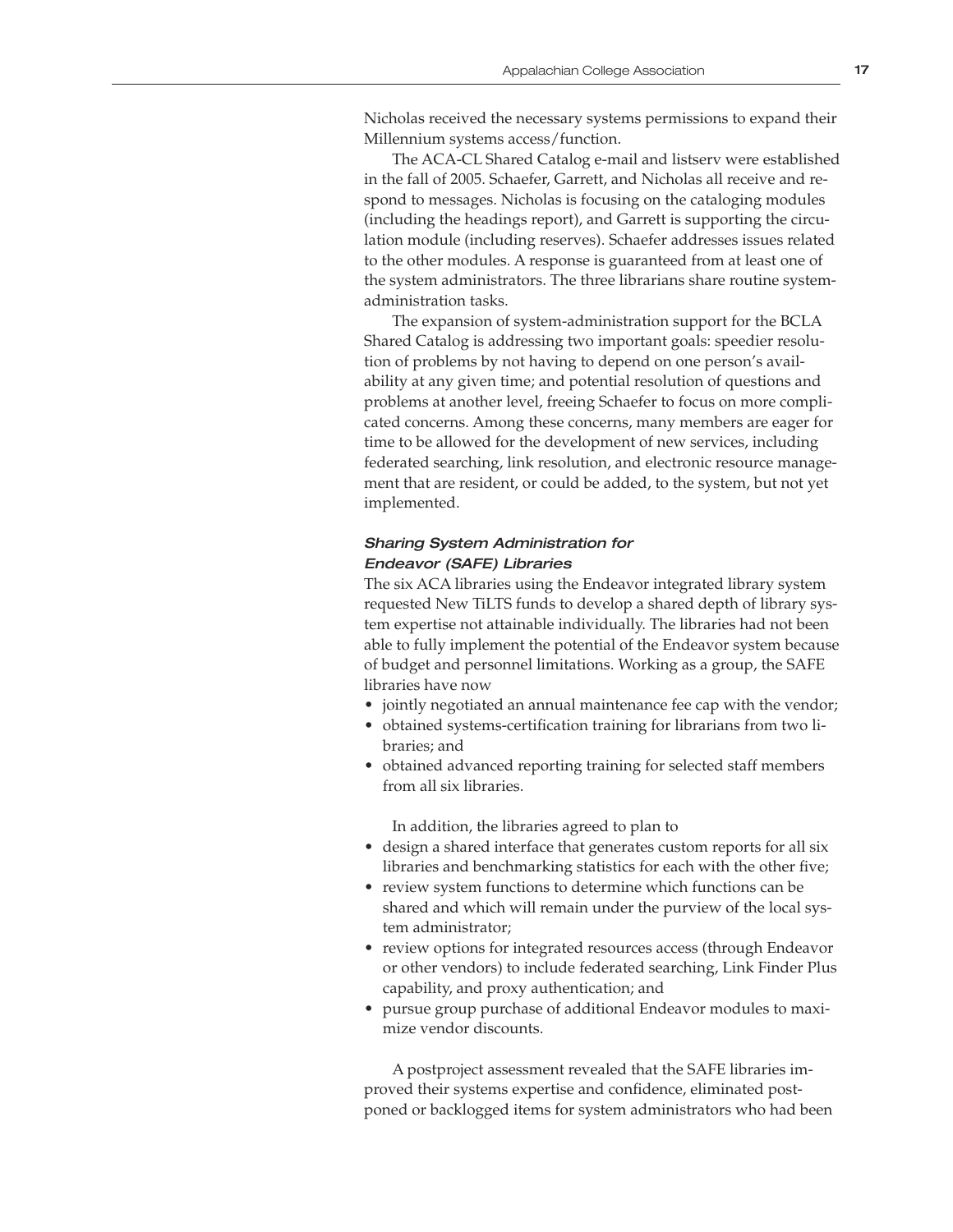Nicholas received the necessary systems permissions to expand their Millennium systems access/function.

The ACA-CL Shared Catalog e-mail and listserv were established in the fall of 2005. Schaefer, Garrett, and Nicholas all receive and respond to messages. Nicholas is focusing on the cataloging modules (including the headings report), and Garrett is supporting the circulation module (including reserves). Schaefer addresses issues related to the other modules. A response is guaranteed from at least one of the system administrators. The three librarians share routine system-administration tasks.

The expansion of system-administration support for the BCLA Shared Catalog is addressing two important goals: speedier resolution of problems by not having to depend on one person's availability at any given time; and potential resolution of questions and problems at another level, freeing Schaefer to focus on more complicated concerns. Among these concerns, many members are eager for time to be allowed for the development of new services, including federated searching, link resolution, and electronic resource management that are resident, or could be added, to the system, but not yet implemented.

### *Sharing System Administration for Endeavor (SAFE) Libraries*

The six ACA libraries using the Endeavor integrated library system requested New TiLTS funds to develop a shared depth of library system expertise not attainable individually. The libraries had not been able to fully implement the potential of the Endeavor system because of budget and personnel limitations. Working as a group, the SAFE libraries have now

- jointly negotiated an annual maintenance fee cap with the vendor;
- obtained systems-certification training for librarians from two libraries; and
- obtained advanced reporting training for selected staff members from all six libraries.

In addition, the libraries agreed to plan to

- design a shared interface that generates custom reports for all six libraries and benchmarking statistics for each with the other five;
- review system functions to determine which functions can be shared and which will remain under the purview of the local system administrator;
- review options for integrated resources access (through Endeavor or other vendors) to include federated searching, Link Finder Plus capability, and proxy authentication; and
- pursue group purchase of additional Endeavor modules to maximize vendor discounts.

A postproject assessment revealed that the SAFE libraries improved their systems expertise and confidence, eliminated postponed or backlogged items for system administrators who had been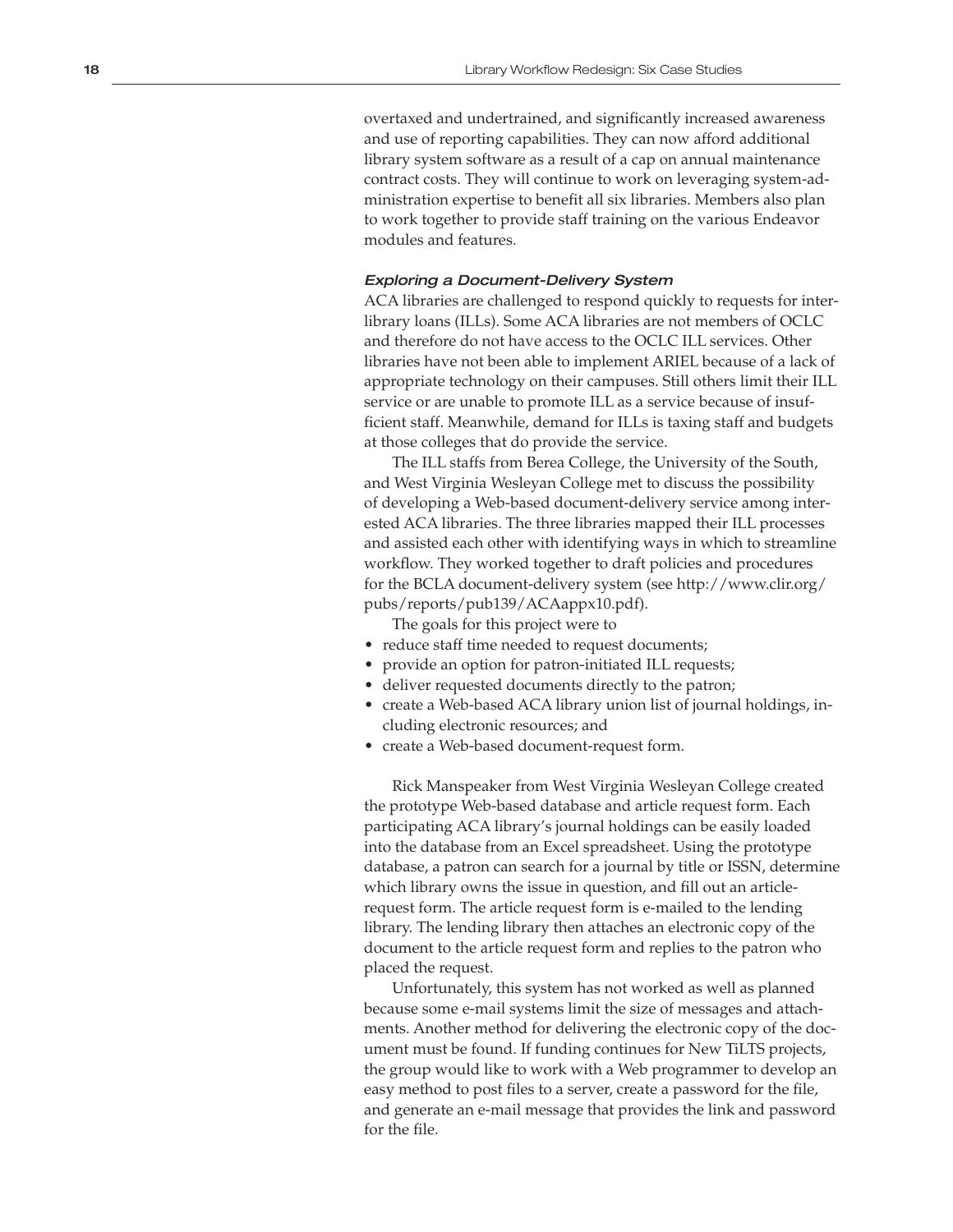overtaxed and undertrained, and significantly increased awareness and use of reporting capabilities. They can now afford additional library system software as a result of a cap on annual maintenance contract costs. They will continue to work on leveraging system-administration expertise to benefit all six libraries. Members also plan to work together to provide staff training on the various Endeavor modules and features.

#### *Exploring a Document-Delivery System*

ACA libraries are challenged to respond quickly to requests for interlibrary loans (ILLs). Some ACA libraries are not members of OCLC and therefore do not have access to the OCLC ILL services. Other libraries have not been able to implement ARIEL because of a lack of appropriate technology on their campuses. Still others limit their ILL service or are unable to promote ILL as a service because of insufficient staff. Meanwhile, demand for ILLs is taxing staff and budgets at those colleges that do provide the service.

The ILL staffs from Berea College, the University of the South, and West Virginia Wesleyan College met to discuss the possibility of developing a Web-based document-delivery service among interested ACA libraries. The three libraries mapped their ILL processes and assisted each other with identifying ways in which to streamline workflow. They worked together to draft policies and procedures for the BCLA document-delivery system (see http://www.clir.org/pubs/reports/pub139/ACAappx10.pdf).

The goals for this project were to

- reduce staff time needed to request documents;
- provide an option for patron-initiated ILL requests;
- deliver requested documents directly to the patron;
- create a Web-based ACA library union list of journal holdings, including electronic resources; and
- create a Web-based document-request form.

Rick Manspeaker from West Virginia Wesleyan College created the prototype Web-based database and article request form. Each participating ACA library's journal holdings can be easily loaded into the database from an Excel spreadsheet. Using the prototype database, a patron can search for a journal by title or ISSN, determine which library owns the issue in question, and fill out an article-request form. The article request form is e-mailed to the lending library. The lending library then attaches an electronic copy of the document to the article request form and replies to the patron who placed the request.

Unfortunately, this system has not worked as well as planned because some e-mail systems limit the size of messages and attachments. Another method for delivering the electronic copy of the document must be found. If funding continues for New TiLTS projects, the group would like to work with a Web programmer to develop an easy method to post files to a server, create a password for the file, and generate an e-mail message that provides the link and password for the file.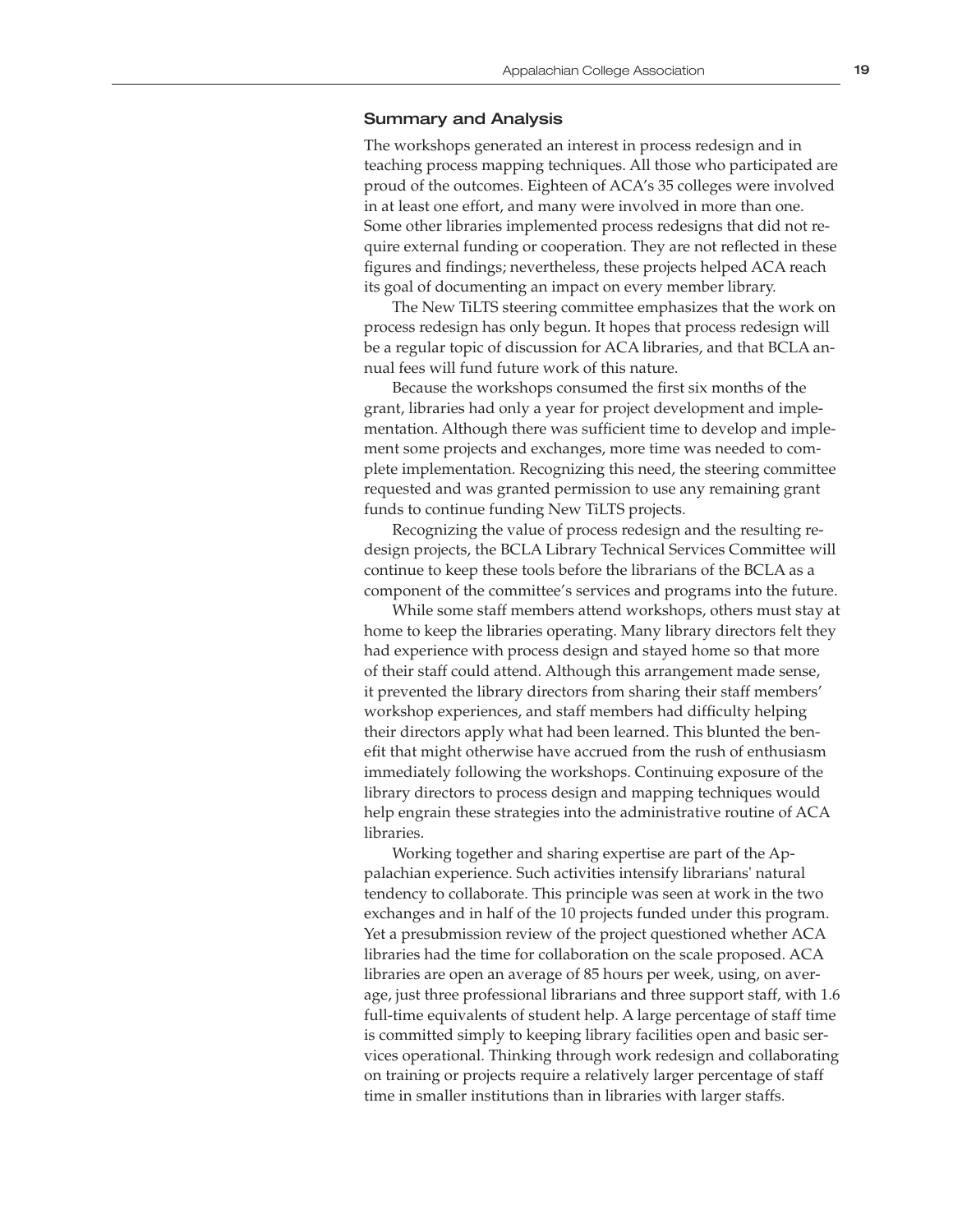## Summary and Analysis

The workshops generated an interest in process redesign and in teaching process mapping techniques. All those who participated are proud of the outcomes. Eighteen of ACA's 35 colleges were involved in at least one effort, and many were involved in more than one. Some other libraries implemented process redesigns that did not require external funding or cooperation. They are not reflected in these figures and findings; nevertheless, these projects helped ACA reach its goal of documenting an impact on every member library.

The New TiLTS steering committee emphasizes that the work on process redesign has only begun. It hopes that process redesign will be a regular topic of discussion for ACA libraries, and that BCLA annual fees will fund future work of this nature.

Because the workshops consumed the first six months of the grant, libraries had only a year for project development and implementation. Although there was sufficient time to develop and implement some projects and exchanges, more time was needed to complete implementation. Recognizing this need, the steering committee requested and was granted permission to use any remaining grant funds to continue funding New TiLTS projects.

Recognizing the value of process redesign and the resulting redesign projects, the BCLA Library Technical Services Committee will continue to keep these tools before the librarians of the BCLA as a component of the committee's services and programs into the future.

While some staff members attend workshops, others must stay at home to keep the libraries operating. Many library directors felt they had experience with process design and stayed home so that more of their staff could attend. Although this arrangement made sense, it prevented the library directors from sharing their staff members' workshop experiences, and staff members had difficulty helping their directors apply what had been learned. This blunted the benefit that might otherwise have accrued from the rush of enthusiasm immediately following the workshops. Continuing exposure of the library directors to process design and mapping techniques would help engrain these strategies into the administrative routine of ACA libraries.

Working together and sharing expertise are part of the Appalachian experience. Such activities intensify librarians' natural tendency to collaborate. This principle was seen at work in the two exchanges and in half of the 10 projects funded under this program. Yet a presubmission review of the project questioned whether ACA libraries had the time for collaboration on the scale proposed. ACA libraries are open an average of 85 hours per week, using, on average, just three professional librarians and three support staff, with 1.6 full-time equivalents of student help. A large percentage of staff time is committed simply to keeping library facilities open and basic services operational. Thinking through work redesign and collaborating on training or projects require a relatively larger percentage of staff time in smaller institutions than in libraries with larger staffs.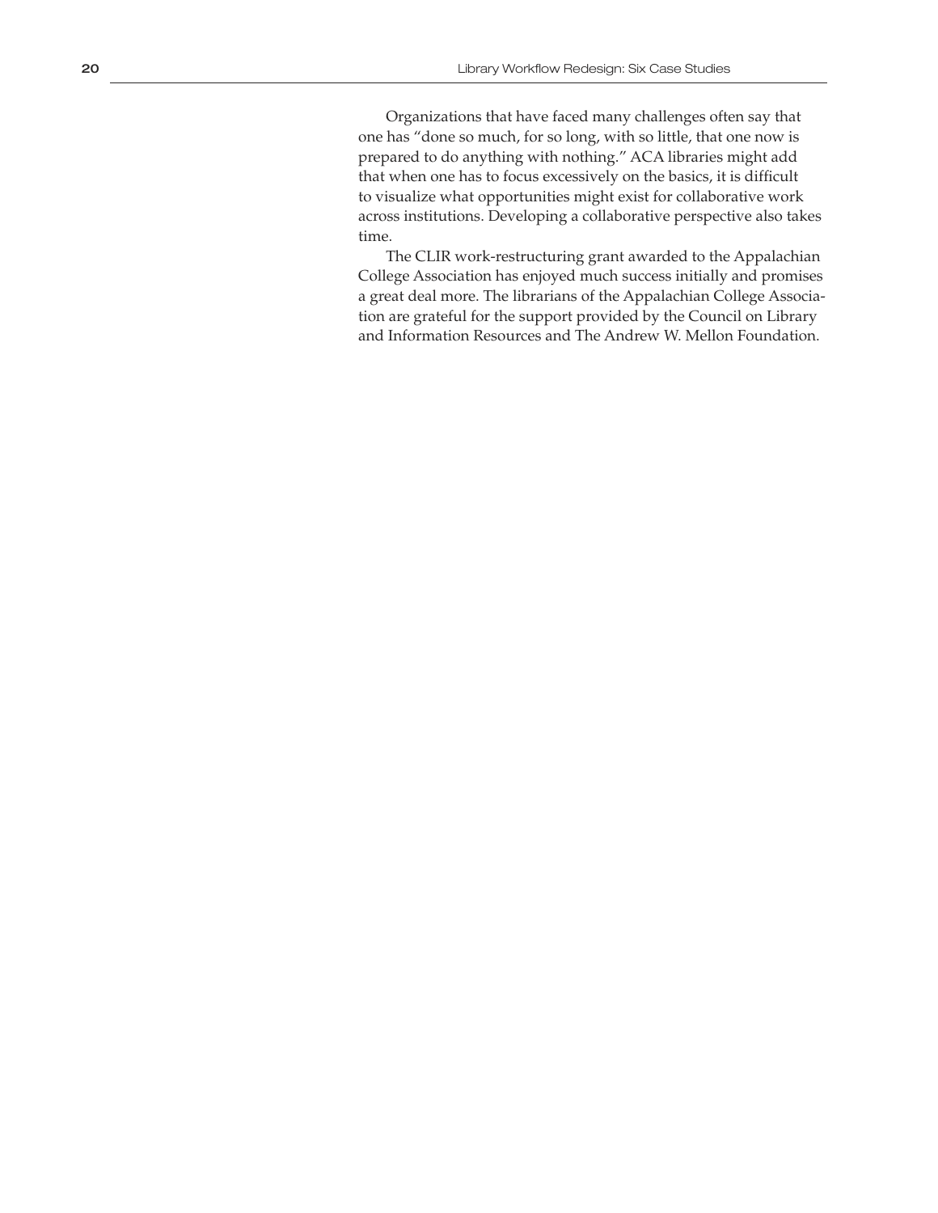Organizations that have faced many challenges often say that one has "done so much, for so long, with so little, that one now is prepared to do anything with nothing." ACA libraries might add that when one has to focus excessively on the basics, it is difficult to visualize what opportunities might exist for collaborative work across institutions. Developing a collaborative perspective also takes time.

The CLIR work-restructuring grant awarded to the Appalachian College Association has enjoyed much success initially and promises a great deal more. The librarians of the Appalachian College Association are grateful for the support provided by the Council on Library and Information Resources and The Andrew W. Mellon Foundation.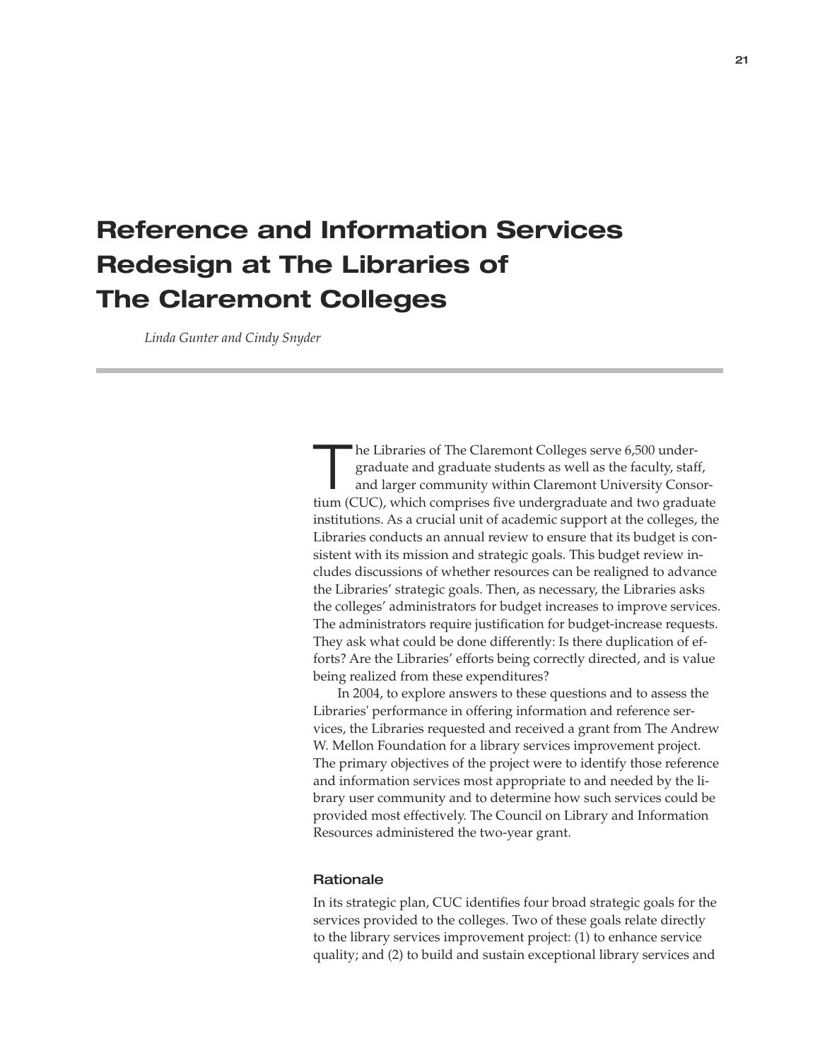# Reference and Information Services Redesign at The Libraries of The Claremont Colleges

*Linda Gunter and Cindy Snyder*

The Libraries of The Claremont Colleges serve 6,500 undergraduate and graduate students as well as the faculty, staff, and larger community within Claremont University Consortium (CUC), which comprises five undergraduate and two graduate institutions. As a crucial unit of academic support at the colleges, the Libraries conducts an annual review to ensure that its budget is consistent with its mission and strategic goals. This budget review includes discussions of whether resources can be realigned to advance the Libraries' strategic goals. Then, as necessary, the Libraries asks the colleges' administrators for budget increases to improve services. The administrators require justification for budget-increase requests. They ask what could be done differently: Is there duplication of efforts? Are the Libraries' efforts being correctly directed, and is value being realized from these expenditures?

In 2004, to explore answers to these questions and to assess the Libraries' performance in offering information and reference services, the Libraries requested and received a grant from The Andrew W. Mellon Foundation for a library services improvement project. The primary objectives of the project were to identify those reference and information services most appropriate to and needed by the library user community and to determine how such services could be provided most effectively. The Council on Library and Information Resources administered the two-year grant.

### Rationale

In its strategic plan, CUC identifies four broad strategic goals for the services provided to the colleges. Two of these goals relate directly to the library services improvement project: (1) to enhance service quality; and (2) to build and sustain exceptional library services and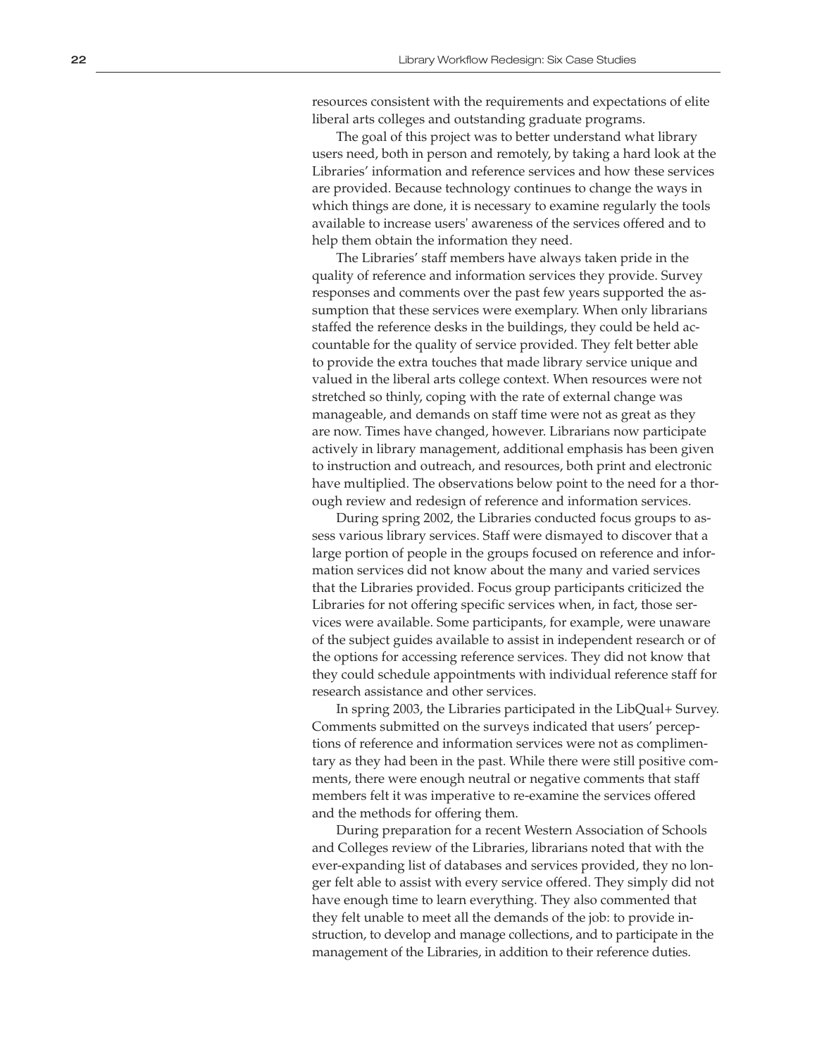resources consistent with the requirements and expectations of elite liberal arts colleges and outstanding graduate programs.

The goal of this project was to better understand what library users need, both in person and remotely, by taking a hard look at the Libraries' information and reference services and how these services are provided. Because technology continues to change the ways in which things are done, it is necessary to examine regularly the tools available to increase users' awareness of the services offered and to help them obtain the information they need.

The Libraries' staff members have always taken pride in the quality of reference and information services they provide. Survey responses and comments over the past few years supported the assumption that these services were exemplary. When only librarians staffed the reference desks in the buildings, they could be held accountable for the quality of service provided. They felt better able to provide the extra touches that made library service unique and valued in the liberal arts college context. When resources were not stretched so thinly, coping with the rate of external change was manageable, and demands on staff time were not as great as they are now. Times have changed, however. Librarians now participate actively in library management, additional emphasis has been given to instruction and outreach, and resources, both print and electronic have multiplied. The observations below point to the need for a thorough review and redesign of reference and information services.

During spring 2002, the Libraries conducted focus groups to assess various library services. Staff were dismayed to discover that a large portion of people in the groups focused on reference and information services did not know about the many and varied services that the Libraries provided. Focus group participants criticized the Libraries for not offering specific services when, in fact, those services were available. Some participants, for example, were unaware of the subject guides available to assist in independent research or of the options for accessing reference services. They did not know that they could schedule appointments with individual reference staff for research assistance and other services.

In spring 2003, the Libraries participated in the LibQual+ Survey. Comments submitted on the surveys indicated that users' perceptions of reference and information services were not as complimentary as they had been in the past. While there were still positive comments, there were enough neutral or negative comments that staff members felt it was imperative to re-examine the services offered and the methods for offering them.

During preparation for a recent Western Association of Schools and Colleges review of the Libraries, librarians noted that with the ever-expanding list of databases and services provided, they no longer felt able to assist with every service offered. They simply did not have enough time to learn everything. They also commented that they felt unable to meet all the demands of the job: to provide instruction, to develop and manage collections, and to participate in the management of the Libraries, in addition to their reference duties.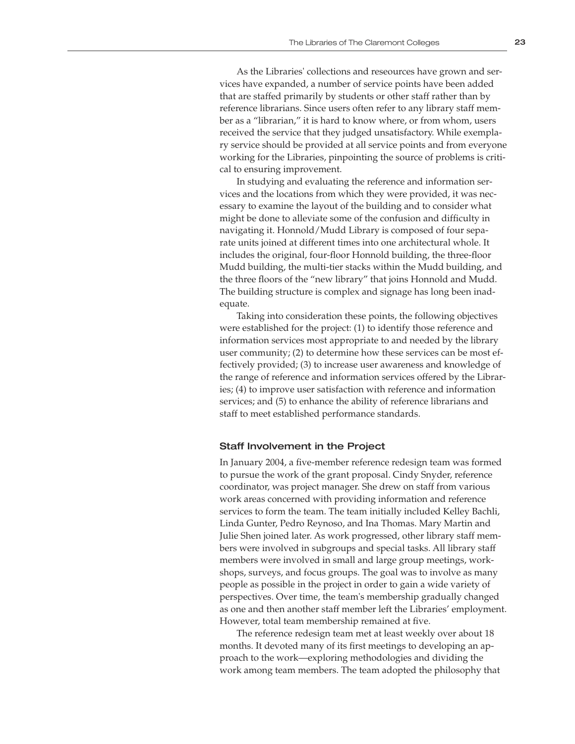As the Libraries' collections and reseources have grown and services have expanded, a number of service points have been added that are staffed primarily by students or other staff rather than by reference librarians. Since users often refer to any library staff member as a "librarian," it is hard to know where, or from whom, users received the service that they judged unsatisfactory. While exemplary service should be provided at all service points and from everyone working for the Libraries, pinpointing the source of problems is critical to ensuring improvement.

In studying and evaluating the reference and information services and the locations from which they were provided, it was necessary to examine the layout of the building and to consider what might be done to alleviate some of the confusion and difficulty in navigating it. Honnold/Mudd Library is composed of four separate units joined at different times into one architectural whole. It includes the original, four-floor Honnold building, the three-floor Mudd building, the multi-tier stacks within the Mudd building, and the three floors of the "new library" that joins Honnold and Mudd. The building structure is complex and signage has long been inadequate.

Taking into consideration these points, the following objectives were established for the project: (1) to identify those reference and information services most appropriate to and needed by the library user community; (2) to determine how these services can be most effectively provided; (3) to increase user awareness and knowledge of the range of reference and information services offered by the Libraries; (4) to improve user satisfaction with reference and information services; and (5) to enhance the ability of reference librarians and staff to meet established performance standards.

### Staff Involvement in the Project

In January 2004, a five-member reference redesign team was formed to pursue the work of the grant proposal. Cindy Snyder, reference coordinator, was project manager. She drew on staff from various work areas concerned with providing information and reference services to form the team. The team initially included Kelley Bachli, Linda Gunter, Pedro Reynoso, and Ina Thomas. Mary Martin and Julie Shen joined later. As work progressed, other library staff members were involved in subgroups and special tasks. All library staff members were involved in small and large group meetings, workshops, surveys, and focus groups. The goal was to involve as many people as possible in the project in order to gain a wide variety of perspectives. Over time, the team's membership gradually changed as one and then another staff member left the Libraries' employment. However, total team membership remained at five.

The reference redesign team met at least weekly over about 18 months. It devoted many of its first meetings to developing an approach to the work—exploring methodologies and dividing the work among team members. The team adopted the philosophy that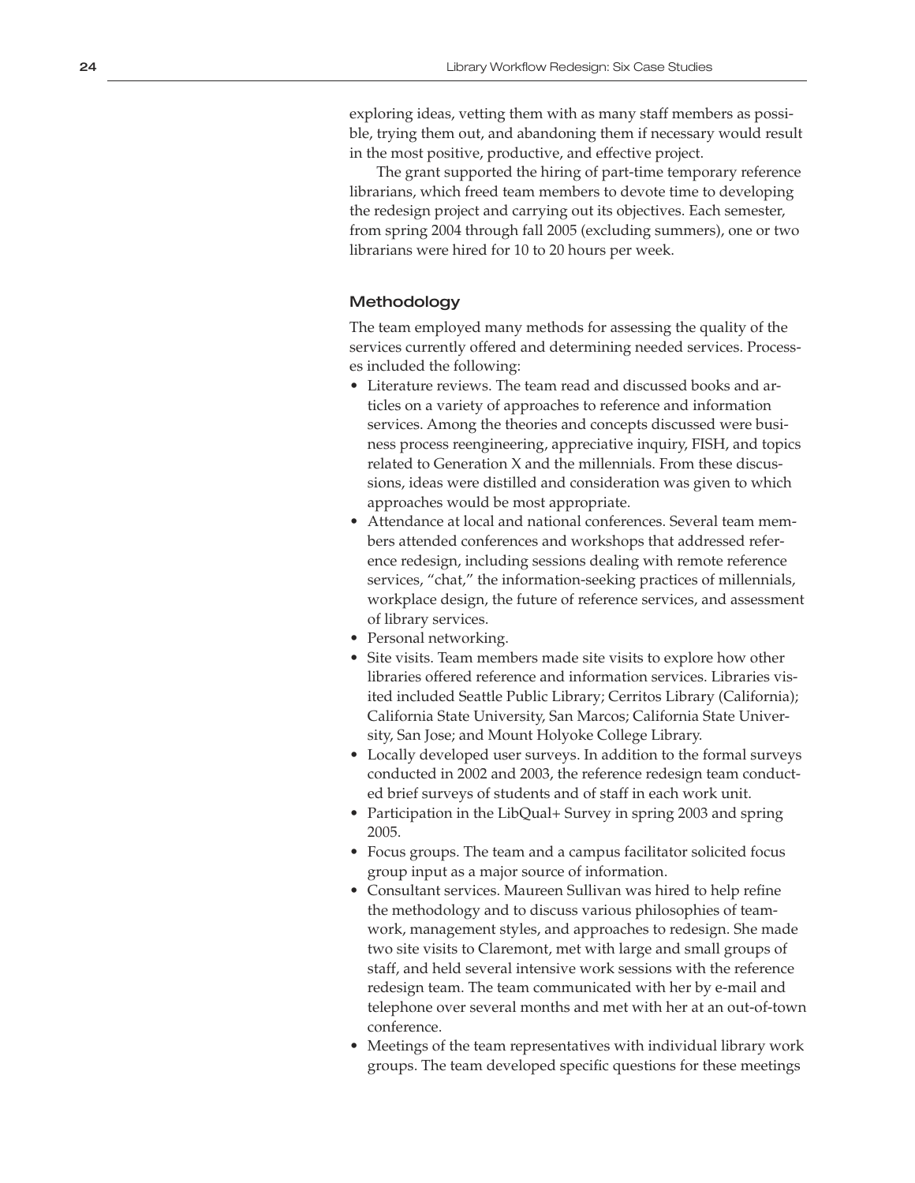exploring ideas, vetting them with as many staff members as possible, trying them out, and abandoning them if necessary would result in the most positive, productive, and effective project.

The grant supported the hiring of part-time temporary reference librarians, which freed team members to devote time to developing the redesign project and carrying out its objectives. Each semester, from spring 2004 through fall 2005 (excluding summers), one or two librarians were hired for 10 to 20 hours per week.

## Methodology

The team employed many methods for assessing the quality of the services currently offered and determining needed services. Processes included the following:

- Literature reviews. The team read and discussed books and articles on a variety of approaches to reference and information services. Among the theories and concepts discussed were business process reengineering, appreciative inquiry, FISH, and topics related to Generation X and the millennials. From these discussions, ideas were distilled and consideration was given to which approaches would be most appropriate.
- Attendance at local and national conferences. Several team members attended conferences and workshops that addressed reference redesign, including sessions dealing with remote reference services, "chat," the information-seeking practices of millennials, workplace design, the future of reference services, and assessment of library services.
- Personal networking.
- Site visits. Team members made site visits to explore how other libraries offered reference and information services. Libraries visited included Seattle Public Library; Cerritos Library (California); California State University, San Marcos; California State University, San Jose; and Mount Holyoke College Library.
- Locally developed user surveys. In addition to the formal surveys conducted in 2002 and 2003, the reference redesign team conducted brief surveys of students and of staff in each work unit.
- Participation in the LibQual+ Survey in spring 2003 and spring 2005.
- Focus groups. The team and a campus facilitator solicited focus group input as a major source of information.
- Consultant services. Maureen Sullivan was hired to help refine the methodology and to discuss various philosophies of teamwork, management styles, and approaches to redesign. She made two site visits to Claremont, met with large and small groups of staff, and held several intensive work sessions with the reference redesign team. The team communicated with her by e-mail and telephone over several months and met with her at an out-of-town conference.
- Meetings of the team representatives with individual library work groups. The team developed specific questions for these meetings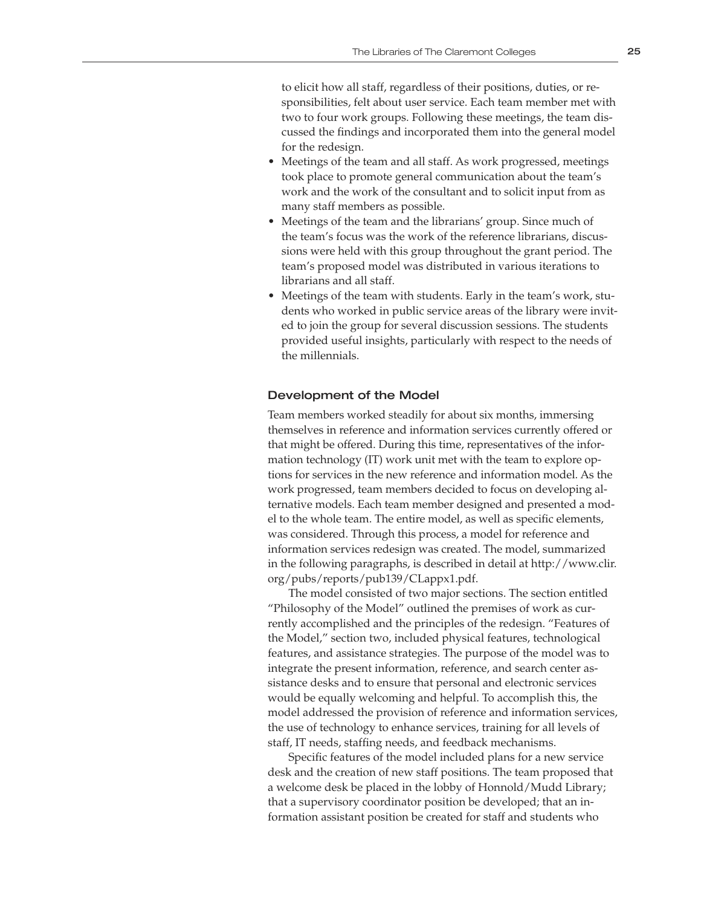to elicit how all staff, regardless of their positions, duties, or responsibilities, felt about user service. Each team member met with two to four work groups. Following these meetings, the team discussed the findings and incorporated them into the general model for the redesign.

- Meetings of the team and all staff. As work progressed, meetings took place to promote general communication about the team's work and the work of the consultant and to solicit input from as many staff members as possible.
- Meetings of the team and the librarians' group. Since much of the team's focus was the work of the reference librarians, discussions were held with this group throughout the grant period. The team's proposed model was distributed in various iterations to librarians and all staff.
- Meetings of the team with students. Early in the team's work, students who worked in public service areas of the library were invited to join the group for several discussion sessions. The students provided useful insights, particularly with respect to the needs of the millennials.

### Development of the Model

Team members worked steadily for about six months, immersing themselves in reference and information services currently offered or that might be offered. During this time, representatives of the information technology (IT) work unit met with the team to explore options for services in the new reference and information model. As the work progressed, team members decided to focus on developing alternative models. Each team member designed and presented a model to the whole team. The entire model, as well as specific elements, was considered. Through this process, a model for reference and information services redesign was created. The model, summarized in the following paragraphs, is described in detail at http://www.clir.org/pubs/reports/pub139/CLappx1.pdf.

The model consisted of two major sections. The section entitled "Philosophy of the Model" outlined the premises of work as currently accomplished and the principles of the redesign. "Features of the Model," section two, included physical features, technological features, and assistance strategies. The purpose of the model was to integrate the present information, reference, and search center assistance desks and to ensure that personal and electronic services would be equally welcoming and helpful. To accomplish this, the model addressed the provision of reference and information services, the use of technology to enhance services, training for all levels of staff, IT needs, staffing needs, and feedback mechanisms.

Specific features of the model included plans for a new service desk and the creation of new staff positions. The team proposed that a welcome desk be placed in the lobby of Honnold/Mudd Library; that a supervisory coordinator position be developed; that an information assistant position be created for staff and students who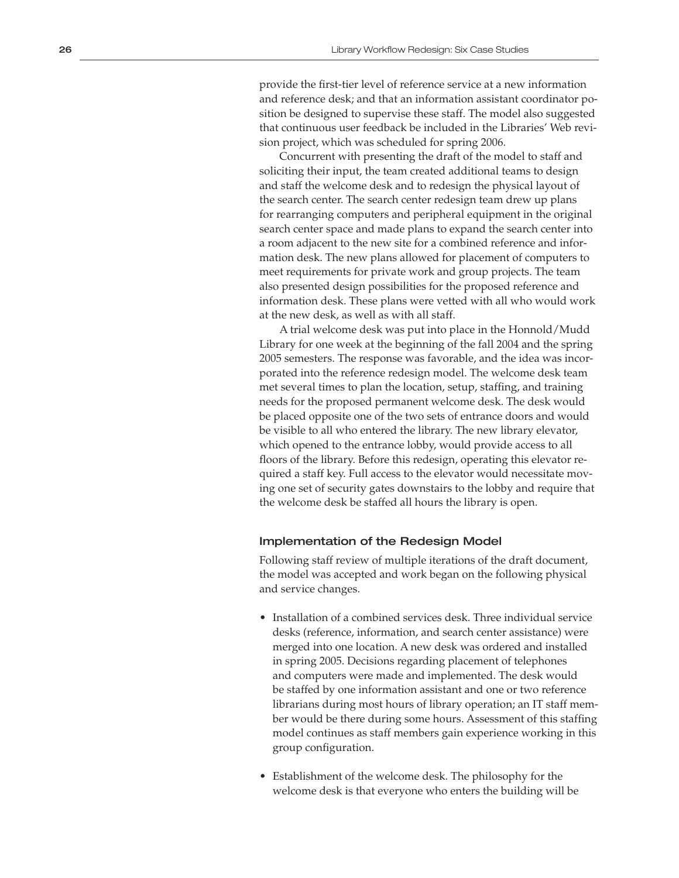provide the first-tier level of reference service at a new information and reference desk; and that an information assistant coordinator position be designed to supervise these staff. The model also suggested that continuous user feedback be included in the Libraries' Web revision project, which was scheduled for spring 2006.

Concurrent with presenting the draft of the model to staff and soliciting their input, the team created additional teams to design and staff the welcome desk and to redesign the physical layout of the search center. The search center redesign team drew up plans for rearranging computers and peripheral equipment in the original search center space and made plans to expand the search center into a room adjacent to the new site for a combined reference and information desk. The new plans allowed for placement of computers to meet requirements for private work and group projects. The team also presented design possibilities for the proposed reference and information desk. These plans were vetted with all who would work at the new desk, as well as with all staff.

A trial welcome desk was put into place in the Honnold/Mudd Library for one week at the beginning of the fall 2004 and the spring 2005 semesters. The response was favorable, and the idea was incorporated into the reference redesign model. The welcome desk team met several times to plan the location, setup, staffing, and training needs for the proposed permanent welcome desk. The desk would be placed opposite one of the two sets of entrance doors and would be visible to all who entered the library. The new library elevator, which opened to the entrance lobby, would provide access to all floors of the library. Before this redesign, operating this elevator required a staff key. Full access to the elevator would necessitate moving one set of security gates downstairs to the lobby and require that the welcome desk be staffed all hours the library is open.

### Implementation of the Redesign Model

Following staff review of multiple iterations of the draft document, the model was accepted and work began on the following physical and service changes.

- Installation of a combined services desk. Three individual service desks (reference, information, and search center assistance) were merged into one location. A new desk was ordered and installed in spring 2005. Decisions regarding placement of telephones and computers were made and implemented. The desk would be staffed by one information assistant and one or two reference librarians during most hours of library operation; an IT staff member would be there during some hours. Assessment of this staffing model continues as staff members gain experience working in this group configuration.

- Establishment of the welcome desk. The philosophy for the welcome desk is that everyone who enters the building will be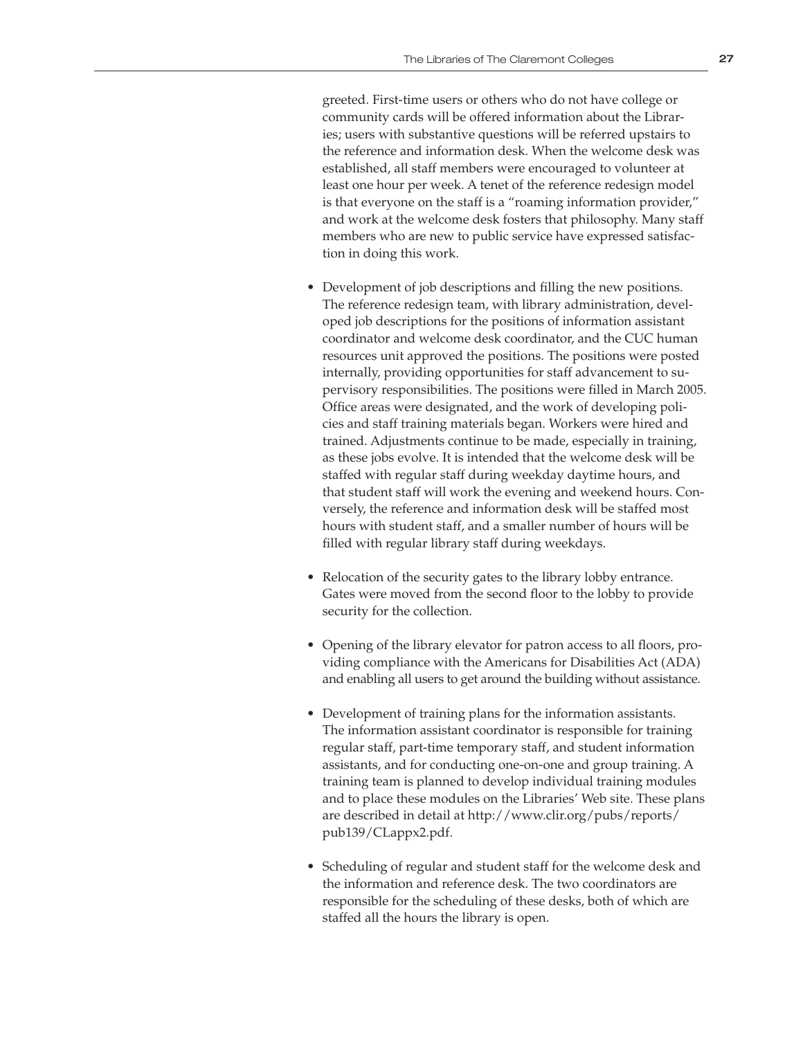greeted. First-time users or others who do not have college or community cards will be offered information about the Libraries; users with substantive questions will be referred upstairs to the reference and information desk. When the welcome desk was established, all staff members were encouraged to volunteer at least one hour per week. A tenet of the reference redesign model is that everyone on the staff is a "roaming information provider," and work at the welcome desk fosters that philosophy. Many staff members who are new to public service have expressed satisfaction in doing this work.

- Development of job descriptions and filling the new positions. The reference redesign team, with library administration, developed job descriptions for the positions of information assistant coordinator and welcome desk coordinator, and the CUC human resources unit approved the positions. The positions were posted internally, providing opportunities for staff advancement to supervisory responsibilities. The positions were filled in March 2005. Office areas were designated, and the work of developing policies and staff training materials began. Workers were hired and trained. Adjustments continue to be made, especially in training, as these jobs evolve. It is intended that the welcome desk will be staffed with regular staff during weekday daytime hours, and that student staff will work the evening and weekend hours. Conversely, the reference and information desk will be staffed most hours with student staff, and a smaller number of hours will be filled with regular library staff during weekdays.

- Relocation of the security gates to the library lobby entrance. Gates were moved from the second floor to the lobby to provide security for the collection.

- Opening of the library elevator for patron access to all floors, providing compliance with the Americans for Disabilities Act (ADA) and enabling all users to get around the building without assistance.

- Development of training plans for the information assistants. The information assistant coordinator is responsible for training regular staff, part-time temporary staff, and student information assistants, and for conducting one-on-one and group training. A training team is planned to develop individual training modules and to place these modules on the Libraries' Web site. These plans are described in detail at http://www.clir.org/pubs/reports/pub139/CLappx2.pdf.

- Scheduling of regular and student staff for the welcome desk and the information and reference desk. The two coordinators are responsible for the scheduling of these desks, both of which are staffed all the hours the library is open.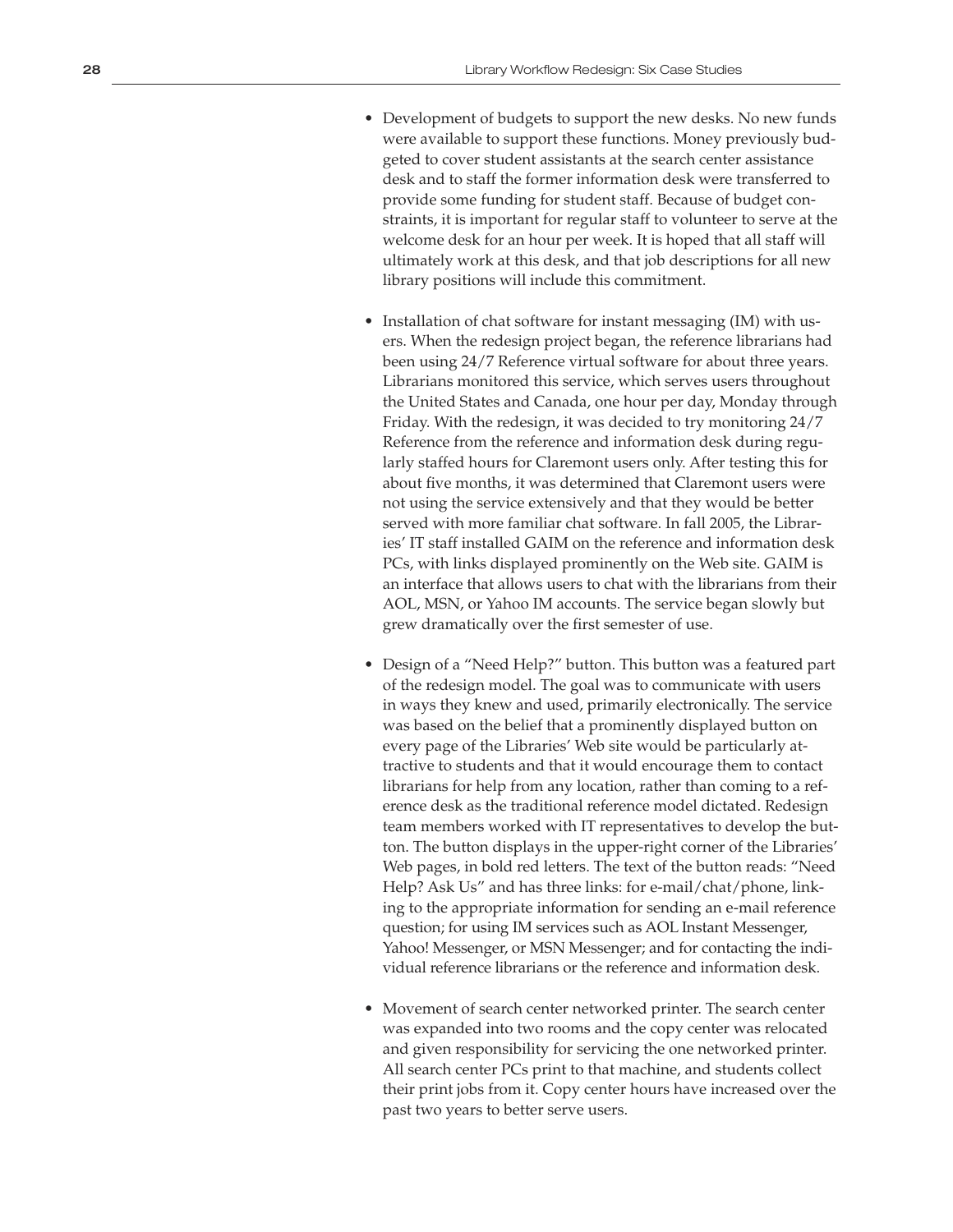- Development of budgets to support the new desks. No new funds were available to support these functions. Money previously budgeted to cover student assistants at the search center assistance desk and to staff the former information desk were transferred to provide some funding for student staff. Because of budget constraints, it is important for regular staff to volunteer to serve at the welcome desk for an hour per week. It is hoped that all staff will ultimately work at this desk, and that job descriptions for all new library positions will include this commitment.

- Installation of chat software for instant messaging (IM) with users. When the redesign project began, the reference librarians had been using 24/7 Reference virtual software for about three years. Librarians monitored this service, which serves users throughout the United States and Canada, one hour per day, Monday through Friday. With the redesign, it was decided to try monitoring 24/7 Reference from the reference and information desk during regularly staffed hours for Claremont users only. After testing this for about five months, it was determined that Claremont users were not using the service extensively and that they would be better served with more familiar chat software. In fall 2005, the Libraries' IT staff installed GAIM on the reference and information desk PCs, with links displayed prominently on the Web site. GAIM is an interface that allows users to chat with the librarians from their AOL, MSN, or Yahoo IM accounts. The service began slowly but grew dramatically over the first semester of use.

- Design of a "Need Help?" button. This button was a featured part of the redesign model. The goal was to communicate with users in ways they knew and used, primarily electronically. The service was based on the belief that a prominently displayed button on every page of the Libraries' Web site would be particularly attractive to students and that it would encourage them to contact librarians for help from any location, rather than coming to a reference desk as the traditional reference model dictated. Redesign team members worked with IT representatives to develop the button. The button displays in the upper-right corner of the Libraries' Web pages, in bold red letters. The text of the button reads: "Need Help? Ask Us" and has three links: for e-mail/chat/phone, linking to the appropriate information for sending an e-mail reference question; for using IM services such as AOL Instant Messenger, Yahoo! Messenger, or MSN Messenger; and for contacting the individual reference librarians or the reference and information desk.

- Movement of search center networked printer. The search center was expanded into two rooms and the copy center was relocated and given responsibility for servicing the one networked printer. All search center PCs print to that machine, and students collect their print jobs from it. Copy center hours have increased over the past two years to better serve users.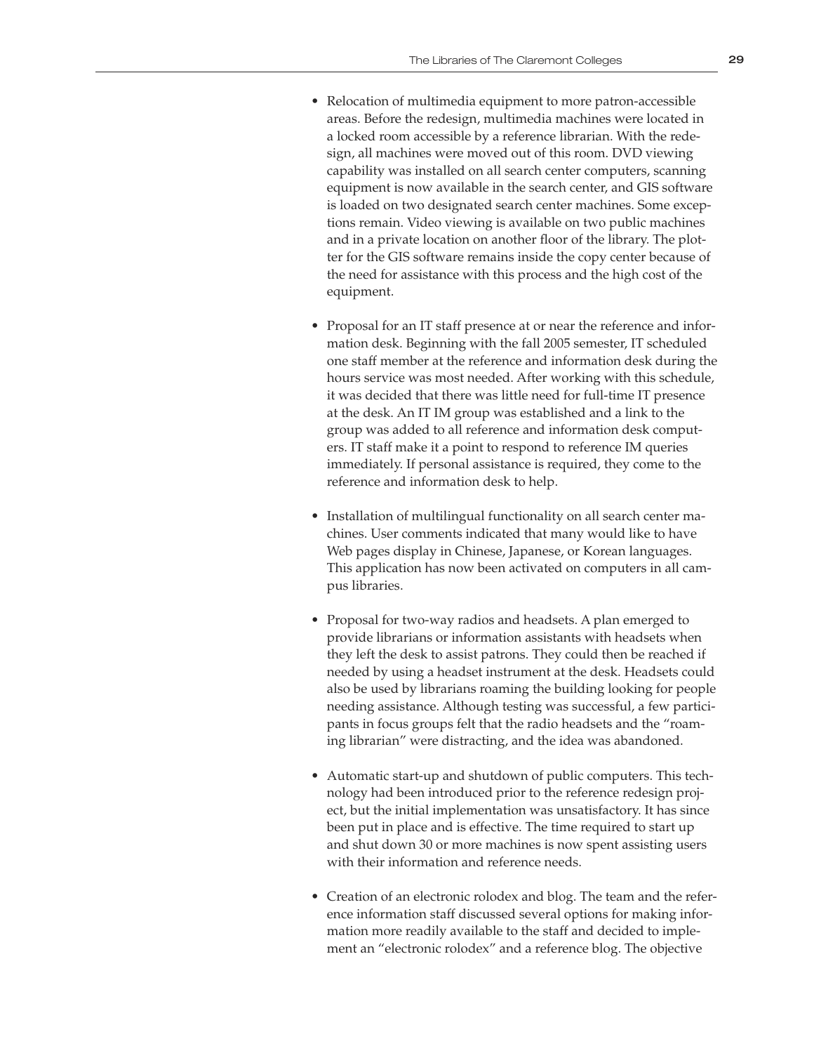- Relocation of multimedia equipment to more patron-accessible areas. Before the redesign, multimedia machines were located in a locked room accessible by a reference librarian. With the redesign, all machines were moved out of this room. DVD viewing capability was installed on all search center computers, scanning equipment is now available in the search center, and GIS software is loaded on two designated search center machines. Some exceptions remain. Video viewing is available on two public machines and in a private location on another floor of the library. The plotter for the GIS software remains inside the copy center because of the need for assistance with this process and the high cost of the equipment.

- Proposal for an IT staff presence at or near the reference and information desk. Beginning with the fall 2005 semester, IT scheduled one staff member at the reference and information desk during the hours service was most needed. After working with this schedule, it was decided that there was little need for full-time IT presence at the desk. An IT IM group was established and a link to the group was added to all reference and information desk computers. IT staff make it a point to respond to reference IM queries immediately. If personal assistance is required, they come to the reference and information desk to help.

- Installation of multilingual functionality on all search center machines. User comments indicated that many would like to have Web pages display in Chinese, Japanese, or Korean languages. This application has now been activated on computers in all campus libraries.

- Proposal for two-way radios and headsets. A plan emerged to provide librarians or information assistants with headsets when they left the desk to assist patrons. They could then be reached if needed by using a headset instrument at the desk. Headsets could also be used by librarians roaming the building looking for people needing assistance. Although testing was successful, a few participants in focus groups felt that the radio headsets and the "roaming librarian" were distracting, and the idea was abandoned.

- Automatic start-up and shutdown of public computers. This technology had been introduced prior to the reference redesign project, but the initial implementation was unsatisfactory. It has since been put in place and is effective. The time required to start up and shut down 30 or more machines is now spent assisting users with their information and reference needs.

- Creation of an electronic rolodex and blog. The team and the reference information staff discussed several options for making information more readily available to the staff and decided to implement an "electronic rolodex" and a reference blog. The objective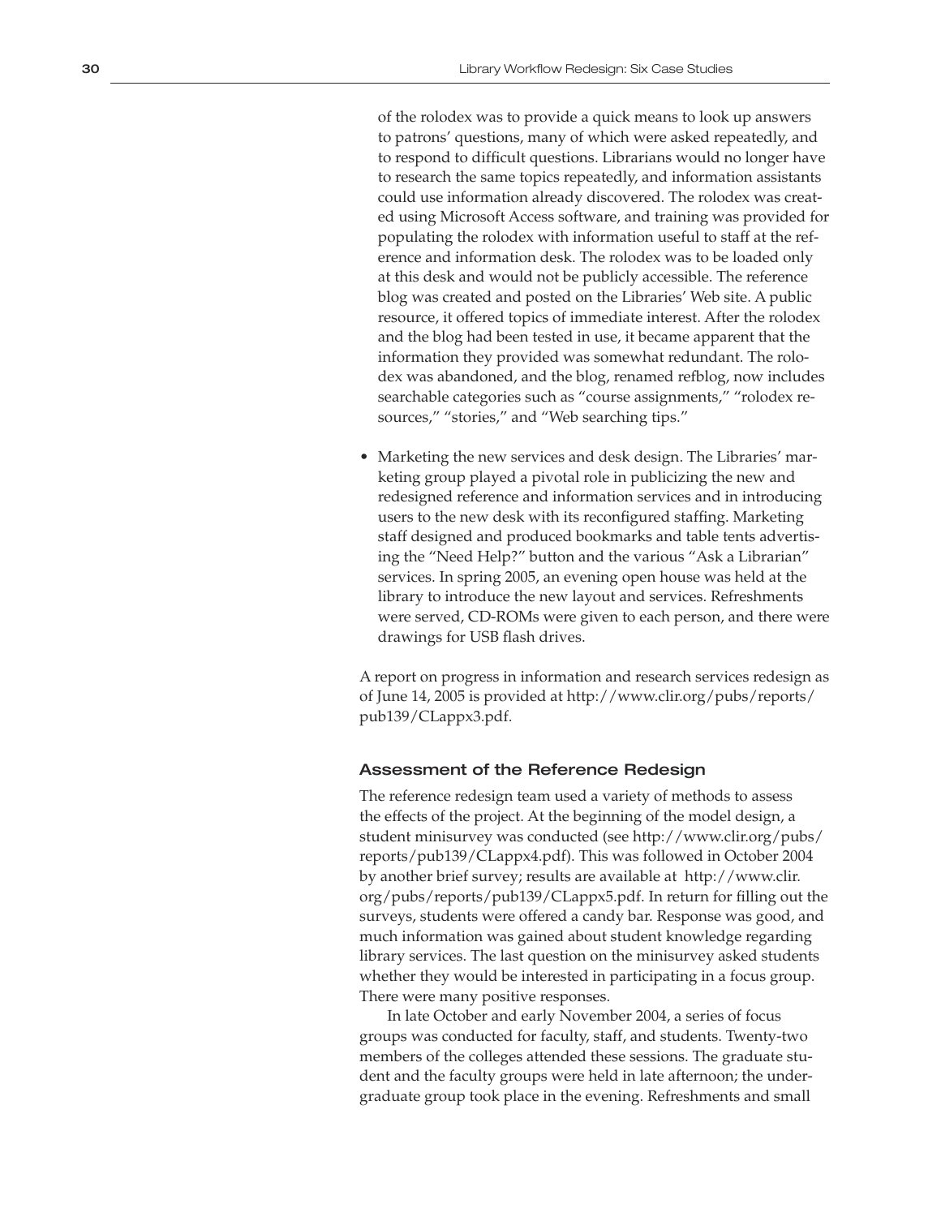of the rolodex was to provide a quick means to look up answers to patrons' questions, many of which were asked repeatedly, and to respond to difficult questions. Librarians would no longer have to research the same topics repeatedly, and information assistants could use information already discovered. The rolodex was created using Microsoft Access software, and training was provided for populating the rolodex with information useful to staff at the reference and information desk. The rolodex was to be loaded only at this desk and would not be publicly accessible. The reference blog was created and posted on the Libraries' Web site. A public resource, it offered topics of immediate interest. After the rolodex and the blog had been tested in use, it became apparent that the information they provided was somewhat redundant. The rolodex was abandoned, and the blog, renamed refblog, now includes searchable categories such as "course assignments," "rolodex resources," "stories," and "Web searching tips."

- Marketing the new services and desk design. The Libraries' marketing group played a pivotal role in publicizing the new and redesigned reference and information services and in introducing users to the new desk with its reconfigured staffing. Marketing staff designed and produced bookmarks and table tents advertising the "Need Help?" button and the various "Ask a Librarian" services. In spring 2005, an evening open house was held at the library to introduce the new layout and services. Refreshments were served, CD-ROMs were given to each person, and there were drawings for USB flash drives.

A report on progress in information and research services redesign as of June 14, 2005 is provided at http://www.clir.org/pubs/reports/pub139/CLappx3.pdf.

### Assessment of the Reference Redesign

The reference redesign team used a variety of methods to assess the effects of the project. At the beginning of the model design, a student minisurvey was conducted (see http://www.clir.org/pubs/reports/pub139/CLappx4.pdf). This was followed in October 2004 by another brief survey; results are available at http://www.clir.org/pubs/reports/pub139/CLappx5.pdf. In return for filling out the surveys, students were offered a candy bar. Response was good, and much information was gained about student knowledge regarding library services. The last question on the minisurvey asked students whether they would be interested in participating in a focus group. There were many positive responses.

In late October and early November 2004, a series of focus groups was conducted for faculty, staff, and students. Twenty-two members of the colleges attended these sessions. The graduate student and the faculty groups were held in late afternoon; the undergraduate group took place in the evening. Refreshments and small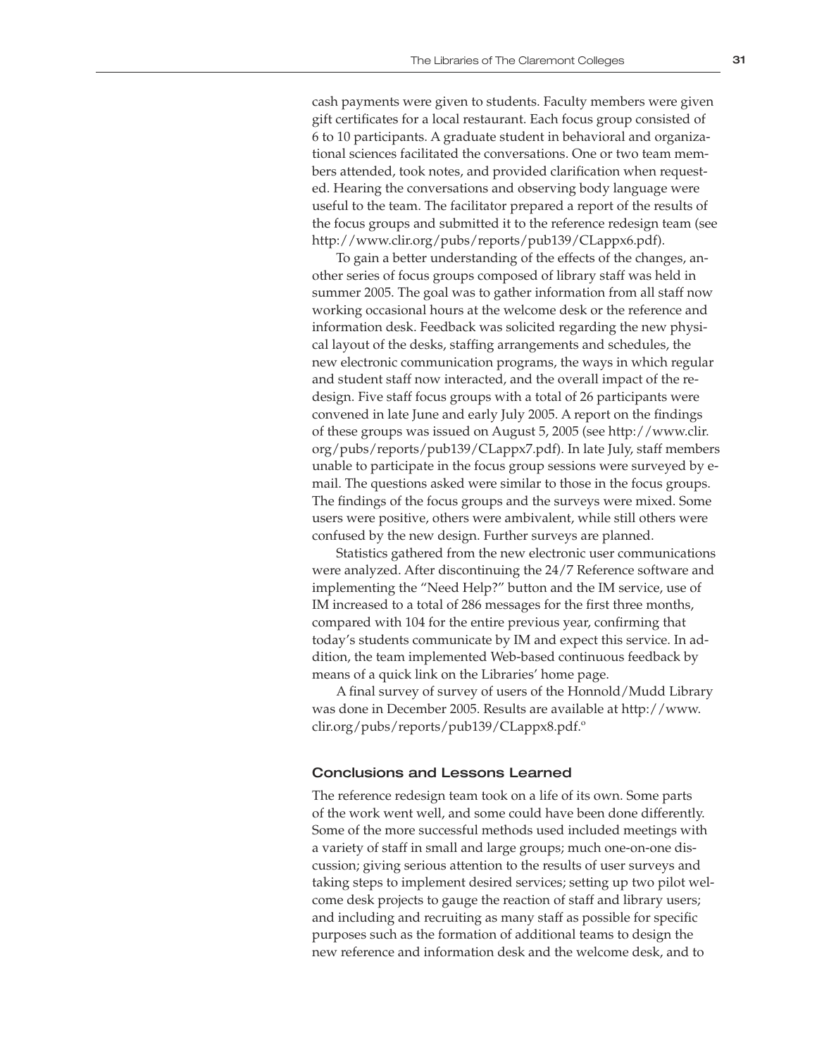cash payments were given to students. Faculty members were given gift certificates for a local restaurant. Each focus group consisted of 6 to 10 participants. A graduate student in behavioral and organizational sciences facilitated the conversations. One or two team members attended, took notes, and provided clarification when requested. Hearing the conversations and observing body language were useful to the team. The facilitator prepared a report of the results of the focus groups and submitted it to the reference redesign team (see http://www.clir.org/pubs/reports/pub139/CLappx6.pdf).

To gain a better understanding of the effects of the changes, another series of focus groups composed of library staff was held in summer 2005. The goal was to gather information from all staff now working occasional hours at the welcome desk or the reference and information desk. Feedback was solicited regarding the new physical layout of the desks, staffing arrangements and schedules, the new electronic communication programs, the ways in which regular and student staff now interacted, and the overall impact of the redesign. Five staff focus groups with a total of 26 participants were convened in late June and early July 2005. A report on the findings of these groups was issued on August 5, 2005 (see http://www.clir.org/pubs/reports/pub139/CLappx7.pdf). In late July, staff members unable to participate in the focus group sessions were surveyed by e-mail. The questions asked were similar to those in the focus groups. The findings of the focus groups and the surveys were mixed. Some users were positive, others were ambivalent, while still others were confused by the new design. Further surveys are planned.

Statistics gathered from the new electronic user communications were analyzed. After discontinuing the 24/7 Reference software and implementing the "Need Help?" button and the IM service, use of IM increased to a total of 286 messages for the first three months, compared with 104 for the entire previous year, confirming that today's students communicate by IM and expect this service. In addition, the team implemented Web-based continuous feedback by means of a quick link on the Libraries' home page.

A final survey of survey of users of the Honnold/Mudd Library was done in December 2005. Results are available at http://www.clir.org/pubs/reports/pub139/CLappx8.pdf.[o]

### Conclusions and Lessons Learned

The reference redesign team took on a life of its own. Some parts of the work went well, and some could have been done differently. Some of the more successful methods used included meetings with a variety of staff in small and large groups; much one-on-one discussion; giving serious attention to the results of user surveys and taking steps to implement desired services; setting up two pilot welcome desk projects to gauge the reaction of staff and library users; and including and recruiting as many staff as possible for specific purposes such as the formation of additional teams to design the new reference and information desk and the welcome desk, and to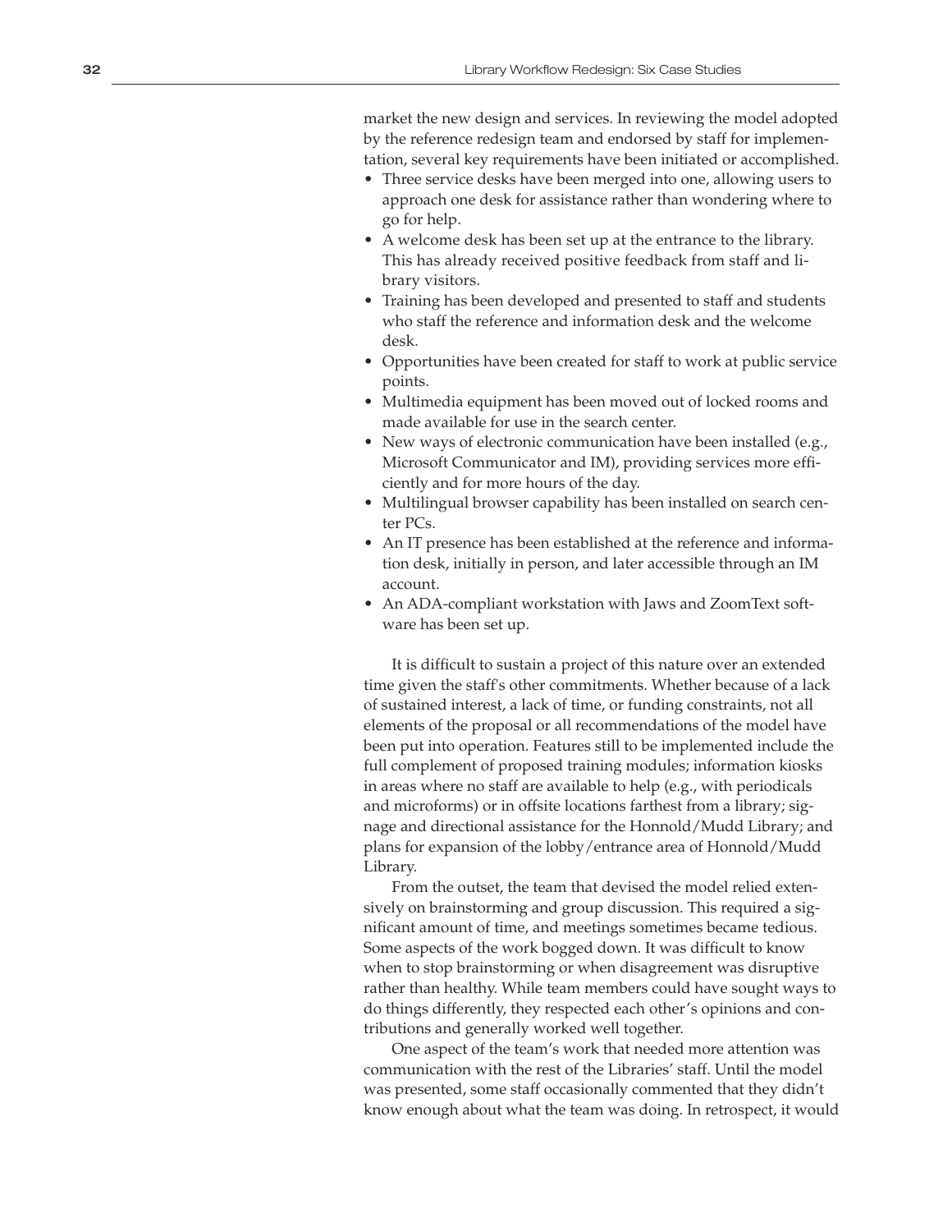market the new design and services. In reviewing the model adopted by the reference redesign team and endorsed by staff for implementation, several key requirements have been initiated or accomplished.

- Three service desks have been merged into one, allowing users to approach one desk for assistance rather than wondering where to go for help.
- A welcome desk has been set up at the entrance to the library. This has already received positive feedback from staff and library visitors.
- Training has been developed and presented to staff and students who staff the reference and information desk and the welcome desk.
- Opportunities have been created for staff to work at public service points.
- Multimedia equipment has been moved out of locked rooms and made available for use in the search center.
- New ways of electronic communication have been installed (e.g., Microsoft Communicator and IM), providing services more efficiently and for more hours of the day.
- Multilingual browser capability has been installed on search center PCs.
- An IT presence has been established at the reference and information desk, initially in person, and later accessible through an IM account.
- An ADA-compliant workstation with Jaws and ZoomText software has been set up.

It is difficult to sustain a project of this nature over an extended time given the staff's other commitments. Whether because of a lack of sustained interest, a lack of time, or funding constraints, not all elements of the proposal or all recommendations of the model have been put into operation. Features still to be implemented include the full complement of proposed training modules; information kiosks in areas where no staff are available to help (e.g., with periodicals and microforms) or in offsite locations farthest from a library; signage and directional assistance for the Honnold/Mudd Library; and plans for expansion of the lobby/entrance area of Honnold/Mudd Library.

From the outset, the team that devised the model relied extensively on brainstorming and group discussion. This required a significant amount of time, and meetings sometimes became tedious. Some aspects of the work bogged down. It was difficult to know when to stop brainstorming or when disagreement was disruptive rather than healthy. While team members could have sought ways to do things differently, they respected each other's opinions and contributions and generally worked well together.

One aspect of the team's work that needed more attention was communication with the rest of the Libraries' staff. Until the model was presented, some staff occasionally commented that they didn't know enough about what the team was doing. In retrospect, it would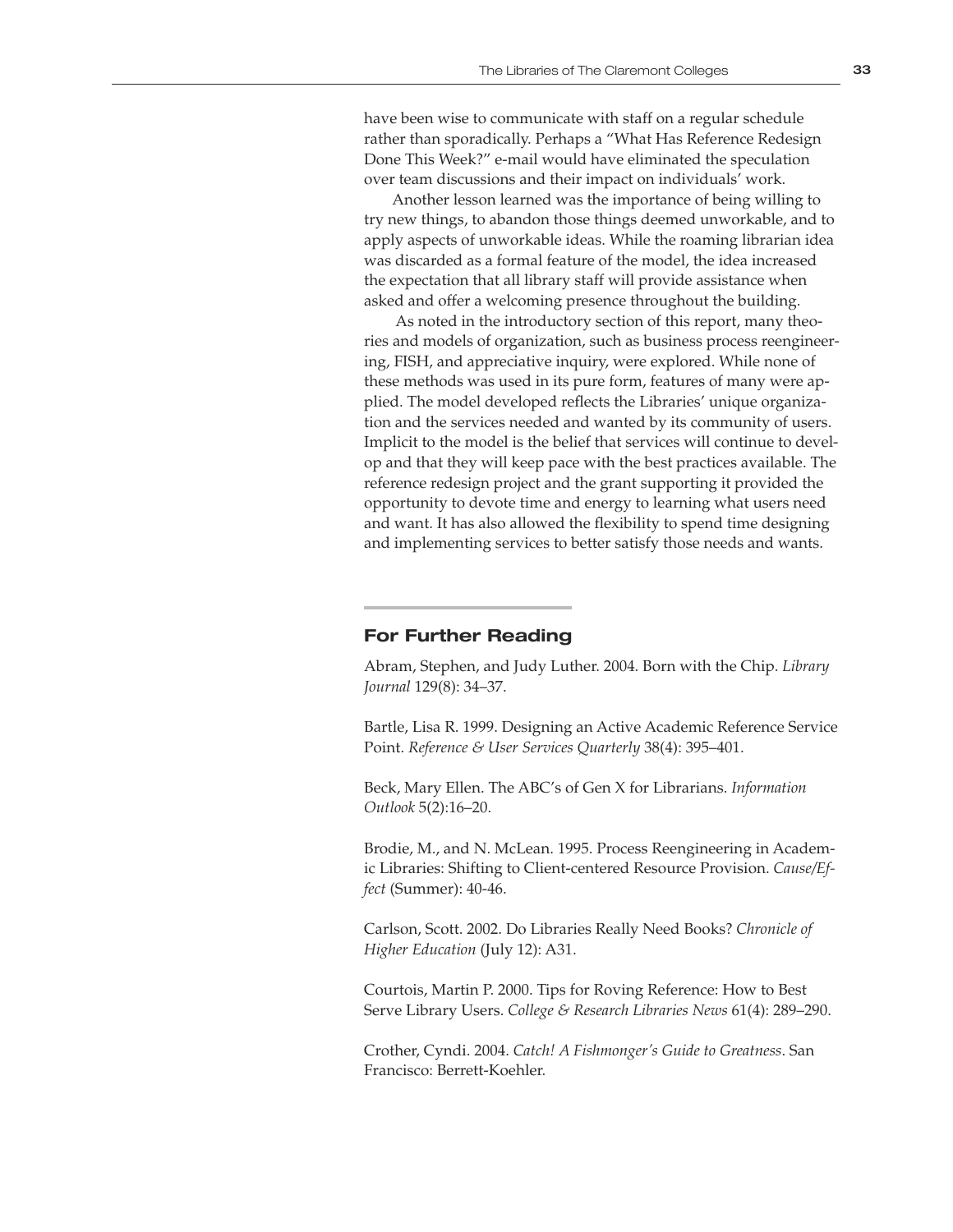have been wise to communicate with staff on a regular schedule rather than sporadically. Perhaps a "What Has Reference Redesign Done This Week?" e-mail would have eliminated the speculation over team discussions and their impact on individuals' work.

Another lesson learned was the importance of being willing to try new things, to abandon those things deemed unworkable, and to apply aspects of unworkable ideas. While the roaming librarian idea was discarded as a formal feature of the model, the idea increased the expectation that all library staff will provide assistance when asked and offer a welcoming presence throughout the building.

As noted in the introductory section of this report, many theories and models of organization, such as business process reengineering, FISH, and appreciative inquiry, were explored. While none of these methods was used in its pure form, features of many were applied. The model developed reflects the Libraries' unique organization and the services needed and wanted by its community of users. Implicit to the model is the belief that services will continue to develop and that they will keep pace with the best practices available. The reference redesign project and the grant supporting it provided the opportunity to devote time and energy to learning what users need and want. It has also allowed the flexibility to spend time designing and implementing services to better satisfy those needs and wants.

## For Further Reading

Abram, Stephen, and Judy Luther. 2004. Born with the Chip. *Library Journal* 129(8): 34–37.

Bartle, Lisa R. 1999. Designing an Active Academic Reference Service Point. *Reference & User Services Quarterly* 38(4): 395–401.

Beck, Mary Ellen. The ABC's of Gen X for Librarians. *Information Outlook* 5(2):16–20.

Brodie, M., and N. McLean. 1995. Process Reengineering in Academic Libraries: Shifting to Client-centered Resource Provision. *Cause/Effect* (Summer): 40-46.

Carlson, Scott. 2002. Do Libraries Really Need Books? *Chronicle of Higher Education* (July 12): A31.

Courtois, Martin P. 2000. Tips for Roving Reference: How to Best Serve Library Users. *College & Research Libraries News* 61(4): 289–290.

Crother, Cyndi. 2004. *Catch! A Fishmonger's Guide to Greatness*. San Francisco: Berrett-Koehler.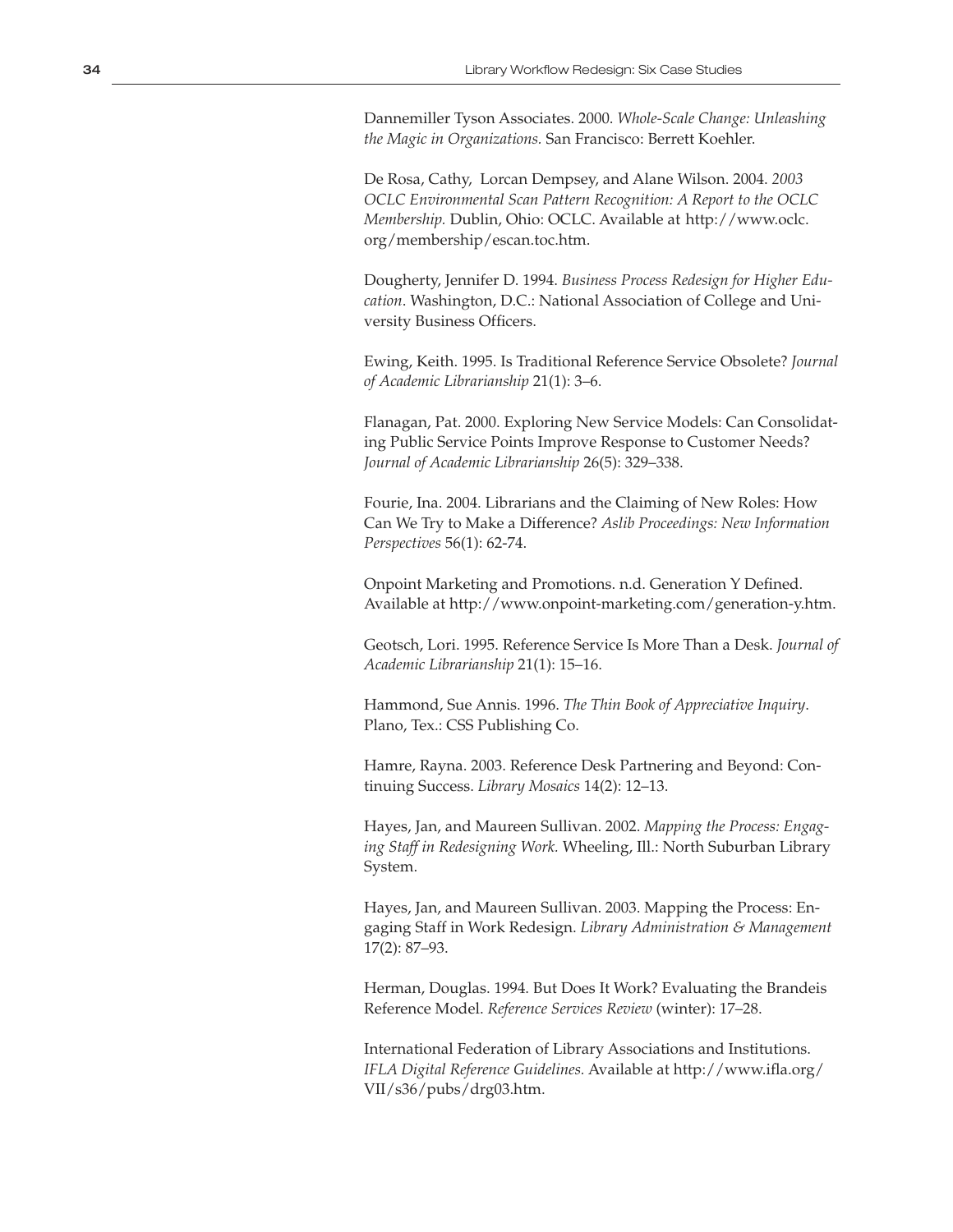Dannemiller Tyson Associates. 2000. *Whole-Scale Change: Unleashing the Magic in Organizations.* San Francisco: Berrett Koehler.

De Rosa, Cathy, Lorcan Dempsey, and Alane Wilson. 2004. *2003 OCLC Environmental Scan Pattern Recognition: A Report to the OCLC Membership.* Dublin, Ohio: OCLC. Available at http://www.oclc.org/membership/escan.toc.htm.

Dougherty, Jennifer D. 1994. *Business Process Redesign for Higher Education*. Washington, D.C.: National Association of College and University Business Officers.

Ewing, Keith. 1995. Is Traditional Reference Service Obsolete? *Journal of Academic Librarianship* 21(1): 3–6.

Flanagan, Pat. 2000. Exploring New Service Models: Can Consolidating Public Service Points Improve Response to Customer Needs? *Journal of Academic Librarianship* 26(5): 329–338.

Fourie, Ina. 2004. Librarians and the Claiming of New Roles: How Can We Try to Make a Difference? *Aslib Proceedings: New Information Perspectives* 56(1): 62-74.

Onpoint Marketing and Promotions. n.d. Generation Y Defined. Available at http://www.onpoint-marketing.com/generation-y.htm.

Geotsch, Lori. 1995. Reference Service Is More Than a Desk. *Journal of Academic Librarianship* 21(1): 15–16.

Hammond, Sue Annis. 1996. *The Thin Book of Appreciative Inquiry*. Plano, Tex.: CSS Publishing Co.

Hamre, Rayna. 2003. Reference Desk Partnering and Beyond: Continuing Success. *Library Mosaics* 14(2): 12–13.

Hayes, Jan, and Maureen Sullivan. 2002. *Mapping the Process: Engaging Staff in Redesigning Work.* Wheeling, Ill.: North Suburban Library System.

Hayes, Jan, and Maureen Sullivan. 2003. Mapping the Process: Engaging Staff in Work Redesign. *Library Administration & Management* 17(2): 87–93.

Herman, Douglas. 1994. But Does It Work? Evaluating the Brandeis Reference Model. *Reference Services Review* (winter): 17–28.

International Federation of Library Associations and Institutions. *IFLA Digital Reference Guidelines.* Available at http://www.ifla.org/VII/s36/pubs/drg03.htm.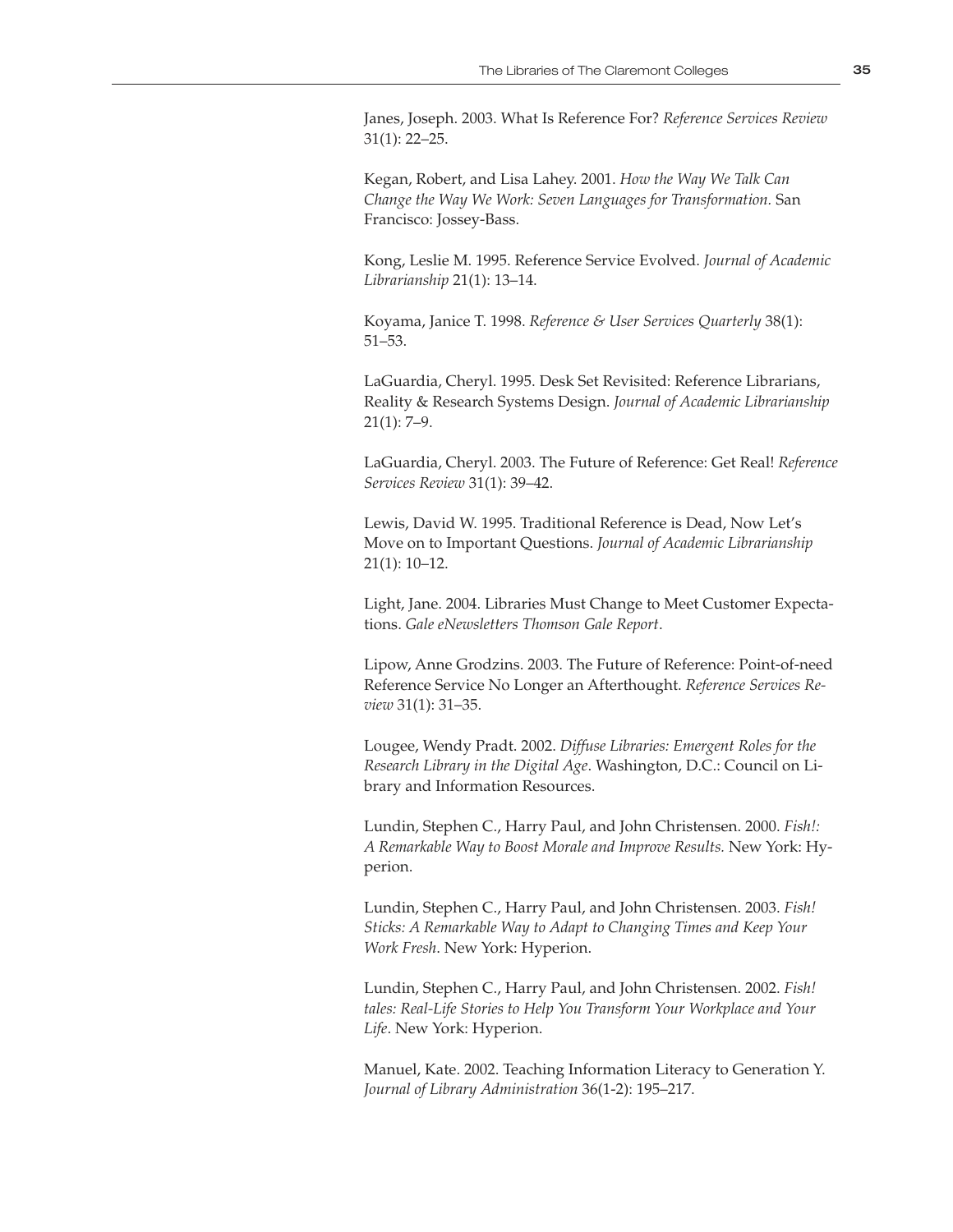Janes, Joseph. 2003. What Is Reference For? *Reference Services Review* 31(1): 22–25.

Kegan, Robert, and Lisa Lahey. 2001. *How the Way We Talk Can Change the Way We Work: Seven Languages for Transformation.* San Francisco: Jossey-Bass.

Kong, Leslie M. 1995. Reference Service Evolved. *Journal of Academic Librarianship* 21(1): 13–14.

Koyama, Janice T. 1998. *Reference & User Services Quarterly* 38(1): 51–53.

LaGuardia, Cheryl. 1995. Desk Set Revisited: Reference Librarians, Reality & Research Systems Design. *Journal of Academic Librarianship* 21(1): 7–9.

LaGuardia, Cheryl. 2003. The Future of Reference: Get Real! *Reference Services Review* 31(1): 39–42.

Lewis, David W. 1995. Traditional Reference is Dead, Now Let's Move on to Important Questions. *Journal of Academic Librarianship* 21(1): 10–12.

Light, Jane. 2004. Libraries Must Change to Meet Customer Expectations. *Gale eNewsletters Thomson Gale Report*.

Lipow, Anne Grodzins. 2003. The Future of Reference: Point-of-need Reference Service No Longer an Afterthought. *Reference Services Review* 31(1): 31–35.

Lougee, Wendy Pradt. 2002. *Diffuse Libraries: Emergent Roles for the Research Library in the Digital Age*. Washington, D.C.: Council on Library and Information Resources.

Lundin, Stephen C., Harry Paul, and John Christensen. 2000. *Fish!: A Remarkable Way to Boost Morale and Improve Results.* New York: Hyperion.

Lundin, Stephen C., Harry Paul, and John Christensen. 2003. *Fish! Sticks: A Remarkable Way to Adapt to Changing Times and Keep Your Work Fresh*. New York: Hyperion.

Lundin, Stephen C., Harry Paul, and John Christensen. 2002. *Fish! tales: Real-Life Stories to Help You Transform Your Workplace and Your Life*. New York: Hyperion.

Manuel, Kate. 2002. Teaching Information Literacy to Generation Y. *Journal of Library Administration* 36(1-2): 195–217.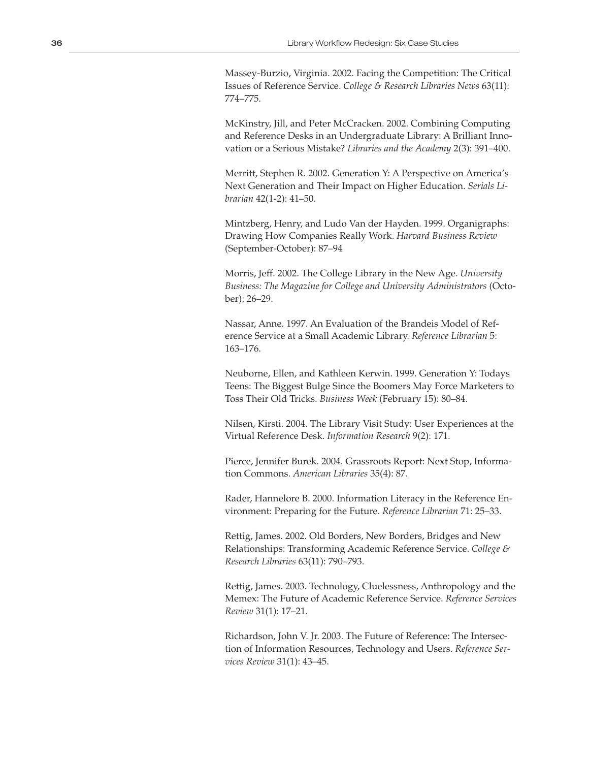Massey-Burzio, Virginia. 2002. Facing the Competition: The Critical Issues of Reference Service. *College & Research Libraries News* 63(11): 774–775.

McKinstry, Jill, and Peter McCracken. 2002. Combining Computing and Reference Desks in an Undergraduate Library: A Brilliant Innovation or a Serious Mistake? *Libraries and the Academy* 2(3): 391–400.

Merritt, Stephen R. 2002. Generation Y: A Perspective on America's Next Generation and Their Impact on Higher Education. *Serials Librarian* 42(1-2): 41–50.

Mintzberg, Henry, and Ludo Van der Hayden. 1999. Organigraphs: Drawing How Companies Really Work. *Harvard Business Review* (September-October): 87–94

Morris, Jeff. 2002. The College Library in the New Age. *University Business: The Magazine for College and University Administrators* (October): 26–29.

Nassar, Anne. 1997. An Evaluation of the Brandeis Model of Reference Service at a Small Academic Library. *Reference Librarian* 5: 163–176.

Neuborne, Ellen, and Kathleen Kerwin. 1999. Generation Y: Todays Teens: The Biggest Bulge Since the Boomers May Force Marketers to Toss Their Old Tricks. *Business Week* (February 15): 80–84.

Nilsen, Kirsti. 2004. The Library Visit Study: User Experiences at the Virtual Reference Desk. *Information Research* 9(2): 171.

Pierce, Jennifer Burek. 2004. Grassroots Report: Next Stop, Information Commons. *American Libraries* 35(4): 87.

Rader, Hannelore B. 2000. Information Literacy in the Reference Environment: Preparing for the Future. *Reference Librarian* 71: 25–33.

Rettig, James. 2002. Old Borders, New Borders, Bridges and New Relationships: Transforming Academic Reference Service. *College & Research Libraries* 63(11): 790–793.

Rettig, James. 2003. Technology, Cluelessness, Anthropology and the Memex: The Future of Academic Reference Service. *Reference Services Review* 31(1): 17–21.

Richardson, John V. Jr. 2003. The Future of Reference: The Intersection of Information Resources, Technology and Users. *Reference Services Review* 31(1): 43–45.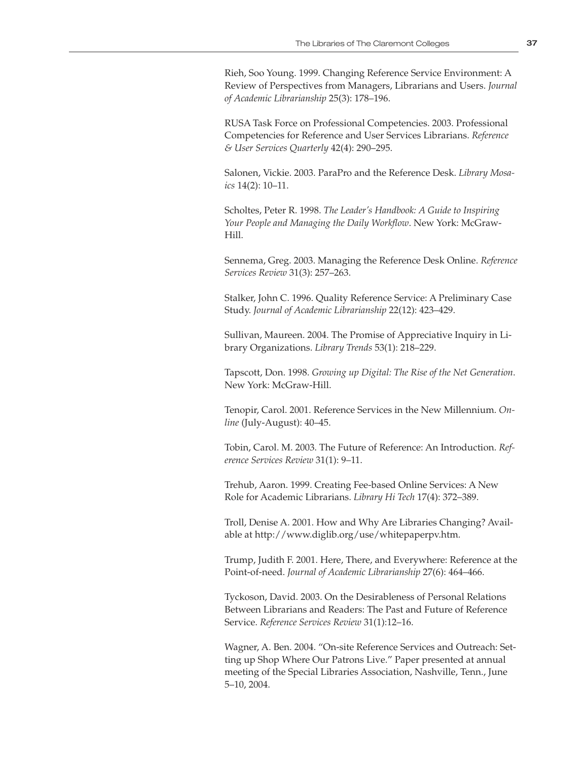Rieh, Soo Young. 1999. Changing Reference Service Environment: A Review of Perspectives from Managers, Librarians and Users. *Journal of Academic Librarianship* 25(3): 178–196.

RUSA Task Force on Professional Competencies. 2003. Professional Competencies for Reference and User Services Librarians. *Reference & User Services Quarterly* 42(4): 290–295.

Salonen, Vickie. 2003. ParaPro and the Reference Desk. *Library Mosaics* 14(2): 10–11.

Scholtes, Peter R. 1998. *The Leader's Handbook: A Guide to Inspiring Your People and Managing the Daily Workflow*. New York: McGraw-Hill.

Sennema, Greg. 2003. Managing the Reference Desk Online. *Reference Services Review* 31(3): 257–263.

Stalker, John C. 1996. Quality Reference Service: A Preliminary Case Study. *Journal of Academic Librarianship* 22(12): 423–429.

Sullivan, Maureen. 2004. The Promise of Appreciative Inquiry in Library Organizations. *Library Trends* 53(1): 218–229.

Tapscott, Don. 1998. *Growing up Digital: The Rise of the Net Generation*. New York: McGraw-Hill.

Tenopir, Carol. 2001. Reference Services in the New Millennium. *Online* (July-August): 40–45.

Tobin, Carol. M. 2003. The Future of Reference: An Introduction. *Reference Services Review* 31(1): 9–11.

Trehub, Aaron. 1999. Creating Fee-based Online Services: A New Role for Academic Librarians. *Library Hi Tech* 17(4): 372–389.

Troll, Denise A. 2001. How and Why Are Libraries Changing? Available at http://www.diglib.org/use/whitepaperpv.htm.

Trump, Judith F. 2001. Here, There, and Everywhere: Reference at the Point-of-need. *Journal of Academic Librarianship* 27(6): 464–466.

Tyckoson, David. 2003. On the Desirableness of Personal Relations Between Librarians and Readers: The Past and Future of Reference Service. *Reference Services Review* 31(1):12–16.

Wagner, A. Ben. 2004. "On-site Reference Services and Outreach: Setting up Shop Where Our Patrons Live." Paper presented at annual meeting of the Special Libraries Association, Nashville, Tenn., June 5–10, 2004.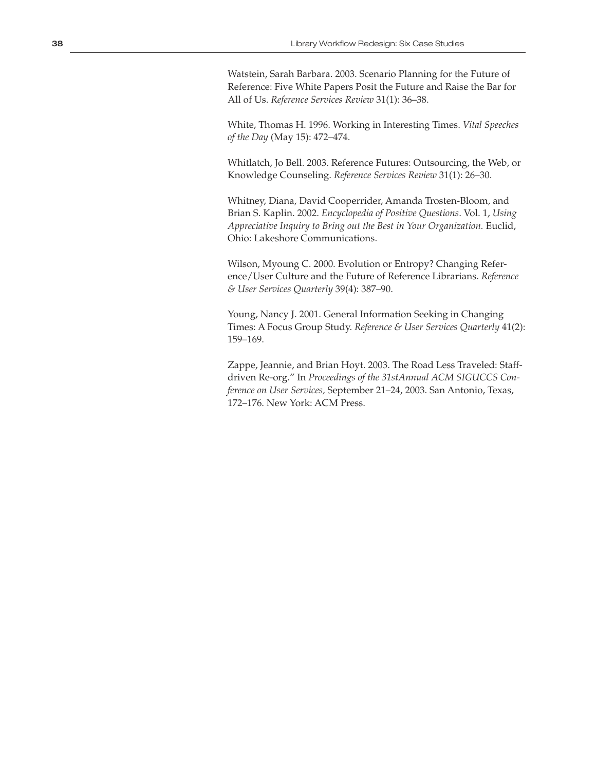Watstein, Sarah Barbara. 2003. Scenario Planning for the Future of Reference: Five White Papers Posit the Future and Raise the Bar for All of Us. *Reference Services Review* 31(1): 36–38.

White, Thomas H. 1996. Working in Interesting Times. *Vital Speeches of the Day* (May 15): 472–474.

Whitlatch, Jo Bell. 2003. Reference Futures: Outsourcing, the Web, or Knowledge Counseling. *Reference Services Review* 31(1): 26–30.

Whitney, Diana, David Cooperrider, Amanda Trosten-Bloom, and Brian S. Kaplin. 2002. *Encyclopedia of Positive Questions*. Vol. 1, *Using Appreciative Inquiry to Bring out the Best in Your Organization*. Euclid, Ohio: Lakeshore Communications.

Wilson, Myoung C. 2000. Evolution or Entropy? Changing Reference/User Culture and the Future of Reference Librarians. *Reference & User Services Quarterly* 39(4): 387–90.

Young, Nancy J. 2001. General Information Seeking in Changing Times: A Focus Group Study. *Reference & User Services Quarterly* 41(2): 159–169.

Zappe, Jeannie, and Brian Hoyt. 2003. The Road Less Traveled: Staff-driven Re-org." In *Proceedings of the 31stAnnual ACM SIGUCCS Conference on User Services*, September 21–24, 2003. San Antonio, Texas, 172–176. New York: ACM Press.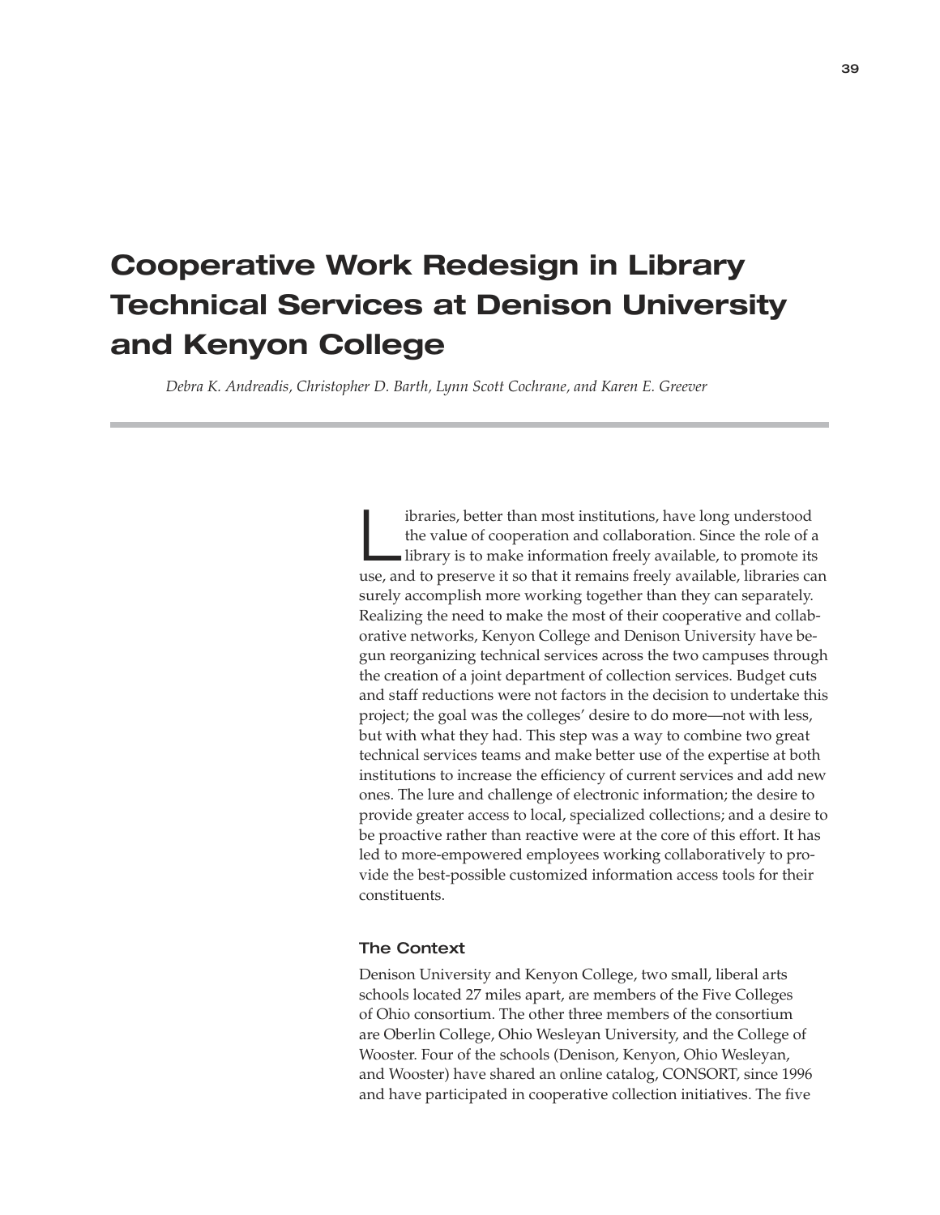# Cooperative Work Redesign in Library Technical Services at Denison University and Kenyon College

*Debra K. Andreadis, Christopher D. Barth, Lynn Scott Cochrane, and Karen E. Greever*

Libraries, better than most institutions, have long understood the value of cooperation and collaboration. Since the role of a library is to make information freely available, to promote its use, and to preserve it so that it remains freely available, libraries can surely accomplish more working together than they can separately. Realizing the need to make the most of their cooperative and collaborative networks, Kenyon College and Denison University have begun reorganizing technical services across the two campuses through the creation of a joint department of collection services. Budget cuts and staff reductions were not factors in the decision to undertake this project; the goal was the colleges' desire to do more—not with less, but with what they had. This step was a way to combine two great technical services teams and make better use of the expertise at both institutions to increase the efficiency of current services and add new ones. The lure and challenge of electronic information; the desire to provide greater access to local, specialized collections; and a desire to be proactive rather than reactive were at the core of this effort. It has led to more-empowered employees working collaboratively to provide the best-possible customized information access tools for their constituents.

## The Context

Denison University and Kenyon College, two small, liberal arts schools located 27 miles apart, are members of the Five Colleges of Ohio consortium. The other three members of the consortium are Oberlin College, Ohio Wesleyan University, and the College of Wooster. Four of the schools (Denison, Kenyon, Ohio Wesleyan, and Wooster) have shared an online catalog, CONSORT, since 1996 and have participated in cooperative collection initiatives. The five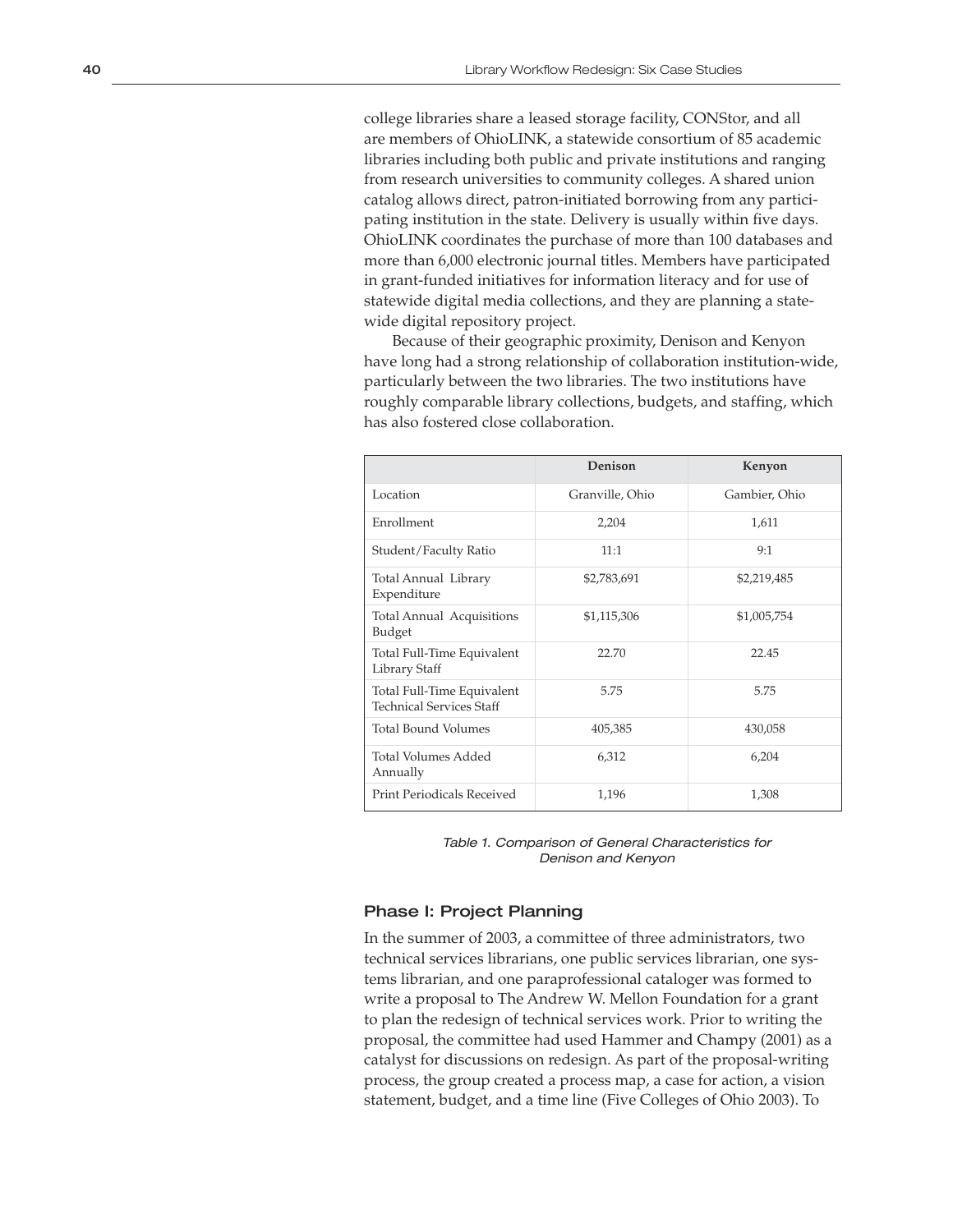college libraries share a leased storage facility, CONStor, and all are members of OhioLINK, a statewide consortium of 85 academic libraries including both public and private institutions and ranging from research universities to community colleges. A shared union catalog allows direct, patron-initiated borrowing from any participating institution in the state. Delivery is usually within five days. OhioLINK coordinates the purchase of more than 100 databases and more than 6,000 electronic journal titles. Members have participated in grant-funded initiatives for information literacy and for use of statewide digital media collections, and they are planning a statewide digital repository project.

Because of their geographic proximity, Denison and Kenyon have long had a strong relationship of collaboration institution-wide, particularly between the two libraries. The two institutions have roughly comparable library collections, budgets, and staffing, which has also fostered close collaboration.

| | Denison | Kenyon |
|---|---|---|
| Location | Granville, Ohio | Gambier, Ohio |
| Enrollment | 2,204 | 1,611 |
| Student/Faculty Ratio | 11:1 | 9:1 |
| Total Annual Library Expenditure | $2,783,691 | $2,219,485 |
| Total Annual Acquisitions Budget | $1,115,306 | $1,005,754 |
| Total Full-Time Equivalent Library Staff | 22.70 | 22.45 |
| Total Full-Time Equivalent Technical Services Staff | 5.75 | 5.75 |
| Total Bound Volumes | 405,385 | 430,058 |
| Total Volumes Added Annually | 6,312 | 6,204 |
| Print Periodicals Received | 1,196 | 1,308 |

*Table 1. Comparison of General Characteristics for Denison and Kenyon*

## Phase I: Project Planning

In the summer of 2003, a committee of three administrators, two technical services librarians, one public services librarian, one systems librarian, and one paraprofessional cataloger was formed to write a proposal to The Andrew W. Mellon Foundation for a grant to plan the redesign of technical services work. Prior to writing the proposal, the committee had used Hammer and Champy (2001) as a catalyst for discussions on redesign. As part of the proposal-writing process, the group created a process map, a case for action, a vision statement, budget, and a time line (Five Colleges of Ohio 2003). To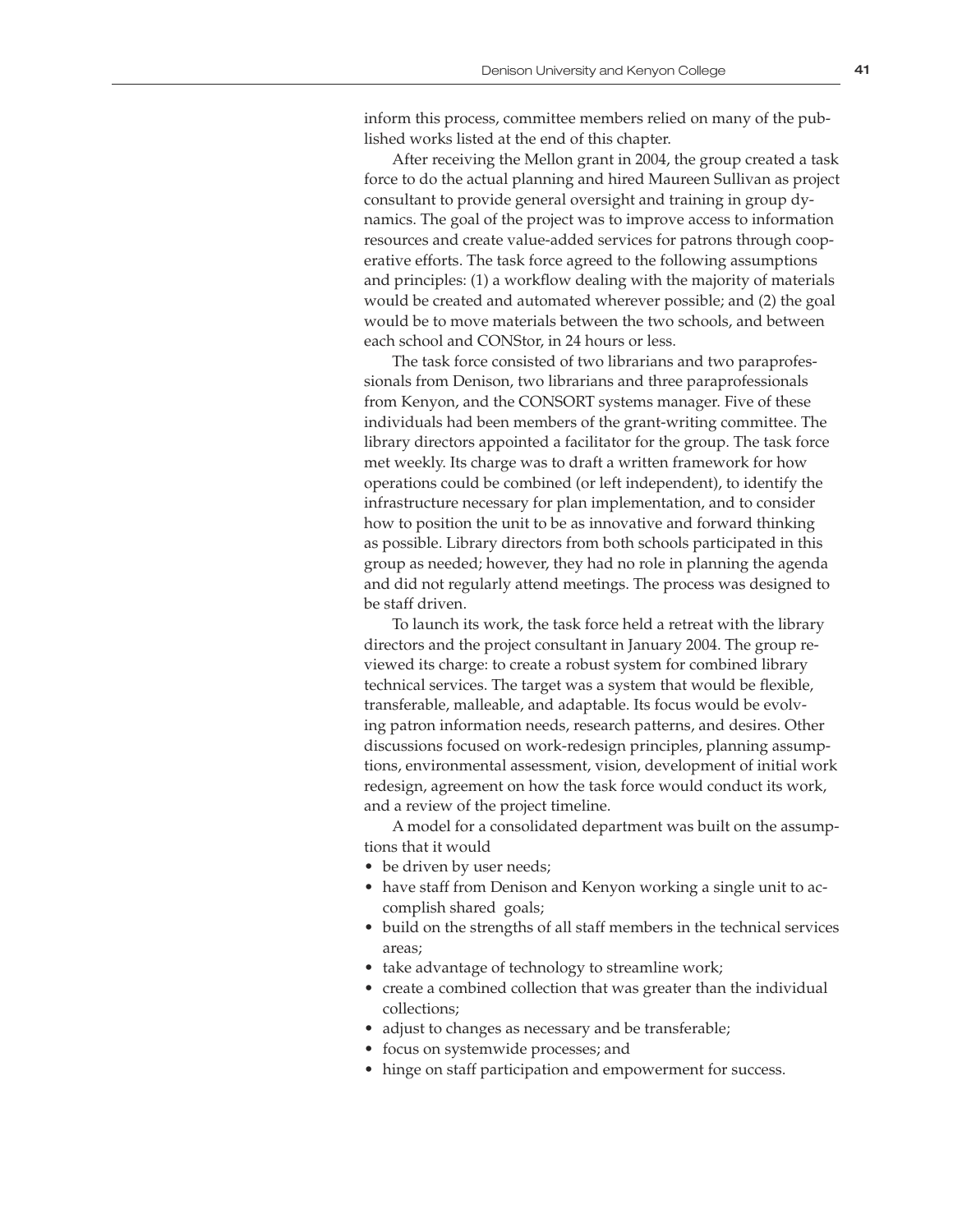inform this process, committee members relied on many of the published works listed at the end of this chapter.

After receiving the Mellon grant in 2004, the group created a task force to do the actual planning and hired Maureen Sullivan as project consultant to provide general oversight and training in group dynamics. The goal of the project was to improve access to information resources and create value-added services for patrons through cooperative efforts. The task force agreed to the following assumptions and principles: (1) a workflow dealing with the majority of materials would be created and automated wherever possible; and (2) the goal would be to move materials between the two schools, and between each school and CONStor, in 24 hours or less.

The task force consisted of two librarians and two paraprofessionals from Denison, two librarians and three paraprofessionals from Kenyon, and the CONSORT systems manager. Five of these individuals had been members of the grant-writing committee. The library directors appointed a facilitator for the group. The task force met weekly. Its charge was to draft a written framework for how operations could be combined (or left independent), to identify the infrastructure necessary for plan implementation, and to consider how to position the unit to be as innovative and forward thinking as possible. Library directors from both schools participated in this group as needed; however, they had no role in planning the agenda and did not regularly attend meetings. The process was designed to be staff driven.

To launch its work, the task force held a retreat with the library directors and the project consultant in January 2004. The group reviewed its charge: to create a robust system for combined library technical services. The target was a system that would be flexible, transferable, malleable, and adaptable. Its focus would be evolving patron information needs, research patterns, and desires. Other discussions focused on work-redesign principles, planning assumptions, environmental assessment, vision, development of initial work redesign, agreement on how the task force would conduct its work, and a review of the project timeline.

A model for a consolidated department was built on the assumptions that it would

- be driven by user needs;
- have staff from Denison and Kenyon working a single unit to accomplish shared goals;
- build on the strengths of all staff members in the technical services areas;
- take advantage of technology to streamline work;
- create a combined collection that was greater than the individual collections;
- adjust to changes as necessary and be transferable;
- focus on systemwide processes; and
- hinge on staff participation and empowerment for success.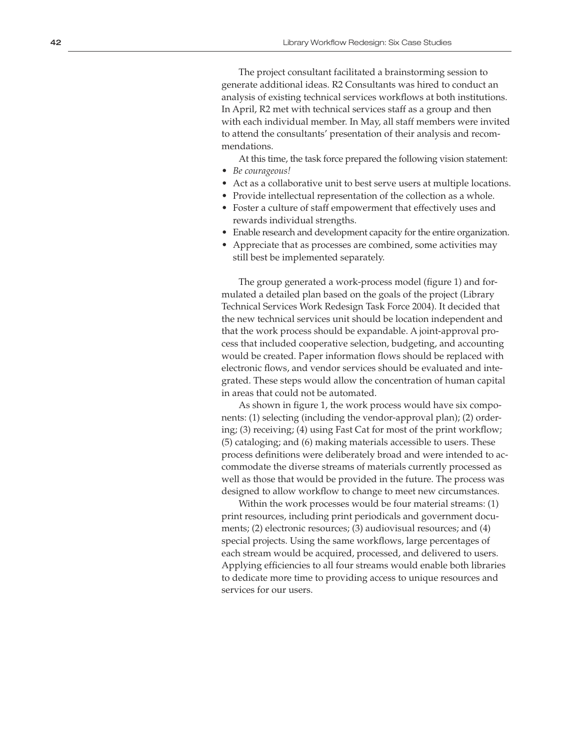The project consultant facilitated a brainstorming session to generate additional ideas. R2 Consultants was hired to conduct an analysis of existing technical services workflows at both institutions. In April, R2 met with technical services staff as a group and then with each individual member. In May, all staff members were invited to attend the consultants' presentation of their analysis and recommendations.

At this time, the task force prepared the following vision statement:

- *Be courageous!*
- Act as a collaborative unit to best serve users at multiple locations.
- Provide intellectual representation of the collection as a whole.
- Foster a culture of staff empowerment that effectively uses and rewards individual strengths.
- Enable research and development capacity for the entire organization.
- Appreciate that as processes are combined, some activities may still best be implemented separately.

The group generated a work-process model (figure 1) and formulated a detailed plan based on the goals of the project (Library Technical Services Work Redesign Task Force 2004). It decided that the new technical services unit should be location independent and that the work process should be expandable. A joint-approval process that included cooperative selection, budgeting, and accounting would be created. Paper information flows should be replaced with electronic flows, and vendor services should be evaluated and integrated. These steps would allow the concentration of human capital in areas that could not be automated.

As shown in figure 1, the work process would have six components: (1) selecting (including the vendor-approval plan); (2) ordering; (3) receiving; (4) using Fast Cat for most of the print workflow; (5) cataloging; and (6) making materials accessible to users. These process definitions were deliberately broad and were intended to accommodate the diverse streams of materials currently processed as well as those that would be provided in the future. The process was designed to allow workflow to change to meet new circumstances.

Within the work processes would be four material streams: (1) print resources, including print periodicals and government documents; (2) electronic resources; (3) audiovisual resources; and (4) special projects. Using the same workflows, large percentages of each stream would be acquired, processed, and delivered to users. Applying efficiencies to all four streams would enable both libraries to dedicate more time to providing access to unique resources and services for our users.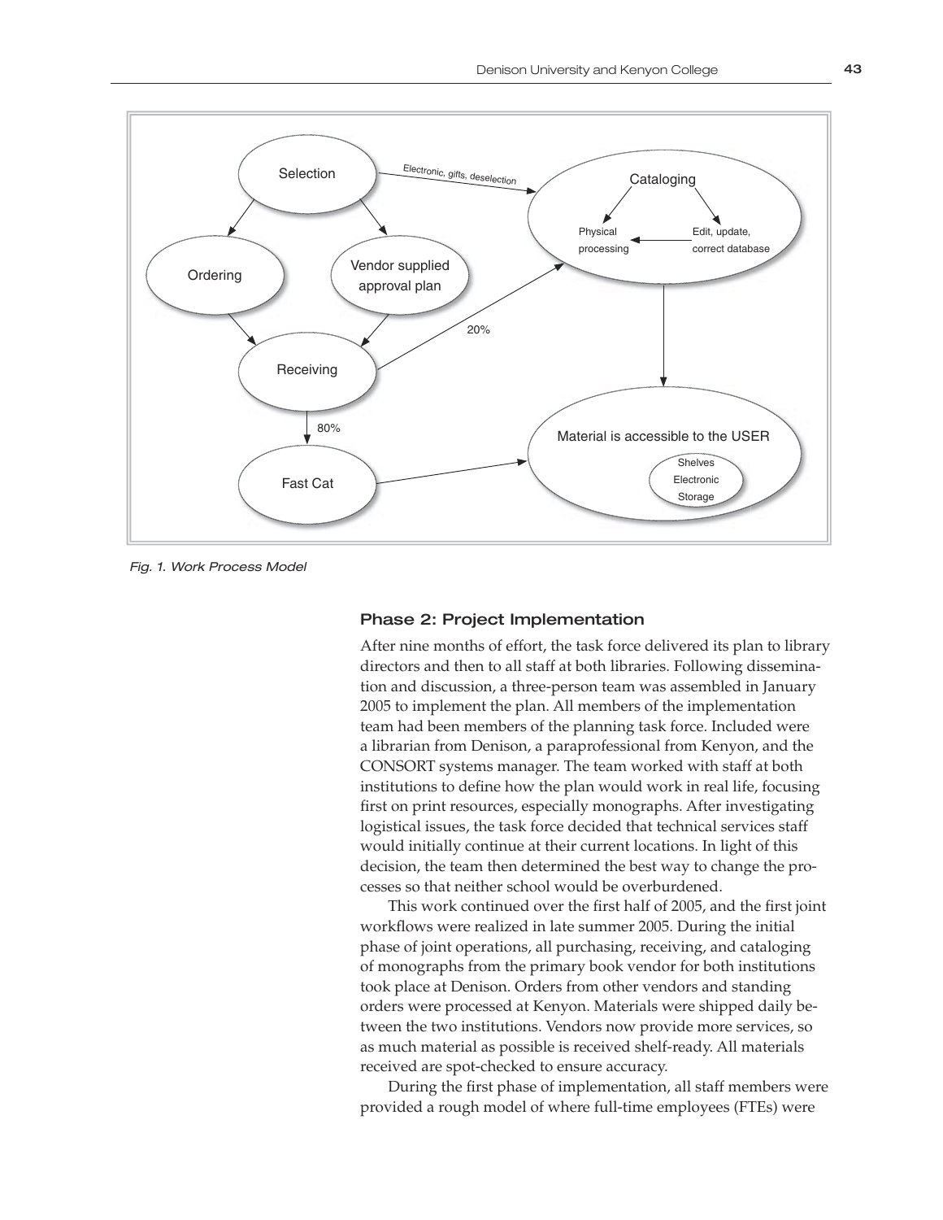Fig. 1. Work Process Model

### Phase 2: Project Implementation

After nine months of effort, the task force delivered its plan to library directors and then to all staff at both libraries. Following dissemination and discussion, a three-person team was assembled in January 2005 to implement the plan. All members of the implementation team had been members of the planning task force. Included were a librarian from Denison, a paraprofessional from Kenyon, and the CONSORT systems manager. The team worked with staff at both institutions to define how the plan would work in real life, focusing first on print resources, especially monographs. After investigating logistical issues, the task force decided that technical services staff would initially continue at their current locations. In light of this decision, the team then determined the best way to change the processes so that neither school would be overburdened.

This work continued over the first half of 2005, and the first joint workflows were realized in late summer 2005. During the initial phase of joint operations, all purchasing, receiving, and cataloging of monographs from the primary book vendor for both institutions took place at Denison. Orders from other vendors and standing orders were processed at Kenyon. Materials were shipped daily between the two institutions. Vendors now provide more services, so as much material as possible is received shelf-ready. All materials received are spot-checked to ensure accuracy.

During the first phase of implementation, all staff members were provided a rough model of where full-time employees (FTEs) were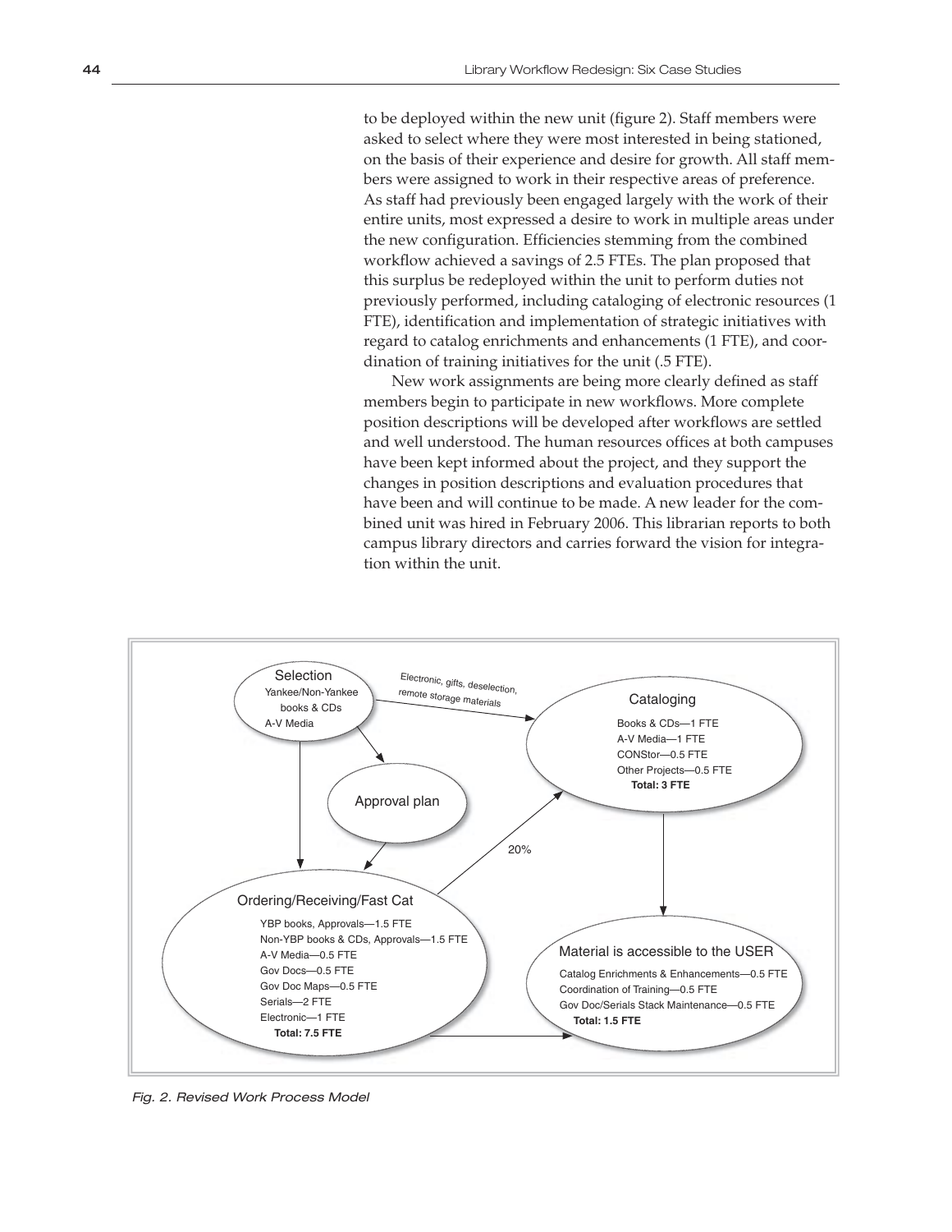to be deployed within the new unit (figure 2). Staff members were asked to select where they were most interested in being stationed, on the basis of their experience and desire for growth. All staff members were assigned to work in their respective areas of preference. As staff had previously been engaged largely with the work of their entire units, most expressed a desire to work in multiple areas under the new configuration. Efficiencies stemming from the combined workflow achieved a savings of 2.5 FTEs. The plan proposed that this surplus be redeployed within the unit to perform duties not previously performed, including cataloging of electronic resources (1 FTE), identification and implementation of strategic initiatives with regard to catalog enrichments and enhancements (1 FTE), and coordination of training initiatives for the unit (.5 FTE).

New work assignments are being more clearly defined as staff members begin to participate in new workflows. More complete position descriptions will be developed after workflows are settled and well understood. The human resources offices at both campuses have been kept informed about the project, and they support the changes in position descriptions and evaluation procedures that have been and will continue to be made. A new leader for the combined unit was hired in February 2006. This librarian reports to both campus library directors and carries forward the vision for integration within the unit.

Selection
Yankee/Non-Yankee books & CDs
A-V Media

Electronic, gifts, deselection, remote storage materials

Cataloging
Books & CDs—1 FTE
A-V Media—1 FTE
CONStor—0.5 FTE
Other Projects—0.5 FTE
**Total: 3 FTE**

Approval plan

20%

Ordering/Receiving/Fast Cat
YBP books, Approvals—1.5 FTE
Non-YBP books & CDs, Approvals—1.5 FTE
A-V Media—0.5 FTE
Gov Docs—0.5 FTE
Gov Doc Maps—0.5 FTE
Serials—2 FTE
Electronic—1 FTE
**Total: 7.5 FTE**

Material is accessible to the USER
Catalog Enrichments & Enhancements—0.5 FTE
Coordination of Training—0.5 FTE
Gov Doc/Serials Stack Maintenance—0.5 FTE
**Total: 1.5 FTE**

*Fig. 2. Revised Work Process Model*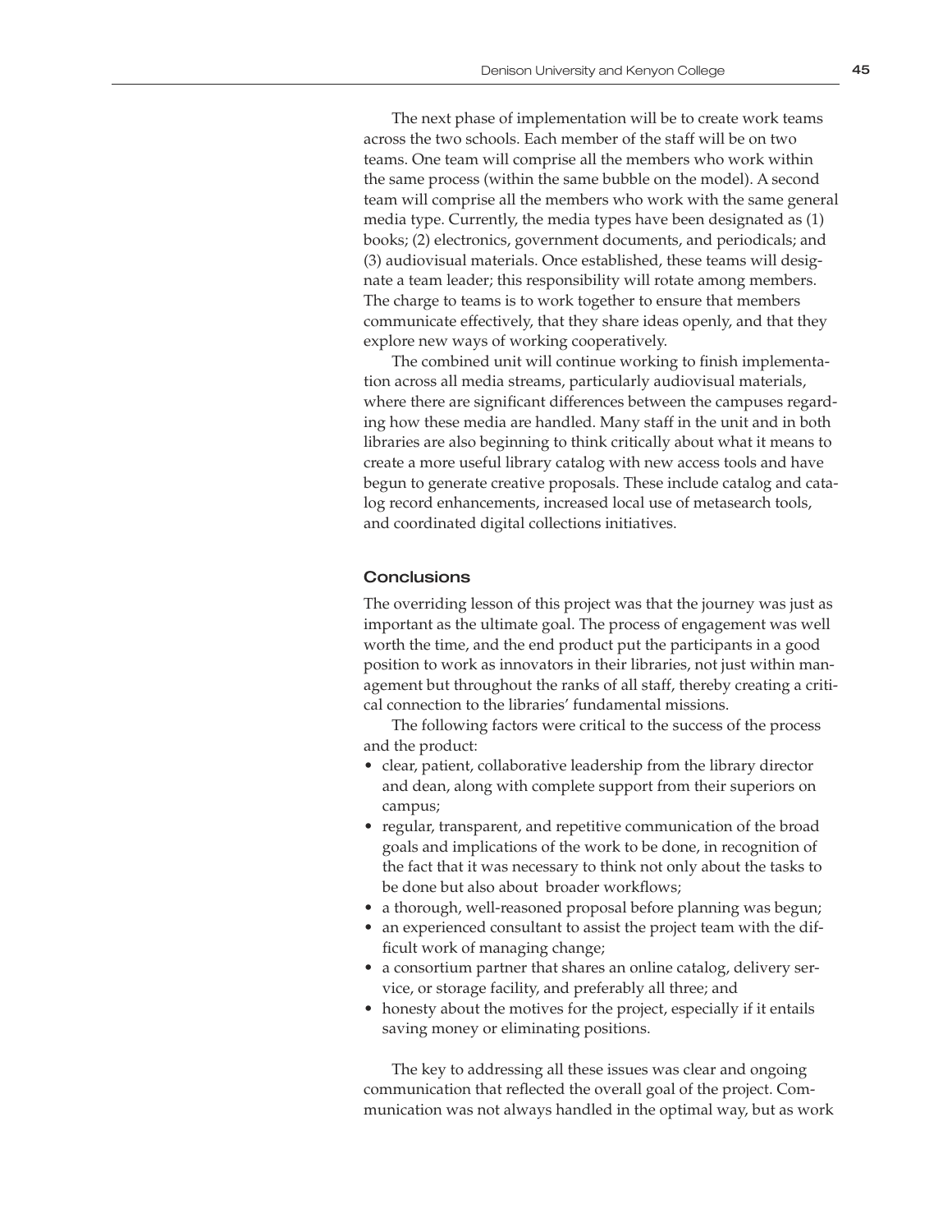The next phase of implementation will be to create work teams across the two schools. Each member of the staff will be on two teams. One team will comprise all the members who work within the same process (within the same bubble on the model). A second team will comprise all the members who work with the same general media type. Currently, the media types have been designated as (1) books; (2) electronics, government documents, and periodicals; and (3) audiovisual materials. Once established, these teams will designate a team leader; this responsibility will rotate among members. The charge to teams is to work together to ensure that members communicate effectively, that they share ideas openly, and that they explore new ways of working cooperatively.

The combined unit will continue working to finish implementation across all media streams, particularly audiovisual materials, where there are significant differences between the campuses regarding how these media are handled. Many staff in the unit and in both libraries are also beginning to think critically about what it means to create a more useful library catalog with new access tools and have begun to generate creative proposals. These include catalog and catalog record enhancements, increased local use of metasearch tools, and coordinated digital collections initiatives.

## Conclusions

The overriding lesson of this project was that the journey was just as important as the ultimate goal. The process of engagement was well worth the time, and the end product put the participants in a good position to work as innovators in their libraries, not just within management but throughout the ranks of all staff, thereby creating a critical connection to the libraries' fundamental missions.

The following factors were critical to the success of the process and the product:

- clear, patient, collaborative leadership from the library director and dean, along with complete support from their superiors on campus;
- regular, transparent, and repetitive communication of the broad goals and implications of the work to be done, in recognition of the fact that it was necessary to think not only about the tasks to be done but also about broader workflows;
- a thorough, well-reasoned proposal before planning was begun;
- an experienced consultant to assist the project team with the difficult work of managing change;
- a consortium partner that shares an online catalog, delivery service, or storage facility, and preferably all three; and
- honesty about the motives for the project, especially if it entails saving money or eliminating positions.

The key to addressing all these issues was clear and ongoing communication that reflected the overall goal of the project. Communication was not always handled in the optimal way, but as work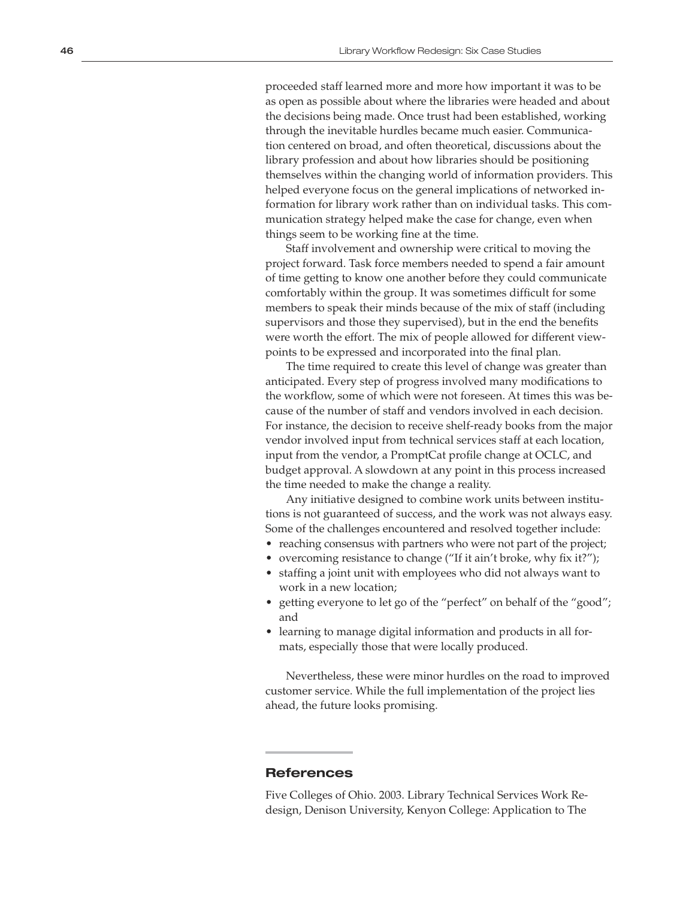proceeded staff learned more and more how important it was to be as open as possible about where the libraries were headed and about the decisions being made. Once trust had been established, working through the inevitable hurdles became much easier. Communication centered on broad, and often theoretical, discussions about the library profession and about how libraries should be positioning themselves within the changing world of information providers. This helped everyone focus on the general implications of networked information for library work rather than on individual tasks. This communication strategy helped make the case for change, even when things seem to be working fine at the time.

Staff involvement and ownership were critical to moving the project forward. Task force members needed to spend a fair amount of time getting to know one another before they could communicate comfortably within the group. It was sometimes difficult for some members to speak their minds because of the mix of staff (including supervisors and those they supervised), but in the end the benefits were worth the effort. The mix of people allowed for different viewpoints to be expressed and incorporated into the final plan.

The time required to create this level of change was greater than anticipated. Every step of progress involved many modifications to the workflow, some of which were not foreseen. At times this was because of the number of staff and vendors involved in each decision. For instance, the decision to receive shelf-ready books from the major vendor involved input from technical services staff at each location, input from the vendor, a PromptCat profile change at OCLC, and budget approval. A slowdown at any point in this process increased the time needed to make the change a reality.

Any initiative designed to combine work units between institutions is not guaranteed of success, and the work was not always easy. Some of the challenges encountered and resolved together include:

- reaching consensus with partners who were not part of the project;
- overcoming resistance to change ("If it ain't broke, why fix it?");
- staffing a joint unit with employees who did not always want to work in a new location;
- getting everyone to let go of the "perfect" on behalf of the "good"; and
- learning to manage digital information and products in all formats, especially those that were locally produced.

Nevertheless, these were minor hurdles on the road to improved customer service. While the full implementation of the project lies ahead, the future looks promising.

## References

Five Colleges of Ohio. 2003. Library Technical Services Work Redesign, Denison University, Kenyon College: Application to The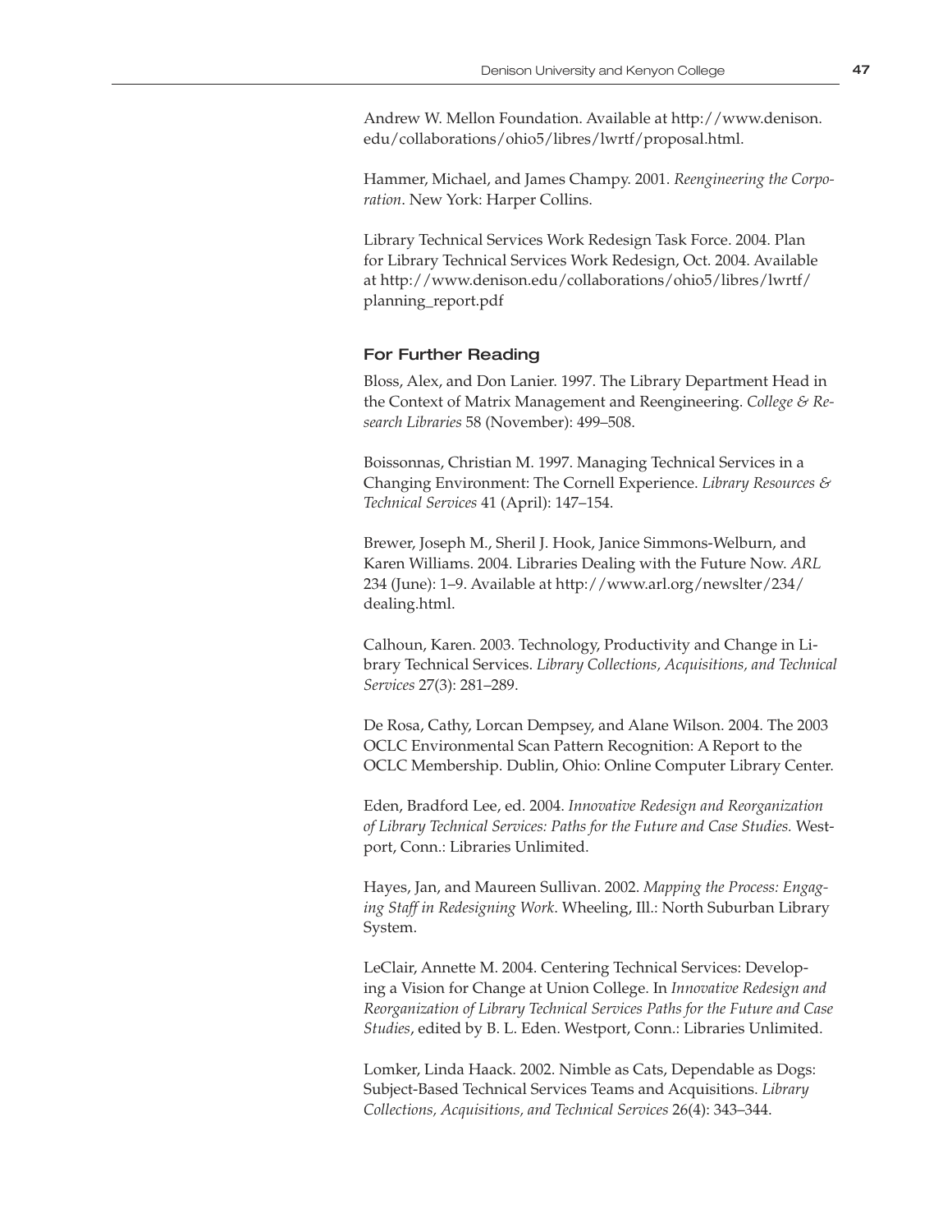Andrew W. Mellon Foundation. Available at http://www.denison.edu/collaborations/ohio5/libres/lwrtf/proposal.html.

Hammer, Michael, and James Champy. 2001. *Reengineering the Corporation*. New York: Harper Collins.

Library Technical Services Work Redesign Task Force. 2004. Plan for Library Technical Services Work Redesign, Oct. 2004. Available at http://www.denison.edu/collaborations/ohio5/libres/lwrtf/planning_report.pdf

### For Further Reading

Bloss, Alex, and Don Lanier. 1997. The Library Department Head in the Context of Matrix Management and Reengineering. *College & Research Libraries* 58 (November): 499–508.

Boissonnas, Christian M. 1997. Managing Technical Services in a Changing Environment: The Cornell Experience. *Library Resources & Technical Services* 41 (April): 147–154.

Brewer, Joseph M., Sheril J. Hook, Janice Simmons-Welburn, and Karen Williams. 2004. Libraries Dealing with the Future Now. *ARL* 234 (June): 1–9. Available at http://www.arl.org/newslter/234/dealing.html.

Calhoun, Karen. 2003. Technology, Productivity and Change in Library Technical Services. *Library Collections, Acquisitions, and Technical Services* 27(3): 281–289.

De Rosa, Cathy, Lorcan Dempsey, and Alane Wilson. 2004. The 2003 OCLC Environmental Scan Pattern Recognition: A Report to the OCLC Membership. Dublin, Ohio: Online Computer Library Center.

Eden, Bradford Lee, ed. 2004. *Innovative Redesign and Reorganization of Library Technical Services: Paths for the Future and Case Studies.* Westport, Conn.: Libraries Unlimited.

Hayes, Jan, and Maureen Sullivan. 2002. *Mapping the Process: Engaging Staff in Redesigning Work*. Wheeling, Ill.: North Suburban Library System.

LeClair, Annette M. 2004. Centering Technical Services: Developing a Vision for Change at Union College. In *Innovative Redesign and Reorganization of Library Technical Services Paths for the Future and Case Studies*, edited by B. L. Eden. Westport, Conn.: Libraries Unlimited.

Lomker, Linda Haack. 2002. Nimble as Cats, Dependable as Dogs: Subject-Based Technical Services Teams and Acquisitions. *Library Collections, Acquisitions, and Technical Services* 26(4): 343–344.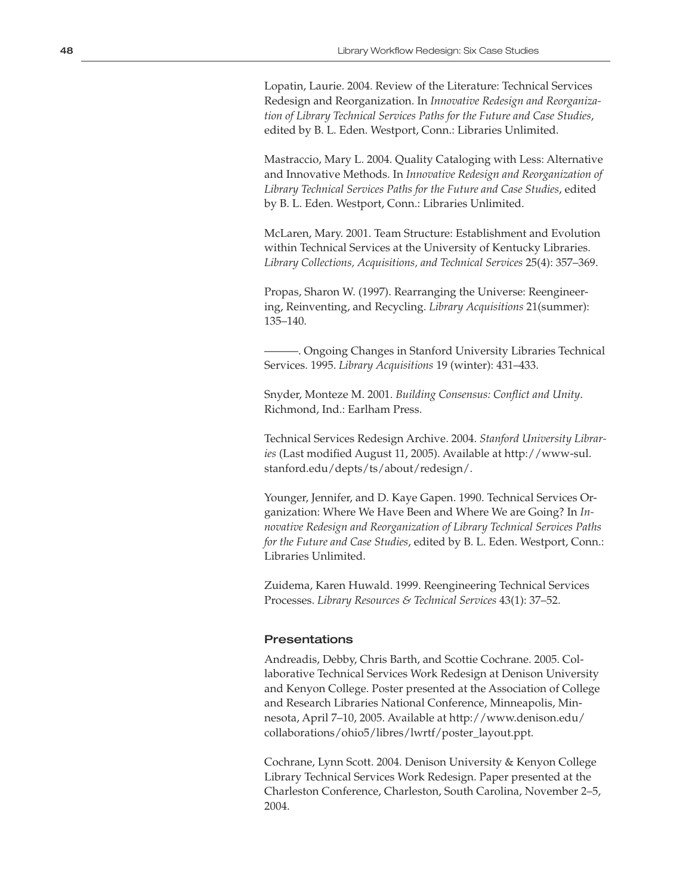Lopatin, Laurie. 2004. Review of the Literature: Technical Services Redesign and Reorganization. In *Innovative Redesign and Reorganization of Library Technical Services Paths for the Future and Case Studies*, edited by B. L. Eden. Westport, Conn.: Libraries Unlimited.

Mastraccio, Mary L. 2004. Quality Cataloging with Less: Alternative and Innovative Methods. In *Innovative Redesign and Reorganization of Library Technical Services Paths for the Future and Case Studies*, edited by B. L. Eden. Westport, Conn.: Libraries Unlimited.

McLaren, Mary. 2001. Team Structure: Establishment and Evolution within Technical Services at the University of Kentucky Libraries. *Library Collections, Acquisitions, and Technical Services* 25(4): 357–369.

Propas, Sharon W. (1997). Rearranging the Universe: Reengineering, Reinventing, and Recycling. *Library Acquisitions* 21(summer): 135–140.

———. Ongoing Changes in Stanford University Libraries Technical Services. 1995. *Library Acquisitions* 19 (winter): 431–433.

Snyder, Monteze M. 2001. *Building Consensus: Conflict and Unity*. Richmond, Ind.: Earlham Press.

Technical Services Redesign Archive. 2004. *Stanford University Libraries* (Last modified August 11, 2005). Available at http://www-sul.stanford.edu/depts/ts/about/redesign/.

Younger, Jennifer, and D. Kaye Gapen. 1990. Technical Services Organization: Where We Have Been and Where We are Going? In *Innovative Redesign and Reorganization of Library Technical Services Paths for the Future and Case Studies*, edited by B. L. Eden. Westport, Conn.: Libraries Unlimited.

Zuidema, Karen Huwald. 1999. Reengineering Technical Services Processes. *Library Resources & Technical Services* 43(1): 37–52.

### Presentations

Andreadis, Debby, Chris Barth, and Scottie Cochrane. 2005. Collaborative Technical Services Work Redesign at Denison University and Kenyon College. Poster presented at the Association of College and Research Libraries National Conference, Minneapolis, Minnesota, April 7–10, 2005. Available at http://www.denison.edu/collaborations/ohio5/libres/lwrtf/poster_layout.ppt.

Cochrane, Lynn Scott. 2004. Denison University & Kenyon College Library Technical Services Work Redesign. Paper presented at the Charleston Conference, Charleston, South Carolina, November 2–5, 2004.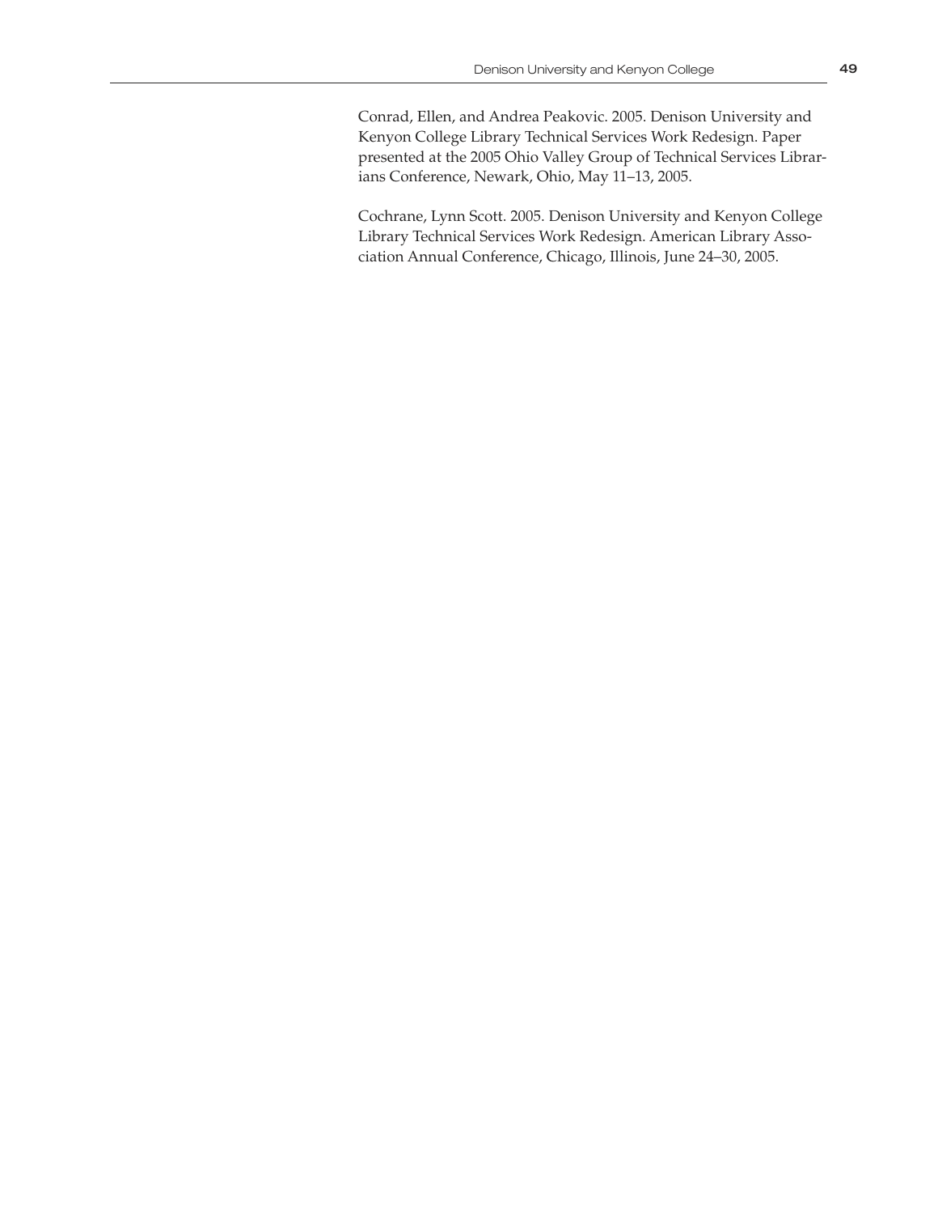Conrad, Ellen, and Andrea Peakovic. 2005. Denison University and Kenyon College Library Technical Services Work Redesign. Paper presented at the 2005 Ohio Valley Group of Technical Services Librarians Conference, Newark, Ohio, May 11–13, 2005.

Cochrane, Lynn Scott. 2005. Denison University and Kenyon College Library Technical Services Work Redesign. American Library Association Annual Conference, Chicago, Illinois, June 24–30, 2005.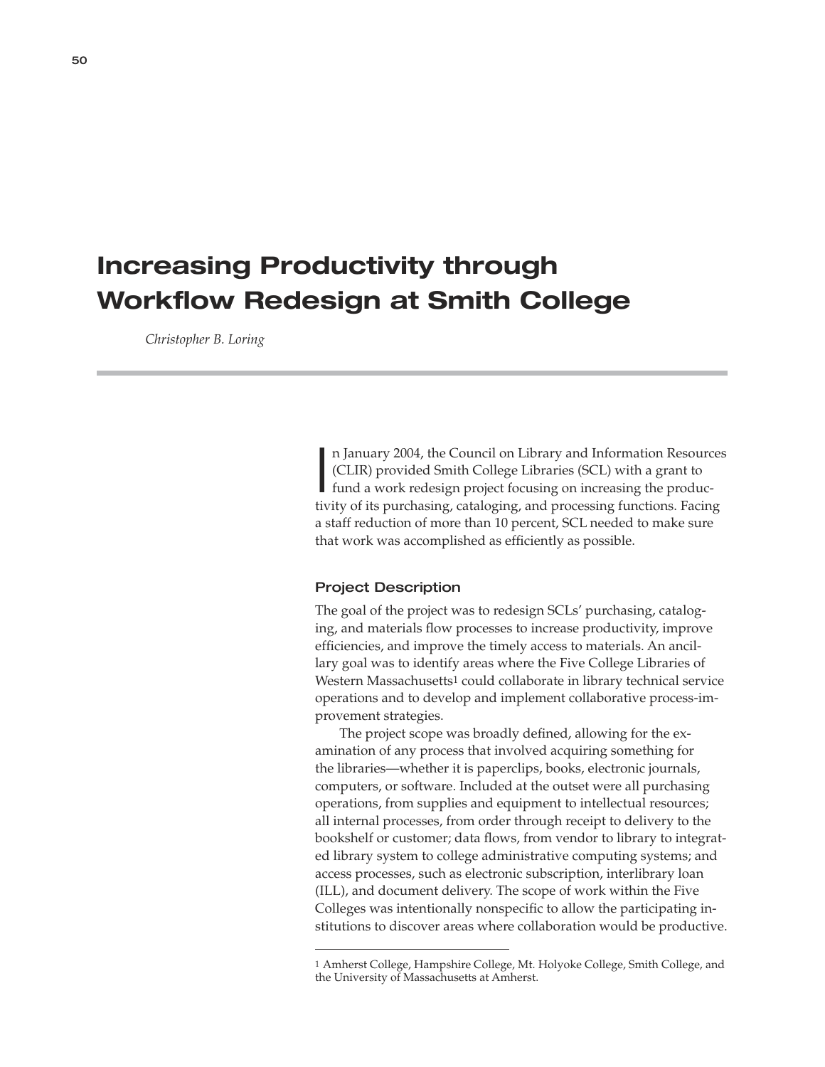# Increasing Productivity through Workflow Redesign at Smith College

*Christopher B. Loring*

In January 2004, the Council on Library and Information Resources (CLIR) provided Smith College Libraries (SCL) with a grant to fund a work redesign project focusing on increasing the productivity of its purchasing, cataloging, and processing functions. Facing a staff reduction of more than 10 percent, SCL needed to make sure that work was accomplished as efficiently as possible.

## Project Description

The goal of the project was to redesign SCLs' purchasing, cataloging, and materials flow processes to increase productivity, improve efficiencies, and improve the timely access to materials. An ancillary goal was to identify areas where the Five College Libraries of Western Massachusetts[1] could collaborate in library technical service operations and to develop and implement collaborative process-improvement strategies.

The project scope was broadly defined, allowing for the examination of any process that involved acquiring something for the libraries—whether it is paperclips, books, electronic journals, computers, or software. Included at the outset were all purchasing operations, from supplies and equipment to intellectual resources; all internal processes, from order through receipt to delivery to the bookshelf or customer; data flows, from vendor to library to integrated library system to college administrative computing systems; and access processes, such as electronic subscription, interlibrary loan (ILL), and document delivery. The scope of work within the Five Colleges was intentionally nonspecific to allow the participating institutions to discover areas where collaboration would be productive.

---

[1] Amherst College, Hampshire College, Mt. Holyoke College, Smith College, and the University of Massachusetts at Amherst.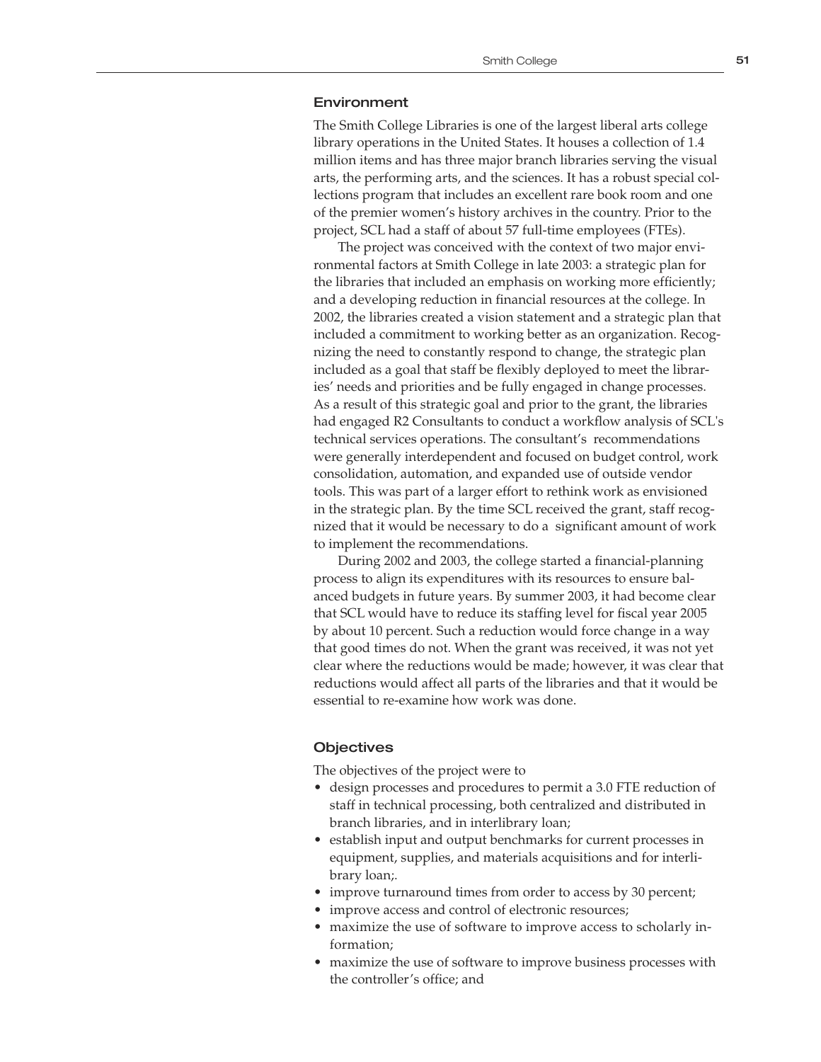### Environment

The Smith College Libraries is one of the largest liberal arts college library operations in the United States. It houses a collection of 1.4 million items and has three major branch libraries serving the visual arts, the performing arts, and the sciences. It has a robust special collections program that includes an excellent rare book room and one of the premier women's history archives in the country. Prior to the project, SCL had a staff of about 57 full-time employees (FTEs).

The project was conceived with the context of two major environmental factors at Smith College in late 2003: a strategic plan for the libraries that included an emphasis on working more efficiently; and a developing reduction in financial resources at the college. In 2002, the libraries created a vision statement and a strategic plan that included a commitment to working better as an organization. Recognizing the need to constantly respond to change, the strategic plan included as a goal that staff be flexibly deployed to meet the libraries' needs and priorities and be fully engaged in change processes. As a result of this strategic goal and prior to the grant, the libraries had engaged R2 Consultants to conduct a workflow analysis of SCL's technical services operations. The consultant's recommendations were generally interdependent and focused on budget control, work consolidation, automation, and expanded use of outside vendor tools. This was part of a larger effort to rethink work as envisioned in the strategic plan. By the time SCL received the grant, staff recognized that it would be necessary to do a significant amount of work to implement the recommendations.

During 2002 and 2003, the college started a financial-planning process to align its expenditures with its resources to ensure balanced budgets in future years. By summer 2003, it had become clear that SCL would have to reduce its staffing level for fiscal year 2005 by about 10 percent. Such a reduction would force change in a way that good times do not. When the grant was received, it was not yet clear where the reductions would be made; however, it was clear that reductions would affect all parts of the libraries and that it would be essential to re-examine how work was done.

### Objectives

The objectives of the project were to

- design processes and procedures to permit a 3.0 FTE reduction of staff in technical processing, both centralized and distributed in branch libraries, and in interlibrary loan;
- establish input and output benchmarks for current processes in equipment, supplies, and materials acquisitions and for interlibrary loan;.
- improve turnaround times from order to access by 30 percent;
- improve access and control of electronic resources;
- maximize the use of software to improve access to scholarly information;
- maximize the use of software to improve business processes with the controller's office; and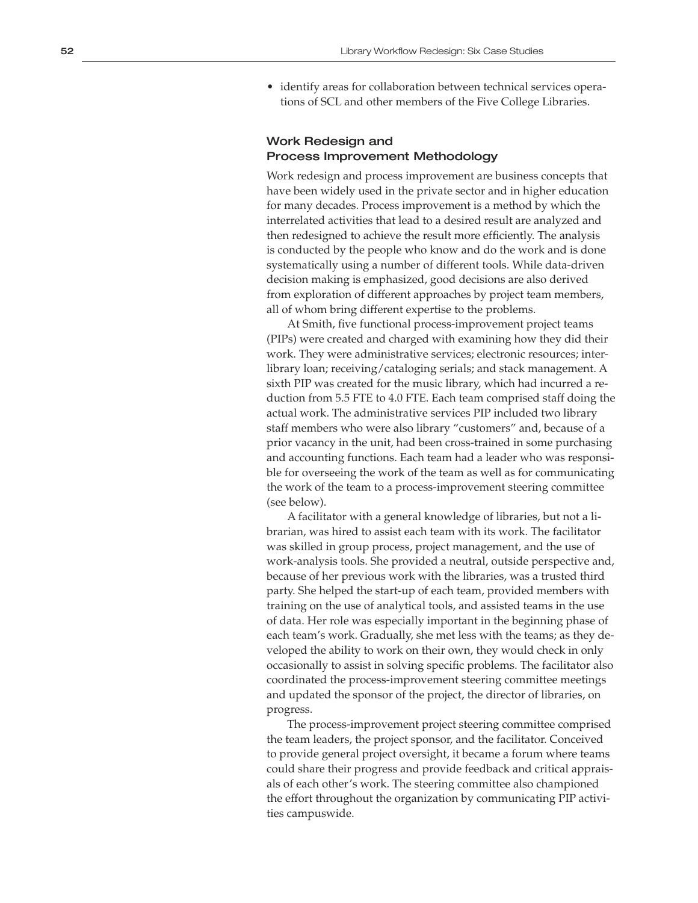- identify areas for collaboration between technical services operations of SCL and other members of the Five College Libraries.

### Work Redesign and Process Improvement Methodology

Work redesign and process improvement are business concepts that have been widely used in the private sector and in higher education for many decades. Process improvement is a method by which the interrelated activities that lead to a desired result are analyzed and then redesigned to achieve the result more efficiently. The analysis is conducted by the people who know and do the work and is done systematically using a number of different tools. While data-driven decision making is emphasized, good decisions are also derived from exploration of different approaches by project team members, all of whom bring different expertise to the problems.

At Smith, five functional process-improvement project teams (PIPs) were created and charged with examining how they did their work. They were administrative services; electronic resources; interlibrary loan; receiving/cataloging serials; and stack management. A sixth PIP was created for the music library, which had incurred a reduction from 5.5 FTE to 4.0 FTE. Each team comprised staff doing the actual work. The administrative services PIP included two library staff members who were also library "customers" and, because of a prior vacancy in the unit, had been cross-trained in some purchasing and accounting functions. Each team had a leader who was responsible for overseeing the work of the team as well as for communicating the work of the team to a process-improvement steering committee (see below).

A facilitator with a general knowledge of libraries, but not a librarian, was hired to assist each team with its work. The facilitator was skilled in group process, project management, and the use of work-analysis tools. She provided a neutral, outside perspective and, because of her previous work with the libraries, was a trusted third party. She helped the start-up of each team, provided members with training on the use of analytical tools, and assisted teams in the use of data. Her role was especially important in the beginning phase of each team's work. Gradually, she met less with the teams; as they developed the ability to work on their own, they would check in only occasionally to assist in solving specific problems. The facilitator also coordinated the process-improvement steering committee meetings and updated the sponsor of the project, the director of libraries, on progress.

The process-improvement project steering committee comprised the team leaders, the project sponsor, and the facilitator. Conceived to provide general project oversight, it became a forum where teams could share their progress and provide feedback and critical appraisals of each other's work. The steering committee also championed the effort throughout the organization by communicating PIP activities campuswide.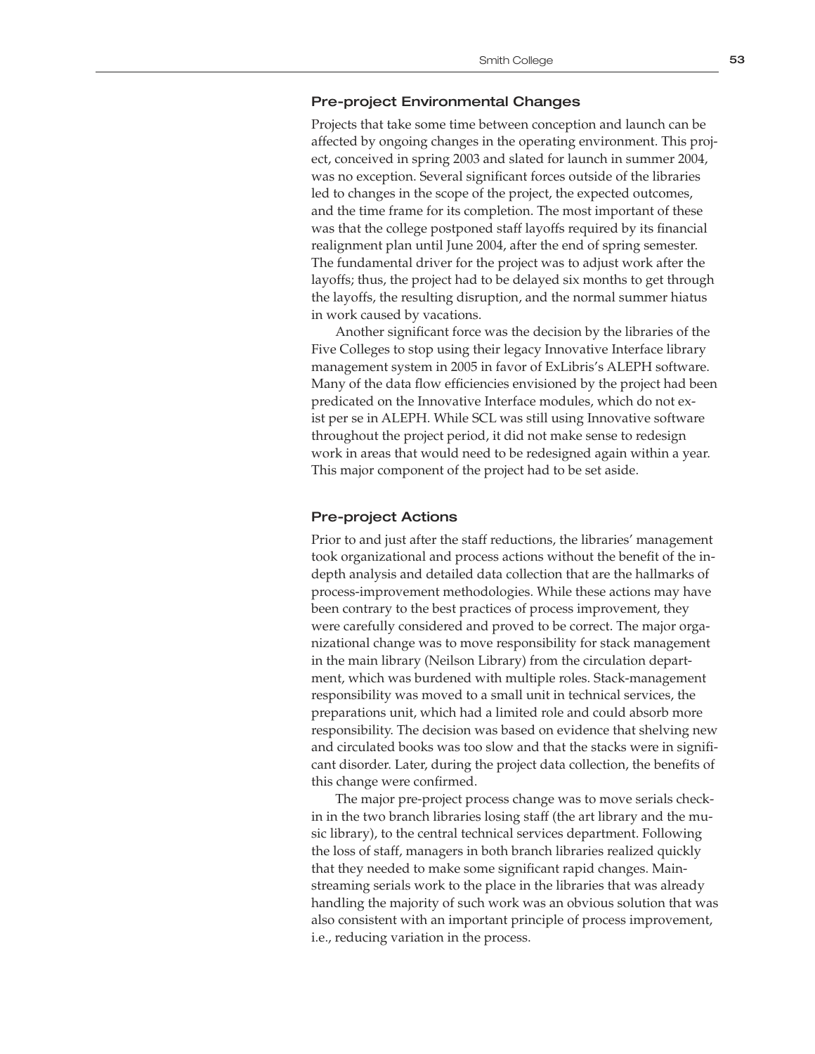### Pre-project Environmental Changes

Projects that take some time between conception and launch can be affected by ongoing changes in the operating environment. This project, conceived in spring 2003 and slated for launch in summer 2004, was no exception. Several significant forces outside of the libraries led to changes in the scope of the project, the expected outcomes, and the time frame for its completion. The most important of these was that the college postponed staff layoffs required by its financial realignment plan until June 2004, after the end of spring semester. The fundamental driver for the project was to adjust work after the layoffs; thus, the project had to be delayed six months to get through the layoffs, the resulting disruption, and the normal summer hiatus in work caused by vacations.

Another significant force was the decision by the libraries of the Five Colleges to stop using their legacy Innovative Interface library management system in 2005 in favor of ExLibris's ALEPH software. Many of the data flow efficiencies envisioned by the project had been predicated on the Innovative Interface modules, which do not exist per se in ALEPH. While SCL was still using Innovative software throughout the project period, it did not make sense to redesign work in areas that would need to be redesigned again within a year. This major component of the project had to be set aside.

### Pre-project Actions

Prior to and just after the staff reductions, the libraries' management took organizational and process actions without the benefit of the in-depth analysis and detailed data collection that are the hallmarks of process-improvement methodologies. While these actions may have been contrary to the best practices of process improvement, they were carefully considered and proved to be correct. The major organizational change was to move responsibility for stack management in the main library (Neilson Library) from the circulation department, which was burdened with multiple roles. Stack-management responsibility was moved to a small unit in technical services, the preparations unit, which had a limited role and could absorb more responsibility. The decision was based on evidence that shelving new and circulated books was too slow and that the stacks were in significant disorder. Later, during the project data collection, the benefits of this change were confirmed.

The major pre-project process change was to move serials check-in in the two branch libraries losing staff (the art library and the music library), to the central technical services department. Following the loss of staff, managers in both branch libraries realized quickly that they needed to make some significant rapid changes. Mainstreaming serials work to the place in the libraries that was already handling the majority of such work was an obvious solution that was also consistent with an important principle of process improvement, i.e., reducing variation in the process.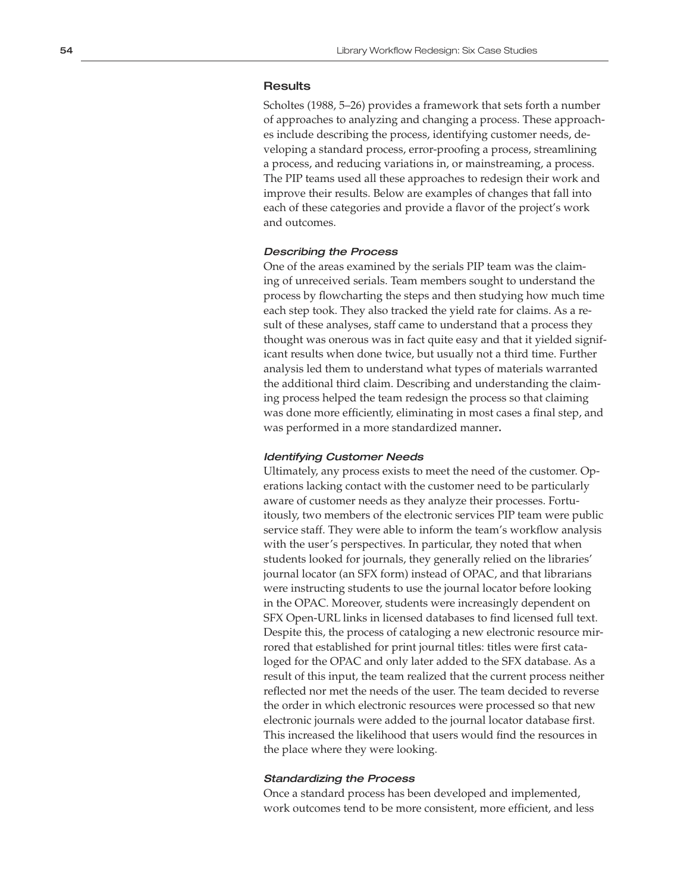## Results

Scholtes (1988, 5–26) provides a framework that sets forth a number of approaches to analyzing and changing a process. These approaches include describing the process, identifying customer needs, developing a standard process, error-proofing a process, streamlining a process, and reducing variations in, or mainstreaming, a process. The PIP teams used all these approaches to redesign their work and improve their results. Below are examples of changes that fall into each of these categories and provide a flavor of the project's work and outcomes.

### *Describing the Process*

One of the areas examined by the serials PIP team was the claiming of unreceived serials. Team members sought to understand the process by flowcharting the steps and then studying how much time each step took. They also tracked the yield rate for claims. As a result of these analyses, staff came to understand that a process they thought was onerous was in fact quite easy and that it yielded significant results when done twice, but usually not a third time. Further analysis led them to understand what types of materials warranted the additional third claim. Describing and understanding the claiming process helped the team redesign the process so that claiming was done more efficiently, eliminating in most cases a final step, and was performed in a more standardized manner.

### *Identifying Customer Needs*

Ultimately, any process exists to meet the need of the customer. Operations lacking contact with the customer need to be particularly aware of customer needs as they analyze their processes. Fortuitously, two members of the electronic services PIP team were public service staff. They were able to inform the team's workflow analysis with the user's perspectives. In particular, they noted that when students looked for journals, they generally relied on the libraries' journal locator (an SFX form) instead of OPAC, and that librarians were instructing students to use the journal locator before looking in the OPAC. Moreover, students were increasingly dependent on SFX Open-URL links in licensed databases to find licensed full text. Despite this, the process of cataloging a new electronic resource mirrored that established for print journal titles: titles were first cataloged for the OPAC and only later added to the SFX database. As a result of this input, the team realized that the current process neither reflected nor met the needs of the user. The team decided to reverse the order in which electronic resources were processed so that new electronic journals were added to the journal locator database first. This increased the likelihood that users would find the resources in the place where they were looking.

### *Standardizing the Process*

Once a standard process has been developed and implemented, work outcomes tend to be more consistent, more efficient, and less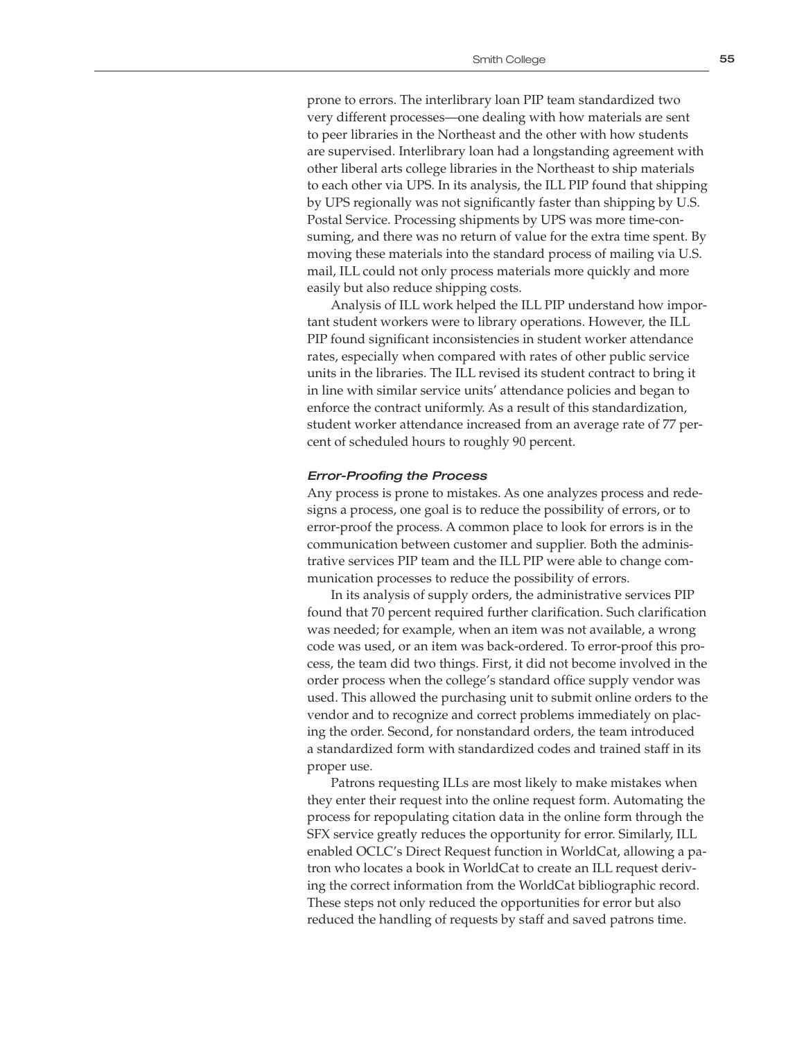prone to errors. The interlibrary loan PIP team standardized two very different processes—one dealing with how materials are sent to peer libraries in the Northeast and the other with how students are supervised. Interlibrary loan had a longstanding agreement with other liberal arts college libraries in the Northeast to ship materials to each other via UPS. In its analysis, the ILL PIP found that shipping by UPS regionally was not significantly faster than shipping by U.S. Postal Service. Processing shipments by UPS was more time-consuming, and there was no return of value for the extra time spent. By moving these materials into the standard process of mailing via U.S. mail, ILL could not only process materials more quickly and more easily but also reduce shipping costs.

Analysis of ILL work helped the ILL PIP understand how important student workers were to library operations. However, the ILL PIP found significant inconsistencies in student worker attendance rates, especially when compared with rates of other public service units in the libraries. The ILL revised its student contract to bring it in line with similar service units' attendance policies and began to enforce the contract uniformly. As a result of this standardization, student worker attendance increased from an average rate of 77 percent of scheduled hours to roughly 90 percent.

#### *Error-Proofing the Process*

Any process is prone to mistakes. As one analyzes process and redesigns a process, one goal is to reduce the possibility of errors, or to error-proof the process. A common place to look for errors is in the communication between customer and supplier. Both the administrative services PIP team and the ILL PIP were able to change communication processes to reduce the possibility of errors.

In its analysis of supply orders, the administrative services PIP found that 70 percent required further clarification. Such clarification was needed; for example, when an item was not available, a wrong code was used, or an item was back-ordered. To error-proof this process, the team did two things. First, it did not become involved in the order process when the college's standard office supply vendor was used. This allowed the purchasing unit to submit online orders to the vendor and to recognize and correct problems immediately on placing the order. Second, for nonstandard orders, the team introduced a standardized form with standardized codes and trained staff in its proper use.

Patrons requesting ILLs are most likely to make mistakes when they enter their request into the online request form. Automating the process for repopulating citation data in the online form through the SFX service greatly reduces the opportunity for error. Similarly, ILL enabled OCLC's Direct Request function in WorldCat, allowing a patron who locates a book in WorldCat to create an ILL request deriving the correct information from the WorldCat bibliographic record. These steps not only reduced the opportunities for error but also reduced the handling of requests by staff and saved patrons time.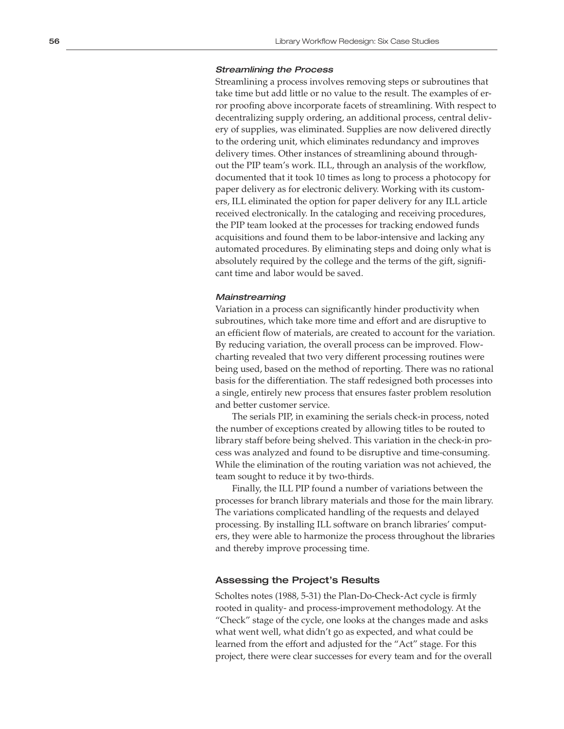#### *Streamlining the Process*

Streamlining a process involves removing steps or subroutines that take time but add little or no value to the result. The examples of error proofing above incorporate facets of streamlining. With respect to decentralizing supply ordering, an additional process, central delivery of supplies, was eliminated. Supplies are now delivered directly to the ordering unit, which eliminates redundancy and improves delivery times. Other instances of streamlining abound throughout the PIP team's work. ILL, through an analysis of the workflow, documented that it took 10 times as long to process a photocopy for paper delivery as for electronic delivery. Working with its customers, ILL eliminated the option for paper delivery for any ILL article received electronically. In the cataloging and receiving procedures, the PIP team looked at the processes for tracking endowed funds acquisitions and found them to be labor-intensive and lacking any automated procedures. By eliminating steps and doing only what is absolutely required by the college and the terms of the gift, significant time and labor would be saved.

#### *Mainstreaming*

Variation in a process can significantly hinder productivity when subroutines, which take more time and effort and are disruptive to an efficient flow of materials, are created to account for the variation. By reducing variation, the overall process can be improved. Flowcharting revealed that two very different processing routines were being used, based on the method of reporting. There was no rational basis for the differentiation. The staff redesigned both processes into a single, entirely new process that ensures faster problem resolution and better customer service.

The serials PIP, in examining the serials check-in process, noted the number of exceptions created by allowing titles to be routed to library staff before being shelved. This variation in the check-in process was analyzed and found to be disruptive and time-consuming. While the elimination of the routing variation was not achieved, the team sought to reduce it by two-thirds.

Finally, the ILL PIP found a number of variations between the processes for branch library materials and those for the main library. The variations complicated handling of the requests and delayed processing. By installing ILL software on branch libraries' computers, they were able to harmonize the process throughout the libraries and thereby improve processing time.

### Assessing the Project's Results

Scholtes notes (1988, 5-31) the Plan-Do-Check-Act cycle is firmly rooted in quality- and process-improvement methodology. At the "Check" stage of the cycle, one looks at the changes made and asks what went well, what didn't go as expected, and what could be learned from the effort and adjusted for the "Act" stage. For this project, there were clear successes for every team and for the overall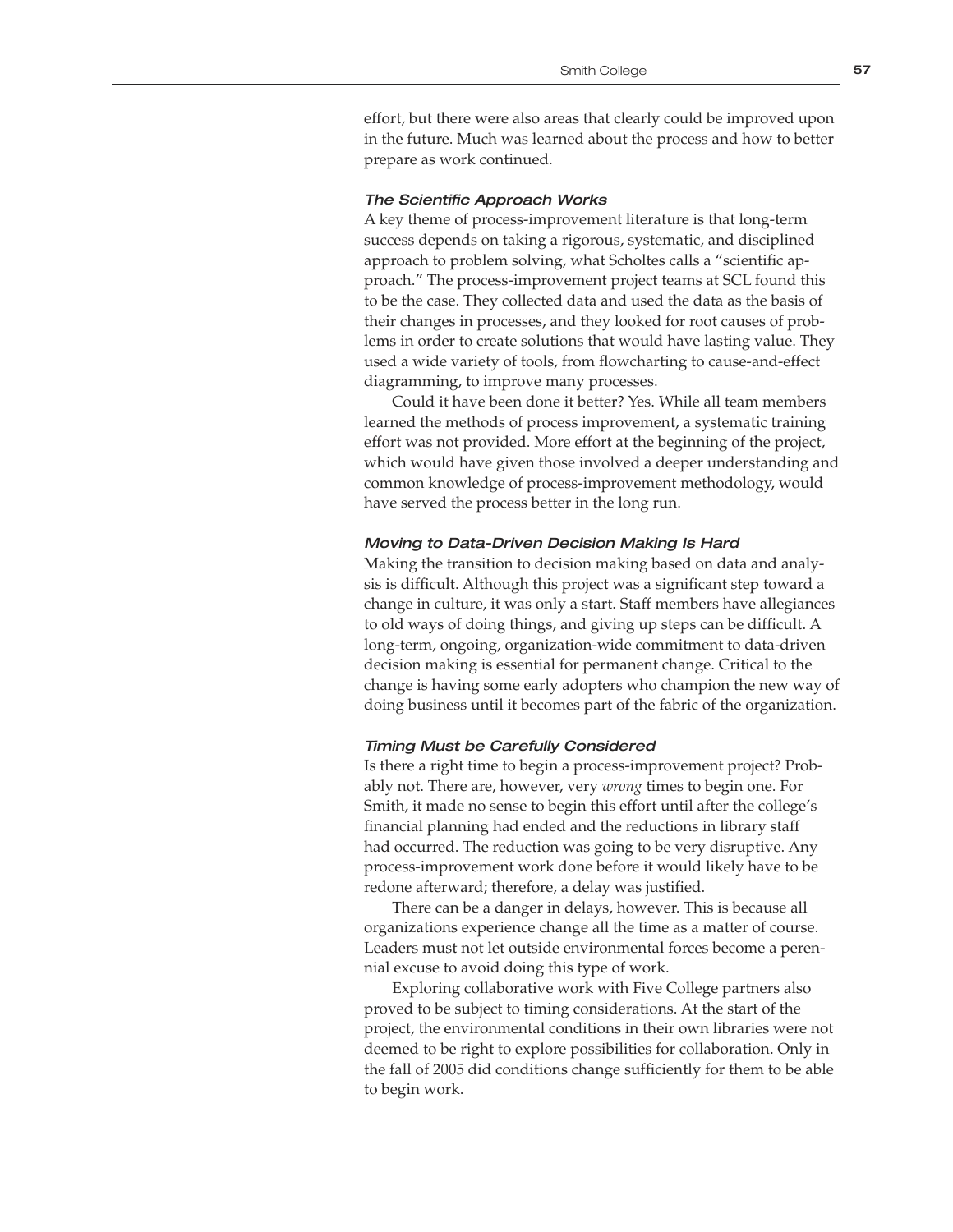effort, but there were also areas that clearly could be improved upon in the future. Much was learned about the process and how to better prepare as work continued.

### *The Scientific Approach Works*

A key theme of process-improvement literature is that long-term success depends on taking a rigorous, systematic, and disciplined approach to problem solving, what Scholtes calls a "scientific approach." The process-improvement project teams at SCL found this to be the case. They collected data and used the data as the basis of their changes in processes, and they looked for root causes of problems in order to create solutions that would have lasting value. They used a wide variety of tools, from flowcharting to cause-and-effect diagramming, to improve many processes.

Could it have been done it better? Yes. While all team members learned the methods of process improvement, a systematic training effort was not provided. More effort at the beginning of the project, which would have given those involved a deeper understanding and common knowledge of process-improvement methodology, would have served the process better in the long run.

### *Moving to Data-Driven Decision Making Is Hard*

Making the transition to decision making based on data and analysis is difficult. Although this project was a significant step toward a change in culture, it was only a start. Staff members have allegiances to old ways of doing things, and giving up steps can be difficult. A long-term, ongoing, organization-wide commitment to data-driven decision making is essential for permanent change. Critical to the change is having some early adopters who champion the new way of doing business until it becomes part of the fabric of the organization.

### *Timing Must be Carefully Considered*

Is there a right time to begin a process-improvement project? Probably not. There are, however, very *wrong* times to begin one. For Smith, it made no sense to begin this effort until after the college's financial planning had ended and the reductions in library staff had occurred. The reduction was going to be very disruptive. Any process-improvement work done before it would likely have to be redone afterward; therefore, a delay was justified.

There can be a danger in delays, however. This is because all organizations experience change all the time as a matter of course. Leaders must not let outside environmental forces become a perennial excuse to avoid doing this type of work.

Exploring collaborative work with Five College partners also proved to be subject to timing considerations. At the start of the project, the environmental conditions in their own libraries were not deemed to be right to explore possibilities for collaboration. Only in the fall of 2005 did conditions change sufficiently for them to be able to begin work.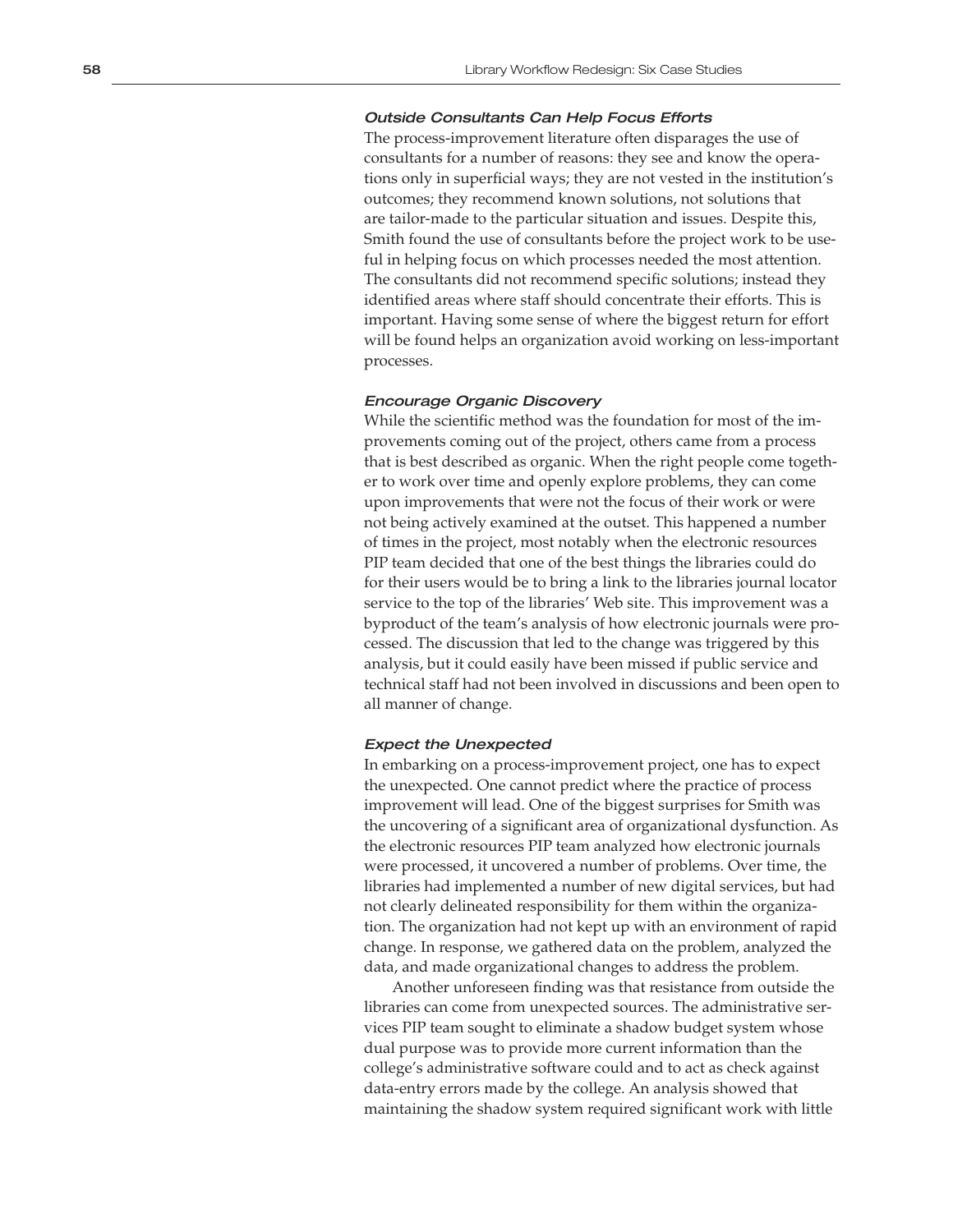### *Outside Consultants Can Help Focus Efforts*

The process-improvement literature often disparages the use of consultants for a number of reasons: they see and know the operations only in superficial ways; they are not vested in the institution's outcomes; they recommend known solutions, not solutions that are tailor-made to the particular situation and issues. Despite this, Smith found the use of consultants before the project work to be useful in helping focus on which processes needed the most attention. The consultants did not recommend specific solutions; instead they identified areas where staff should concentrate their efforts. This is important. Having some sense of where the biggest return for effort will be found helps an organization avoid working on less-important processes.

### *Encourage Organic Discovery*

While the scientific method was the foundation for most of the improvements coming out of the project, others came from a process that is best described as organic. When the right people come together to work over time and openly explore problems, they can come upon improvements that were not the focus of their work or were not being actively examined at the outset. This happened a number of times in the project, most notably when the electronic resources PIP team decided that one of the best things the libraries could do for their users would be to bring a link to the libraries journal locator service to the top of the libraries' Web site. This improvement was a byproduct of the team's analysis of how electronic journals were processed. The discussion that led to the change was triggered by this analysis, but it could easily have been missed if public service and technical staff had not been involved in discussions and been open to all manner of change.

### *Expect the Unexpected*

In embarking on a process-improvement project, one has to expect the unexpected. One cannot predict where the practice of process improvement will lead. One of the biggest surprises for Smith was the uncovering of a significant area of organizational dysfunction. As the electronic resources PIP team analyzed how electronic journals were processed, it uncovered a number of problems. Over time, the libraries had implemented a number of new digital services, but had not clearly delineated responsibility for them within the organization. The organization had not kept up with an environment of rapid change. In response, we gathered data on the problem, analyzed the data, and made organizational changes to address the problem.

Another unforeseen finding was that resistance from outside the libraries can come from unexpected sources. The administrative services PIP team sought to eliminate a shadow budget system whose dual purpose was to provide more current information than the college's administrative software could and to act as check against data-entry errors made by the college. An analysis showed that maintaining the shadow system required significant work with little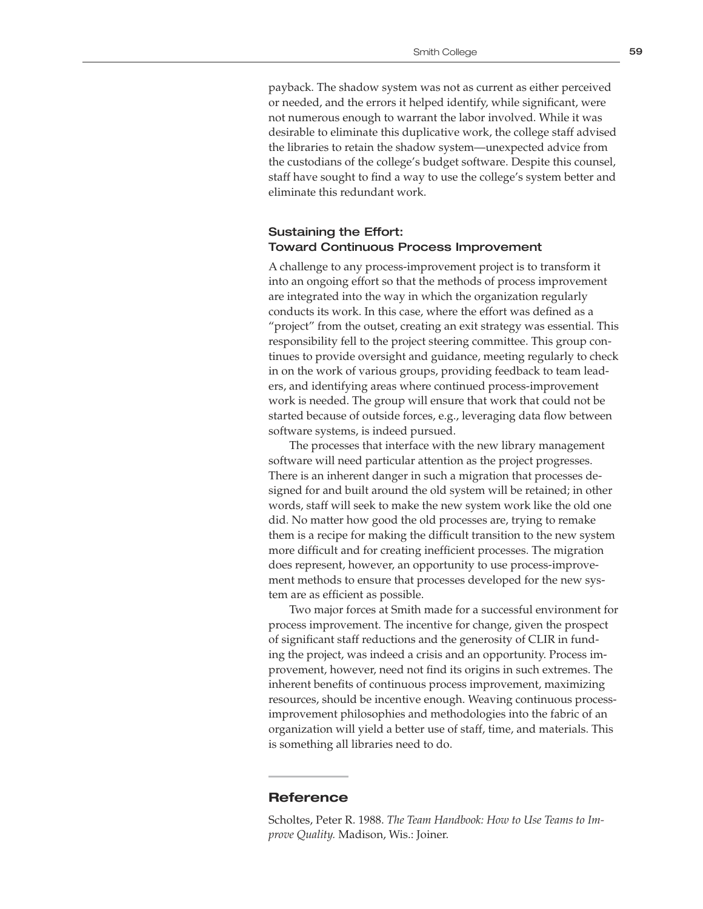payback. The shadow system was not as current as either perceived or needed, and the errors it helped identify, while significant, were not numerous enough to warrant the labor involved. While it was desirable to eliminate this duplicative work, the college staff advised the libraries to retain the shadow system—unexpected advice from the custodians of the college's budget software. Despite this counsel, staff have sought to find a way to use the college's system better and eliminate this redundant work.

### Sustaining the Effort: Toward Continuous Process Improvement

A challenge to any process-improvement project is to transform it into an ongoing effort so that the methods of process improvement are integrated into the way in which the organization regularly conducts its work. In this case, where the effort was defined as a "project" from the outset, creating an exit strategy was essential. This responsibility fell to the project steering committee. This group continues to provide oversight and guidance, meeting regularly to check in on the work of various groups, providing feedback to team leaders, and identifying areas where continued process-improvement work is needed. The group will ensure that work that could not be started because of outside forces, e.g., leveraging data flow between software systems, is indeed pursued.

The processes that interface with the new library management software will need particular attention as the project progresses. There is an inherent danger in such a migration that processes designed for and built around the old system will be retained; in other words, staff will seek to make the new system work like the old one did. No matter how good the old processes are, trying to remake them is a recipe for making the difficult transition to the new system more difficult and for creating inefficient processes. The migration does represent, however, an opportunity to use process-improvement methods to ensure that processes developed for the new system are as efficient as possible.

Two major forces at Smith made for a successful environment for process improvement. The incentive for change, given the prospect of significant staff reductions and the generosity of CLIR in funding the project, was indeed a crisis and an opportunity. Process improvement, however, need not find its origins in such extremes. The inherent benefits of continuous process improvement, maximizing resources, should be incentive enough. Weaving continuous process-improvement philosophies and methodologies into the fabric of an organization will yield a better use of staff, time, and materials. This is something all libraries need to do.

## Reference

Scholtes, Peter R. 1988. *The Team Handbook: How to Use Teams to Improve Quality.* Madison, Wis.: Joiner.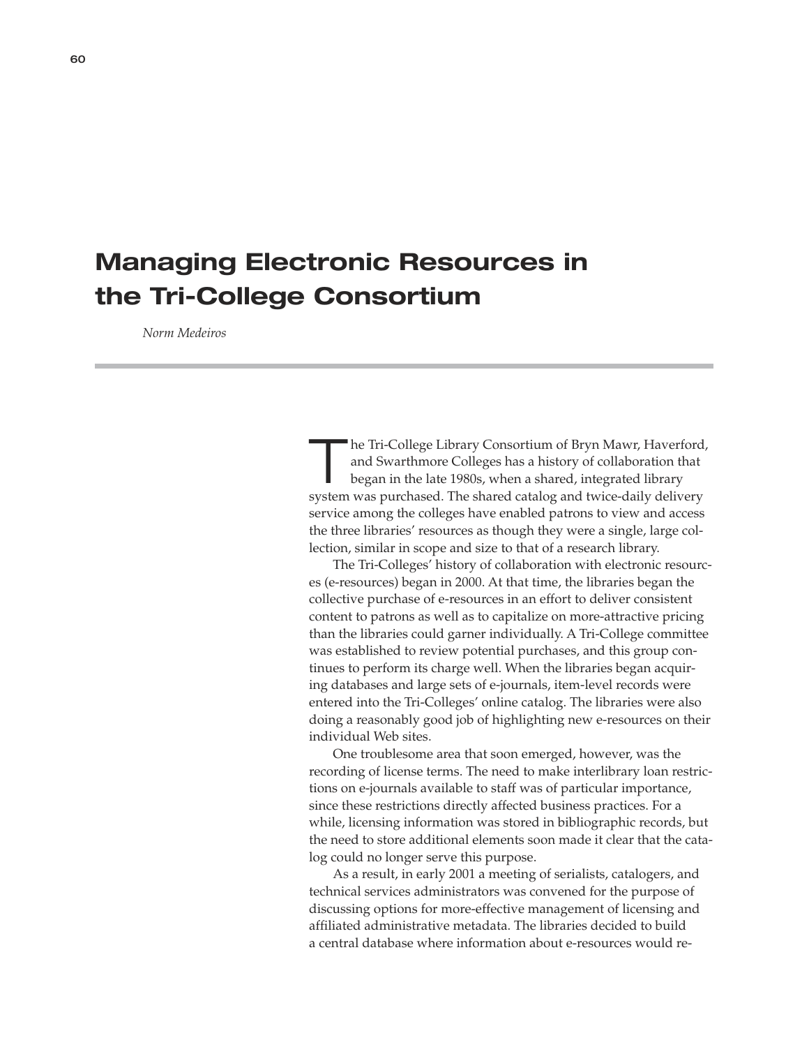# Managing Electronic Resources in the Tri-College Consortium

*Norm Medeiros*

The Tri-College Library Consortium of Bryn Mawr, Haverford, and Swarthmore Colleges has a history of collaboration that began in the late 1980s, when a shared, integrated library system was purchased. The shared catalog and twice-daily delivery service among the colleges have enabled patrons to view and access the three libraries' resources as though they were a single, large collection, similar in scope and size to that of a research library.

The Tri-Colleges' history of collaboration with electronic resources (e-resources) began in 2000. At that time, the libraries began the collective purchase of e-resources in an effort to deliver consistent content to patrons as well as to capitalize on more-attractive pricing than the libraries could garner individually. A Tri-College committee was established to review potential purchases, and this group continues to perform its charge well. When the libraries began acquiring databases and large sets of e-journals, item-level records were entered into the Tri-Colleges' online catalog. The libraries were also doing a reasonably good job of highlighting new e-resources on their individual Web sites.

One troublesome area that soon emerged, however, was the recording of license terms. The need to make interlibrary loan restrictions on e-journals available to staff was of particular importance, since these restrictions directly affected business practices. For a while, licensing information was stored in bibliographic records, but the need to store additional elements soon made it clear that the catalog could no longer serve this purpose.

As a result, in early 2001 a meeting of serialists, catalogers, and technical services administrators was convened for the purpose of discussing options for more-effective management of licensing and affiliated administrative metadata. The libraries decided to build a central database where information about e-resources would re-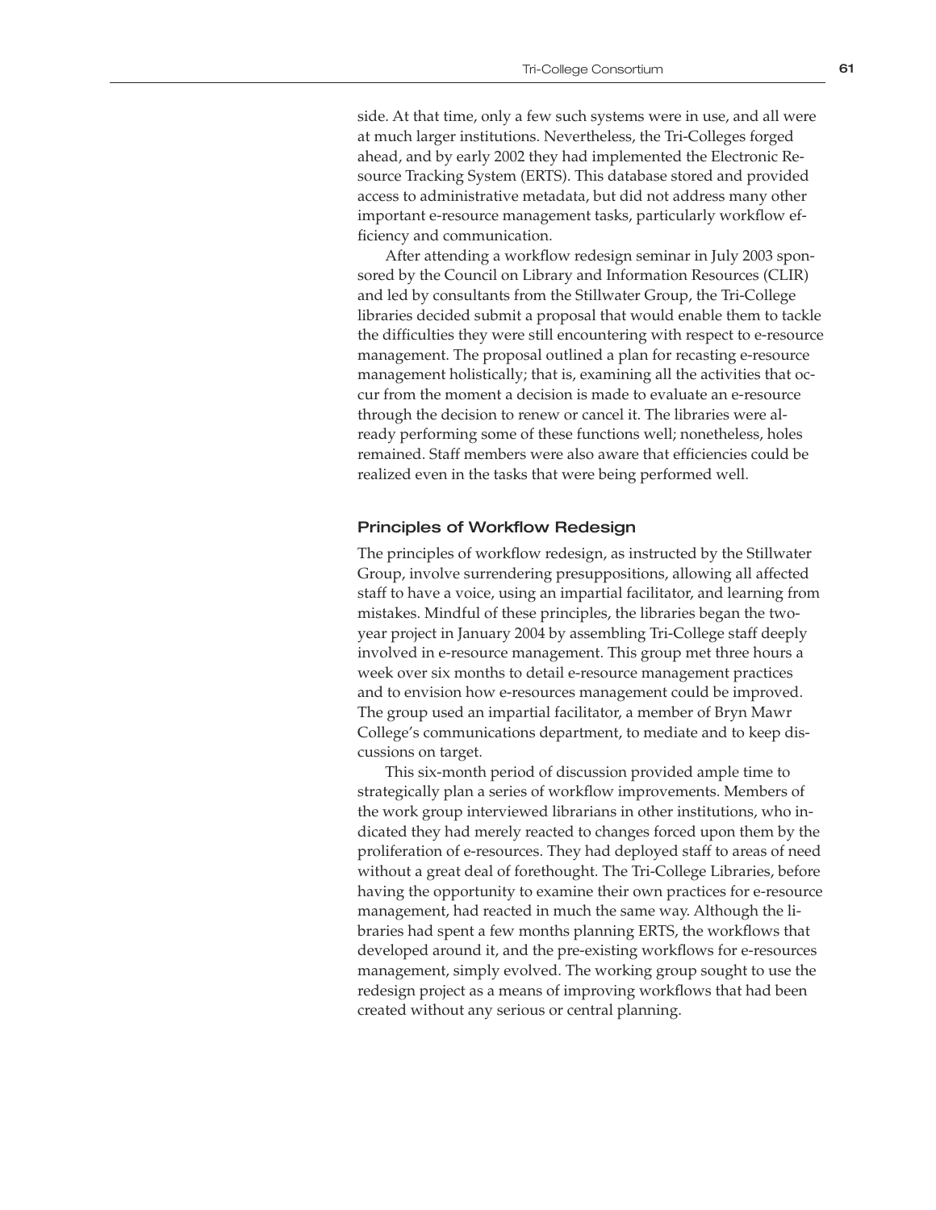side. At that time, only a few such systems were in use, and all were at much larger institutions. Nevertheless, the Tri-Colleges forged ahead, and by early 2002 they had implemented the Electronic Resource Tracking System (ERTS). This database stored and provided access to administrative metadata, but did not address many other important e-resource management tasks, particularly workflow efficiency and communication.

After attending a workflow redesign seminar in July 2003 sponsored by the Council on Library and Information Resources (CLIR) and led by consultants from the Stillwater Group, the Tri-College libraries decided submit a proposal that would enable them to tackle the difficulties they were still encountering with respect to e-resource management. The proposal outlined a plan for recasting e-resource management holistically; that is, examining all the activities that occur from the moment a decision is made to evaluate an e-resource through the decision to renew or cancel it. The libraries were already performing some of these functions well; nonetheless, holes remained. Staff members were also aware that efficiencies could be realized even in the tasks that were being performed well.

### Principles of Workflow Redesign

The principles of workflow redesign, as instructed by the Stillwater Group, involve surrendering presuppositions, allowing all affected staff to have a voice, using an impartial facilitator, and learning from mistakes. Mindful of these principles, the libraries began the two-year project in January 2004 by assembling Tri-College staff deeply involved in e-resource management. This group met three hours a week over six months to detail e-resource management practices and to envision how e-resources management could be improved. The group used an impartial facilitator, a member of Bryn Mawr College's communications department, to mediate and to keep discussions on target.

This six-month period of discussion provided ample time to strategically plan a series of workflow improvements. Members of the work group interviewed librarians in other institutions, who indicated they had merely reacted to changes forced upon them by the proliferation of e-resources. They had deployed staff to areas of need without a great deal of forethought. The Tri-College Libraries, before having the opportunity to examine their own practices for e-resource management, had reacted in much the same way. Although the libraries had spent a few months planning ERTS, the workflows that developed around it, and the pre-existing workflows for e-resources management, simply evolved. The working group sought to use the redesign project as a means of improving workflows that had been created without any serious or central planning.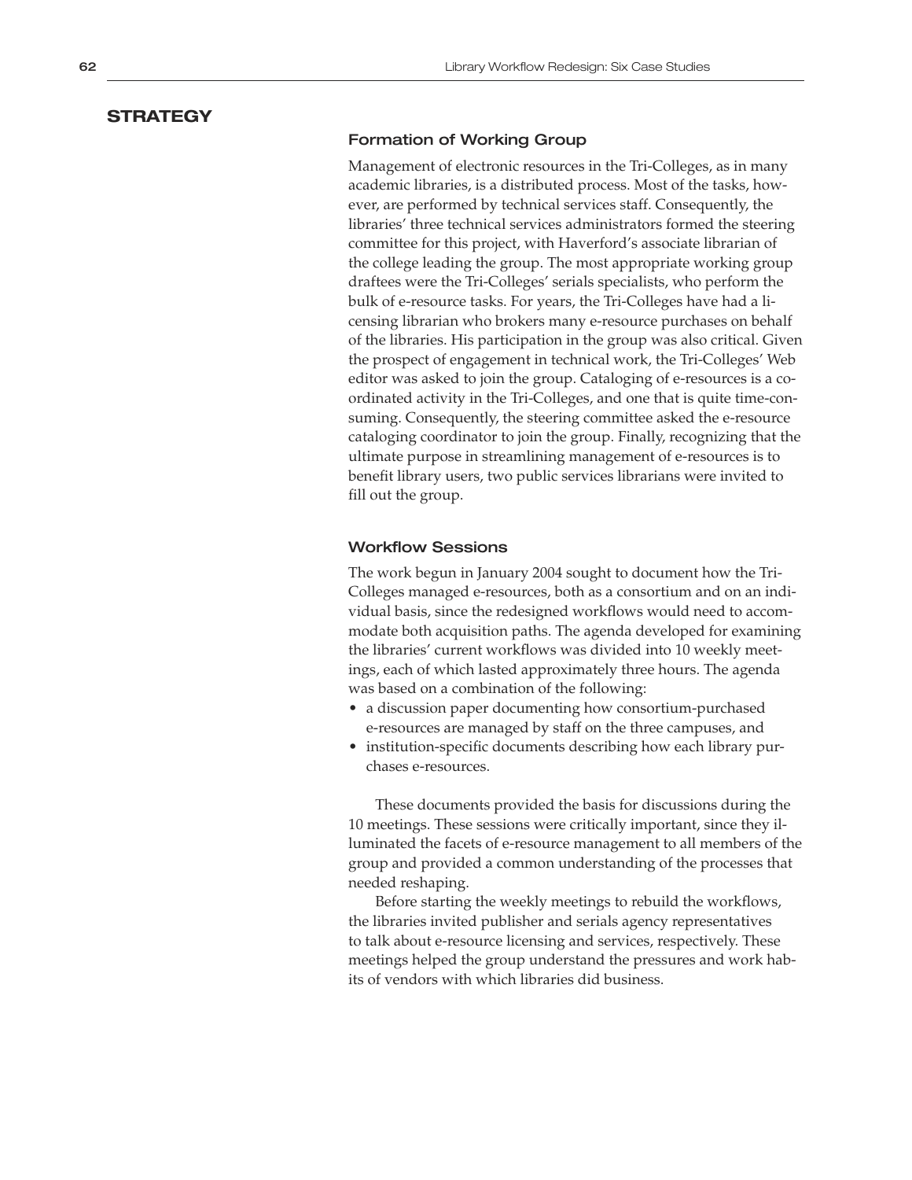## STRATEGY

### Formation of Working Group

Management of electronic resources in the Tri-Colleges, as in many academic libraries, is a distributed process. Most of the tasks, however, are performed by technical services staff. Consequently, the libraries' three technical services administrators formed the steering committee for this project, with Haverford's associate librarian of the college leading the group. The most appropriate working group draftees were the Tri-Colleges' serials specialists, who perform the bulk of e-resource tasks. For years, the Tri-Colleges have had a licensing librarian who brokers many e-resource purchases on behalf of the libraries. His participation in the group was also critical. Given the prospect of engagement in technical work, the Tri-Colleges' Web editor was asked to join the group. Cataloging of e-resources is a coordinated activity in the Tri-Colleges, and one that is quite time-consuming. Consequently, the steering committee asked the e-resource cataloging coordinator to join the group. Finally, recognizing that the ultimate purpose in streamlining management of e-resources is to benefit library users, two public services librarians were invited to fill out the group.

### Workflow Sessions

The work begun in January 2004 sought to document how the Tri-Colleges managed e-resources, both as a consortium and on an individual basis, since the redesigned workflows would need to accommodate both acquisition paths. The agenda developed for examining the libraries' current workflows was divided into 10 weekly meetings, each of which lasted approximately three hours. The agenda was based on a combination of the following:

- a discussion paper documenting how consortium-purchased e-resources are managed by staff on the three campuses, and
- institution-specific documents describing how each library purchases e-resources.

These documents provided the basis for discussions during the 10 meetings. These sessions were critically important, since they illuminated the facets of e-resource management to all members of the group and provided a common understanding of the processes that needed reshaping.

Before starting the weekly meetings to rebuild the workflows, the libraries invited publisher and serials agency representatives to talk about e-resource licensing and services, respectively. These meetings helped the group understand the pressures and work habits of vendors with which libraries did business.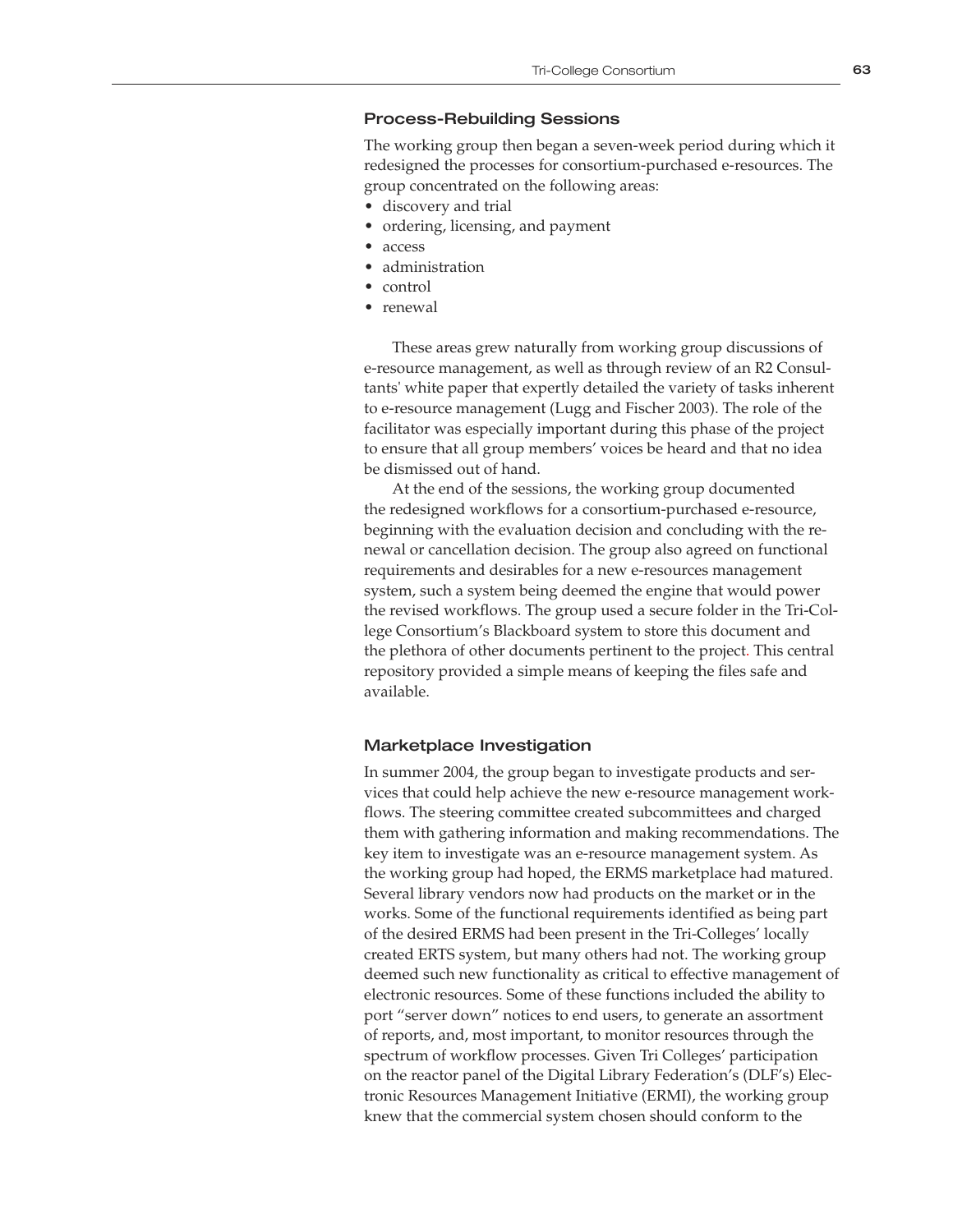### Process-Rebuilding Sessions

The working group then began a seven-week period during which it redesigned the processes for consortium-purchased e-resources. The group concentrated on the following areas:

- discovery and trial
- ordering, licensing, and payment
- access
- administration
- control
- renewal

These areas grew naturally from working group discussions of e-resource management, as well as through review of an R2 Consultants' white paper that expertly detailed the variety of tasks inherent to e-resource management (Lugg and Fischer 2003). The role of the facilitator was especially important during this phase of the project to ensure that all group members' voices be heard and that no idea be dismissed out of hand.

At the end of the sessions, the working group documented the redesigned workflows for a consortium-purchased e-resource, beginning with the evaluation decision and concluding with the renewal or cancellation decision. The group also agreed on functional requirements and desirables for a new e-resources management system, such a system being deemed the engine that would power the revised workflows. The group used a secure folder in the Tri-College Consortium's Blackboard system to store this document and the plethora of other documents pertinent to the project. This central repository provided a simple means of keeping the files safe and available.

### Marketplace Investigation

In summer 2004, the group began to investigate products and services that could help achieve the new e-resource management workflows. The steering committee created subcommittees and charged them with gathering information and making recommendations. The key item to investigate was an e-resource management system. As the working group had hoped, the ERMS marketplace had matured. Several library vendors now had products on the market or in the works. Some of the functional requirements identified as being part of the desired ERMS had been present in the Tri-Colleges' locally created ERTS system, but many others had not. The working group deemed such new functionality as critical to effective management of electronic resources. Some of these functions included the ability to port "server down" notices to end users, to generate an assortment of reports, and, most important, to monitor resources through the spectrum of workflow processes. Given Tri Colleges' participation on the reactor panel of the Digital Library Federation's (DLF's) Electronic Resources Management Initiative (ERMI), the working group knew that the commercial system chosen should conform to the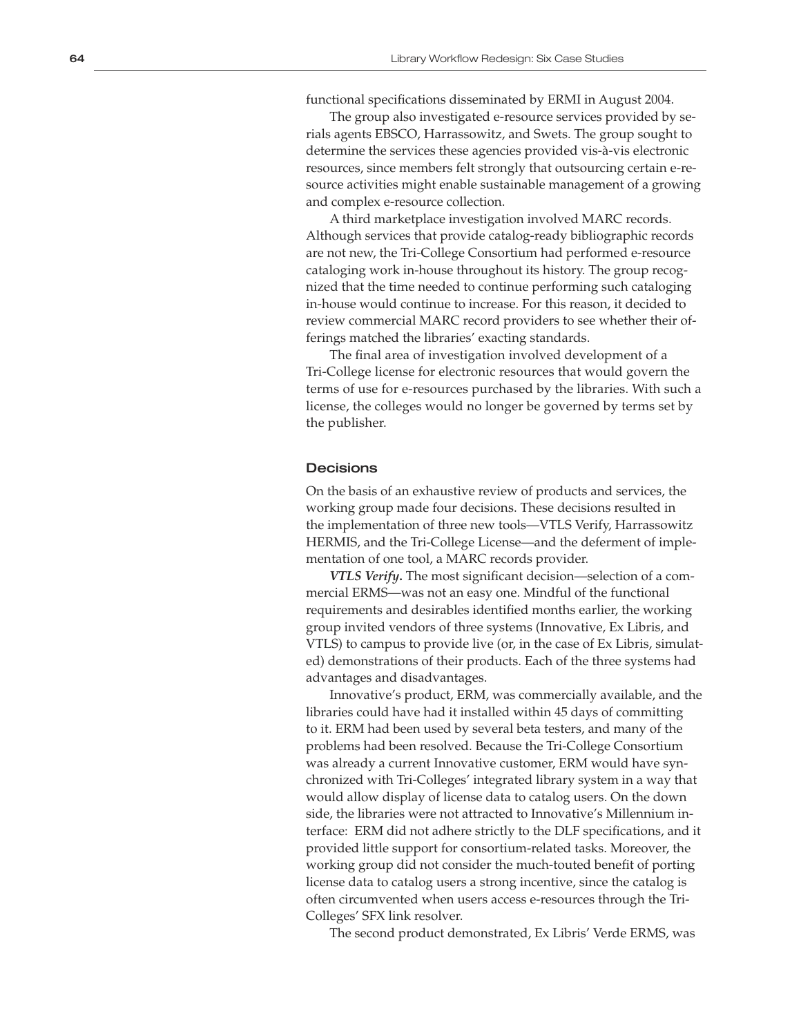functional specifications disseminated by ERMI in August 2004.

The group also investigated e-resource services provided by serials agents EBSCO, Harrassowitz, and Swets. The group sought to determine the services these agencies provided vis-à-vis electronic resources, since members felt strongly that outsourcing certain e-resource activities might enable sustainable management of a growing and complex e-resource collection.

A third marketplace investigation involved MARC records. Although services that provide catalog-ready bibliographic records are not new, the Tri-College Consortium had performed e-resource cataloging work in-house throughout its history. The group recognized that the time needed to continue performing such cataloging in-house would continue to increase. For this reason, it decided to review commercial MARC record providers to see whether their offerings matched the libraries' exacting standards.

The final area of investigation involved development of a Tri-College license for electronic resources that would govern the terms of use for e-resources purchased by the libraries. With such a license, the colleges would no longer be governed by terms set by the publisher.

### Decisions

On the basis of an exhaustive review of products and services, the working group made four decisions. These decisions resulted in the implementation of three new tools—VTLS Verify, Harrassowitz HERMIS, and the Tri-College License—and the deferment of implementation of one tool, a MARC records provider.

***VTLS Verify*.** The most significant decision—selection of a commercial ERMS—was not an easy one. Mindful of the functional requirements and desirables identified months earlier, the working group invited vendors of three systems (Innovative, Ex Libris, and VTLS) to campus to provide live (or, in the case of Ex Libris, simulated) demonstrations of their products. Each of the three systems had advantages and disadvantages.

Innovative's product, ERM, was commercially available, and the libraries could have had it installed within 45 days of committing to it. ERM had been used by several beta testers, and many of the problems had been resolved. Because the Tri-College Consortium was already a current Innovative customer, ERM would have synchronized with Tri-Colleges' integrated library system in a way that would allow display of license data to catalog users. On the down side, the libraries were not attracted to Innovative's Millennium interface: ERM did not adhere strictly to the DLF specifications, and it provided little support for consortium-related tasks. Moreover, the working group did not consider the much-touted benefit of porting license data to catalog users a strong incentive, since the catalog is often circumvented when users access e-resources through the Tri-Colleges' SFX link resolver.

The second product demonstrated, Ex Libris' Verde ERMS, was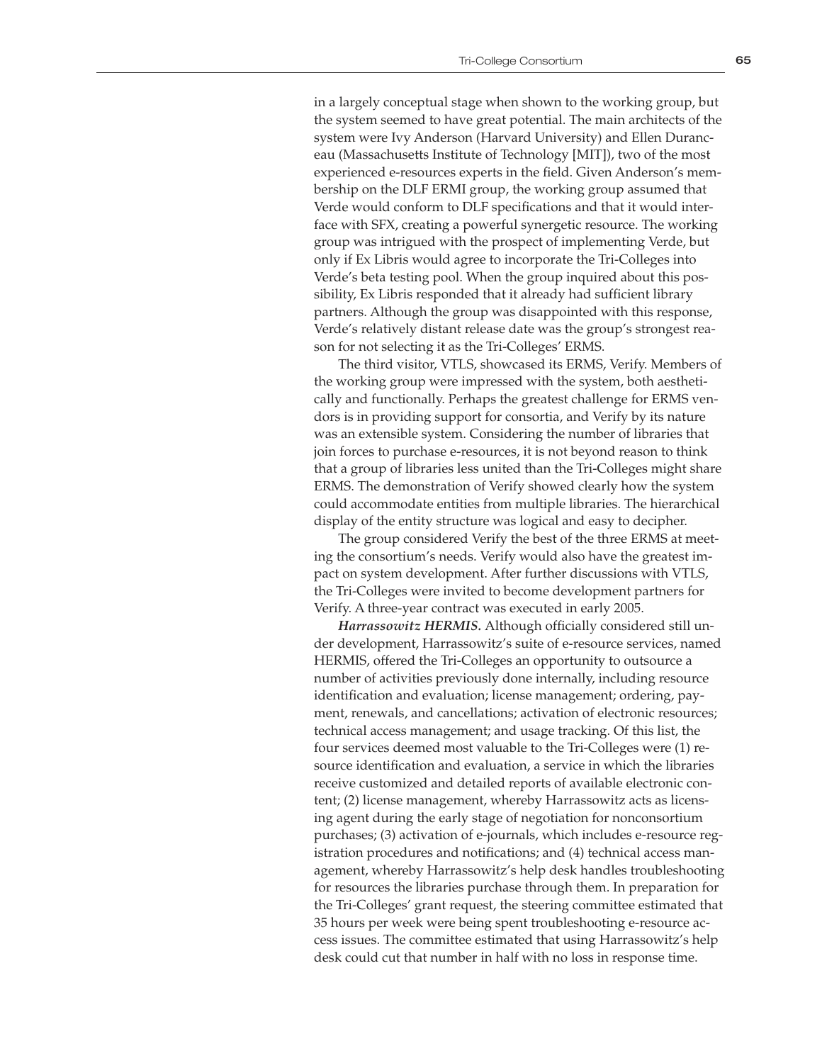in a largely conceptual stage when shown to the working group, but the system seemed to have great potential. The main architects of the system were Ivy Anderson (Harvard University) and Ellen Duranceau (Massachusetts Institute of Technology [MIT]), two of the most experienced e-resources experts in the field. Given Anderson's membership on the DLF ERMI group, the working group assumed that Verde would conform to DLF specifications and that it would interface with SFX, creating a powerful synergetic resource. The working group was intrigued with the prospect of implementing Verde, but only if Ex Libris would agree to incorporate the Tri-Colleges into Verde's beta testing pool. When the group inquired about this possibility, Ex Libris responded that it already had sufficient library partners. Although the group was disappointed with this response, Verde's relatively distant release date was the group's strongest reason for not selecting it as the Tri-Colleges' ERMS.

The third visitor, VTLS, showcased its ERMS, Verify. Members of the working group were impressed with the system, both aesthetically and functionally. Perhaps the greatest challenge for ERMS vendors is in providing support for consortia, and Verify by its nature was an extensible system. Considering the number of libraries that join forces to purchase e-resources, it is not beyond reason to think that a group of libraries less united than the Tri-Colleges might share ERMS. The demonstration of Verify showed clearly how the system could accommodate entities from multiple libraries. The hierarchical display of the entity structure was logical and easy to decipher.

The group considered Verify the best of the three ERMS at meeting the consortium's needs. Verify would also have the greatest impact on system development. After further discussions with VTLS, the Tri-Colleges were invited to become development partners for Verify. A three-year contract was executed in early 2005.

***Harrassowitz HERMIS.*** Although officially considered still under development, Harrassowitz's suite of e-resource services, named HERMIS, offered the Tri-Colleges an opportunity to outsource a number of activities previously done internally, including resource identification and evaluation; license management; ordering, payment, renewals, and cancellations; activation of electronic resources; technical access management; and usage tracking. Of this list, the four services deemed most valuable to the Tri-Colleges were (1) resource identification and evaluation, a service in which the libraries receive customized and detailed reports of available electronic content; (2) license management, whereby Harrassowitz acts as licensing agent during the early stage of negotiation for nonconsortium purchases; (3) activation of e-journals, which includes e-resource registration procedures and notifications; and (4) technical access management, whereby Harrassowitz's help desk handles troubleshooting for resources the libraries purchase through them. In preparation for the Tri-Colleges' grant request, the steering committee estimated that 35 hours per week were being spent troubleshooting e-resource access issues. The committee estimated that using Harrassowitz's help desk could cut that number in half with no loss in response time.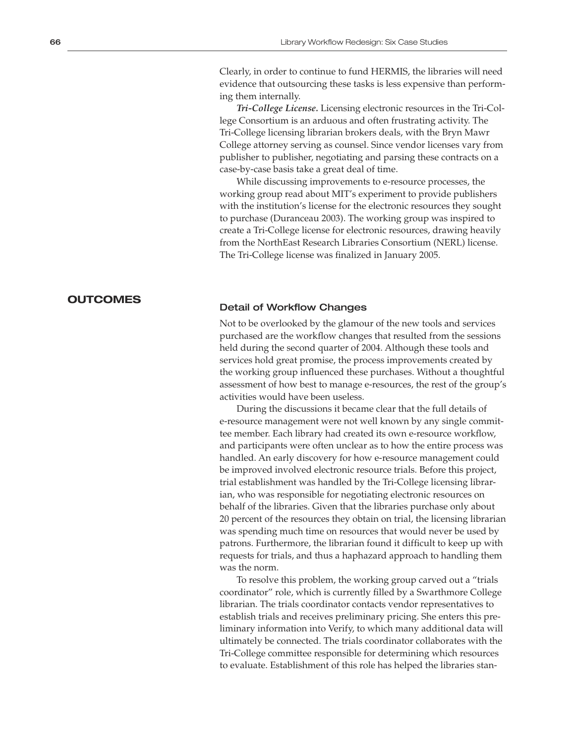Clearly, in order to continue to fund HERMIS, the libraries will need evidence that outsourcing these tasks is less expensive than performing them internally.

***Tri-College License.*** Licensing electronic resources in the Tri-College Consortium is an arduous and often frustrating activity. The Tri-College licensing librarian brokers deals, with the Bryn Mawr College attorney serving as counsel. Since vendor licenses vary from publisher to publisher, negotiating and parsing these contracts on a case-by-case basis take a great deal of time.

While discussing improvements to e-resource processes, the working group read about MIT's experiment to provide publishers with the institution's license for the electronic resources they sought to purchase (Duranceau 2003). The working group was inspired to create a Tri-College license for electronic resources, drawing heavily from the NorthEast Research Libraries Consortium (NERL) license. The Tri-College license was finalized in January 2005.

## OUTCOMES

### Detail of Workflow Changes

Not to be overlooked by the glamour of the new tools and services purchased are the workflow changes that resulted from the sessions held during the second quarter of 2004. Although these tools and services hold great promise, the process improvements created by the working group influenced these purchases. Without a thoughtful assessment of how best to manage e-resources, the rest of the group's activities would have been useless.

During the discussions it became clear that the full details of e-resource management were not well known by any single committee member. Each library had created its own e-resource workflow, and participants were often unclear as to how the entire process was handled. An early discovery for how e-resource management could be improved involved electronic resource trials. Before this project, trial establishment was handled by the Tri-College licensing librarian, who was responsible for negotiating electronic resources on behalf of the libraries. Given that the libraries purchase only about 20 percent of the resources they obtain on trial, the licensing librarian was spending much time on resources that would never be used by patrons. Furthermore, the librarian found it difficult to keep up with requests for trials, and thus a haphazard approach to handling them was the norm.

To resolve this problem, the working group carved out a "trials coordinator" role, which is currently filled by a Swarthmore College librarian. The trials coordinator contacts vendor representatives to establish trials and receives preliminary pricing. She enters this preliminary information into Verify, to which many additional data will ultimately be connected. The trials coordinator collaborates with the Tri-College committee responsible for determining which resources to evaluate. Establishment of this role has helped the libraries stan-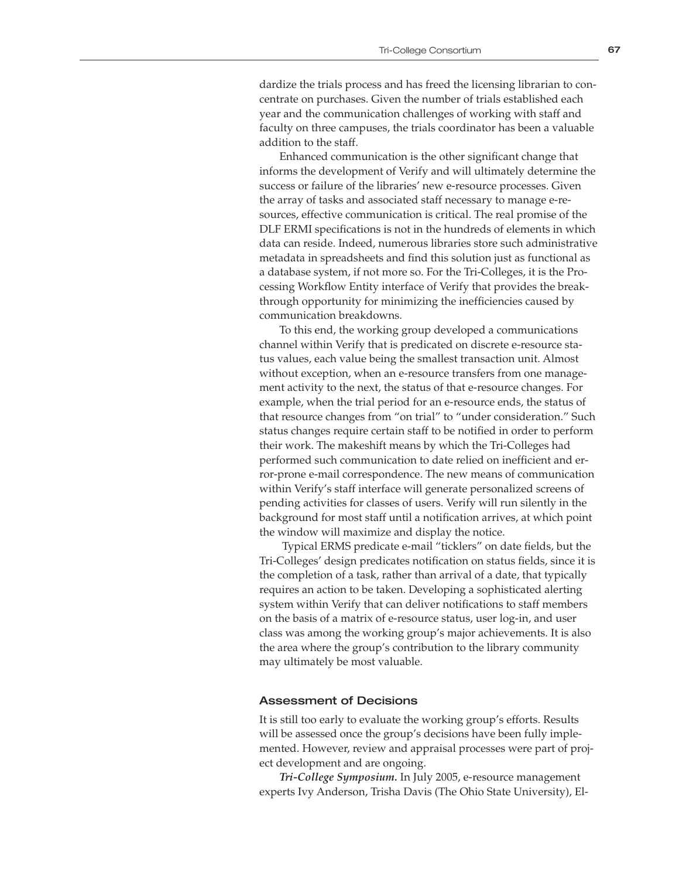dardize the trials process and has freed the licensing librarian to concentrate on purchases. Given the number of trials established each year and the communication challenges of working with staff and faculty on three campuses, the trials coordinator has been a valuable addition to the staff.

Enhanced communication is the other significant change that informs the development of Verify and will ultimately determine the success or failure of the libraries' new e-resource processes. Given the array of tasks and associated staff necessary to manage e-resources, effective communication is critical. The real promise of the DLF ERMI specifications is not in the hundreds of elements in which data can reside. Indeed, numerous libraries store such administrative metadata in spreadsheets and find this solution just as functional as a database system, if not more so. For the Tri-Colleges, it is the Processing Workflow Entity interface of Verify that provides the breakthrough opportunity for minimizing the inefficiencies caused by communication breakdowns.

To this end, the working group developed a communications channel within Verify that is predicated on discrete e-resource status values, each value being the smallest transaction unit. Almost without exception, when an e-resource transfers from one management activity to the next, the status of that e-resource changes. For example, when the trial period for an e-resource ends, the status of that resource changes from "on trial" to "under consideration." Such status changes require certain staff to be notified in order to perform their work. The makeshift means by which the Tri-Colleges had performed such communication to date relied on inefficient and error-prone e-mail correspondence. The new means of communication within Verify's staff interface will generate personalized screens of pending activities for classes of users. Verify will run silently in the background for most staff until a notification arrives, at which point the window will maximize and display the notice.

Typical ERMS predicate e-mail "ticklers" on date fields, but the Tri-Colleges' design predicates notification on status fields, since it is the completion of a task, rather than arrival of a date, that typically requires an action to be taken. Developing a sophisticated alerting system within Verify that can deliver notifications to staff members on the basis of a matrix of e-resource status, user log-in, and user class was among the working group's major achievements. It is also the area where the group's contribution to the library community may ultimately be most valuable.

## Assessment of Decisions

It is still too early to evaluate the working group's efforts. Results will be assessed once the group's decisions have been fully implemented. However, review and appraisal processes were part of project development and are ongoing.

***Tri-College Symposium.*** In July 2005, e-resource management experts Ivy Anderson, Trisha Davis (The Ohio State University), El-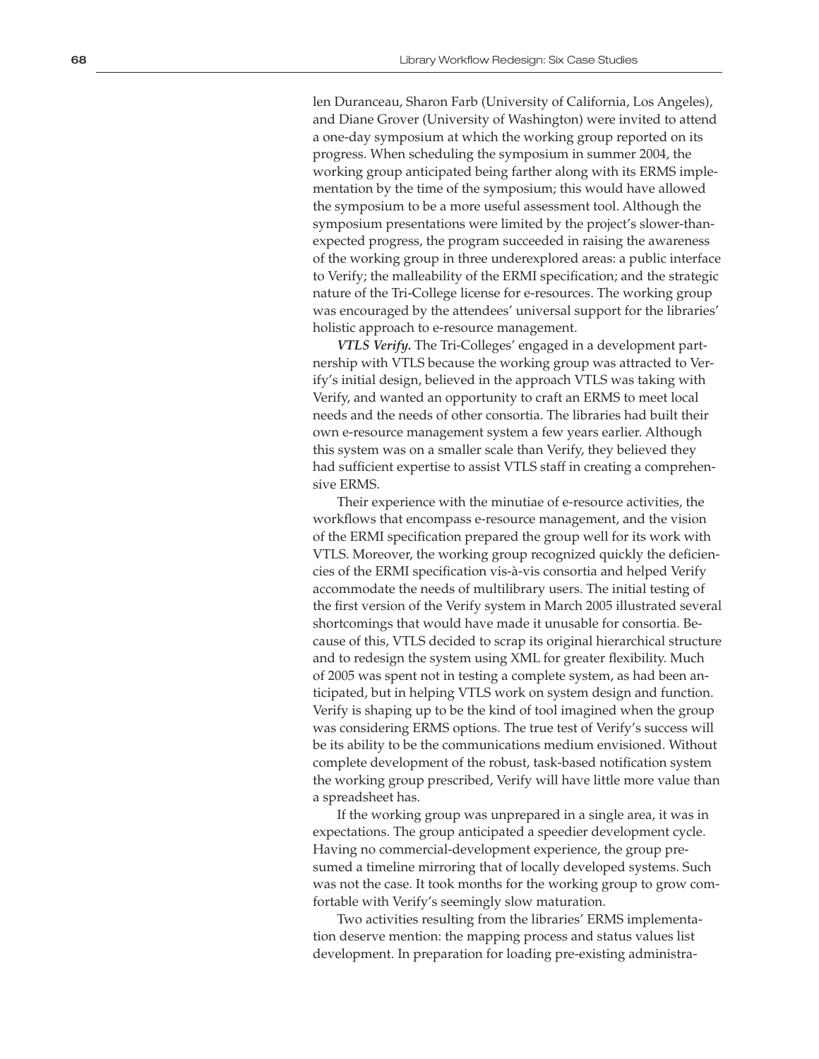len Duranceau, Sharon Farb (University of California, Los Angeles), and Diane Grover (University of Washington) were invited to attend a one-day symposium at which the working group reported on its progress. When scheduling the symposium in summer 2004, the working group anticipated being farther along with its ERMS implementation by the time of the symposium; this would have allowed the symposium to be a more useful assessment tool. Although the symposium presentations were limited by the project's slower-than-expected progress, the program succeeded in raising the awareness of the working group in three underexplored areas: a public interface to Verify; the malleability of the ERMI specification; and the strategic nature of the Tri-College license for e-resources. The working group was encouraged by the attendees' universal support for the libraries' holistic approach to e-resource management.

***VTLS Verify.*** The Tri-Colleges' engaged in a development partnership with VTLS because the working group was attracted to Verify's initial design, believed in the approach VTLS was taking with Verify, and wanted an opportunity to craft an ERMS to meet local needs and the needs of other consortia. The libraries had built their own e-resource management system a few years earlier. Although this system was on a smaller scale than Verify, they believed they had sufficient expertise to assist VTLS staff in creating a comprehensive ERMS.

Their experience with the minutiae of e-resource activities, the workflows that encompass e-resource management, and the vision of the ERMI specification prepared the group well for its work with VTLS. Moreover, the working group recognized quickly the deficiencies of the ERMI specification vis-à-vis consortia and helped Verify accommodate the needs of multilibrary users. The initial testing of the first version of the Verify system in March 2005 illustrated several shortcomings that would have made it unusable for consortia. Because of this, VTLS decided to scrap its original hierarchical structure and to redesign the system using XML for greater flexibility. Much of 2005 was spent not in testing a complete system, as had been anticipated, but in helping VTLS work on system design and function. Verify is shaping up to be the kind of tool imagined when the group was considering ERMS options. The true test of Verify's success will be its ability to be the communications medium envisioned. Without complete development of the robust, task-based notification system the working group prescribed, Verify will have little more value than a spreadsheet has.

If the working group was unprepared in a single area, it was in expectations. The group anticipated a speedier development cycle. Having no commercial-development experience, the group presumed a timeline mirroring that of locally developed systems. Such was not the case. It took months for the working group to grow comfortable with Verify's seemingly slow maturation.

Two activities resulting from the libraries' ERMS implementation deserve mention: the mapping process and status values list development. In preparation for loading pre-existing administra-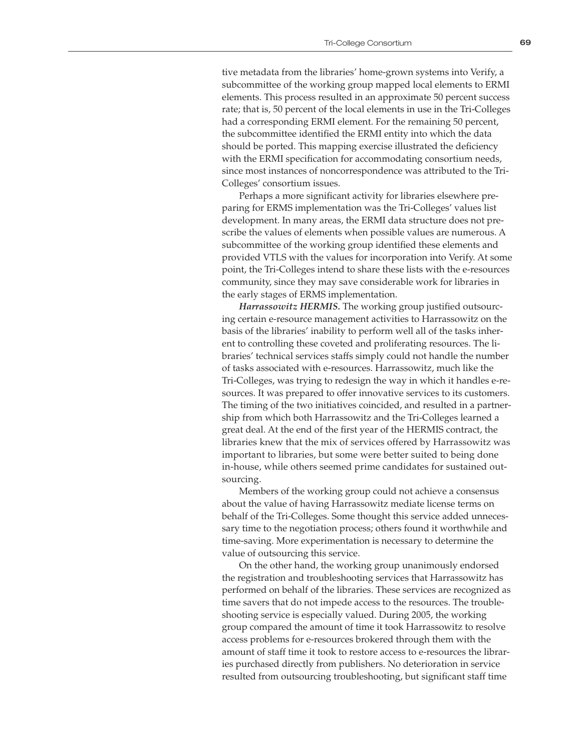tive metadata from the libraries' home-grown systems into Verify, a subcommittee of the working group mapped local elements to ERMI elements. This process resulted in an approximate 50 percent success rate; that is, 50 percent of the local elements in use in the Tri-Colleges had a corresponding ERMI element. For the remaining 50 percent, the subcommittee identified the ERMI entity into which the data should be ported. This mapping exercise illustrated the deficiency with the ERMI specification for accommodating consortium needs, since most instances of noncorrespondence was attributed to the Tri-Colleges' consortium issues.

Perhaps a more significant activity for libraries elsewhere preparing for ERMS implementation was the Tri-Colleges' values list development. In many areas, the ERMI data structure does not prescribe the values of elements when possible values are numerous. A subcommittee of the working group identified these elements and provided VTLS with the values for incorporation into Verify. At some point, the Tri-Colleges intend to share these lists with the e-resources community, since they may save considerable work for libraries in the early stages of ERMS implementation.

***Harrassowitz HERMIS.*** The working group justified outsourcing certain e-resource management activities to Harrassowitz on the basis of the libraries' inability to perform well all of the tasks inherent to controlling these coveted and proliferating resources. The libraries' technical services staffs simply could not handle the number of tasks associated with e-resources. Harrassowitz, much like the Tri-Colleges, was trying to redesign the way in which it handles e-resources. It was prepared to offer innovative services to its customers. The timing of the two initiatives coincided, and resulted in a partnership from which both Harrassowitz and the Tri-Colleges learned a great deal. At the end of the first year of the HERMIS contract, the libraries knew that the mix of services offered by Harrassowitz was important to libraries, but some were better suited to being done in-house, while others seemed prime candidates for sustained outsourcing.

Members of the working group could not achieve a consensus about the value of having Harrassowitz mediate license terms on behalf of the Tri-Colleges. Some thought this service added unnecessary time to the negotiation process; others found it worthwhile and time-saving. More experimentation is necessary to determine the value of outsourcing this service.

On the other hand, the working group unanimously endorsed the registration and troubleshooting services that Harrassowitz has performed on behalf of the libraries. These services are recognized as time savers that do not impede access to the resources. The troubleshooting service is especially valued. During 2005, the working group compared the amount of time it took Harrassowitz to resolve access problems for e-resources brokered through them with the amount of staff time it took to restore access to e-resources the libraries purchased directly from publishers. No deterioration in service resulted from outsourcing troubleshooting, but significant staff time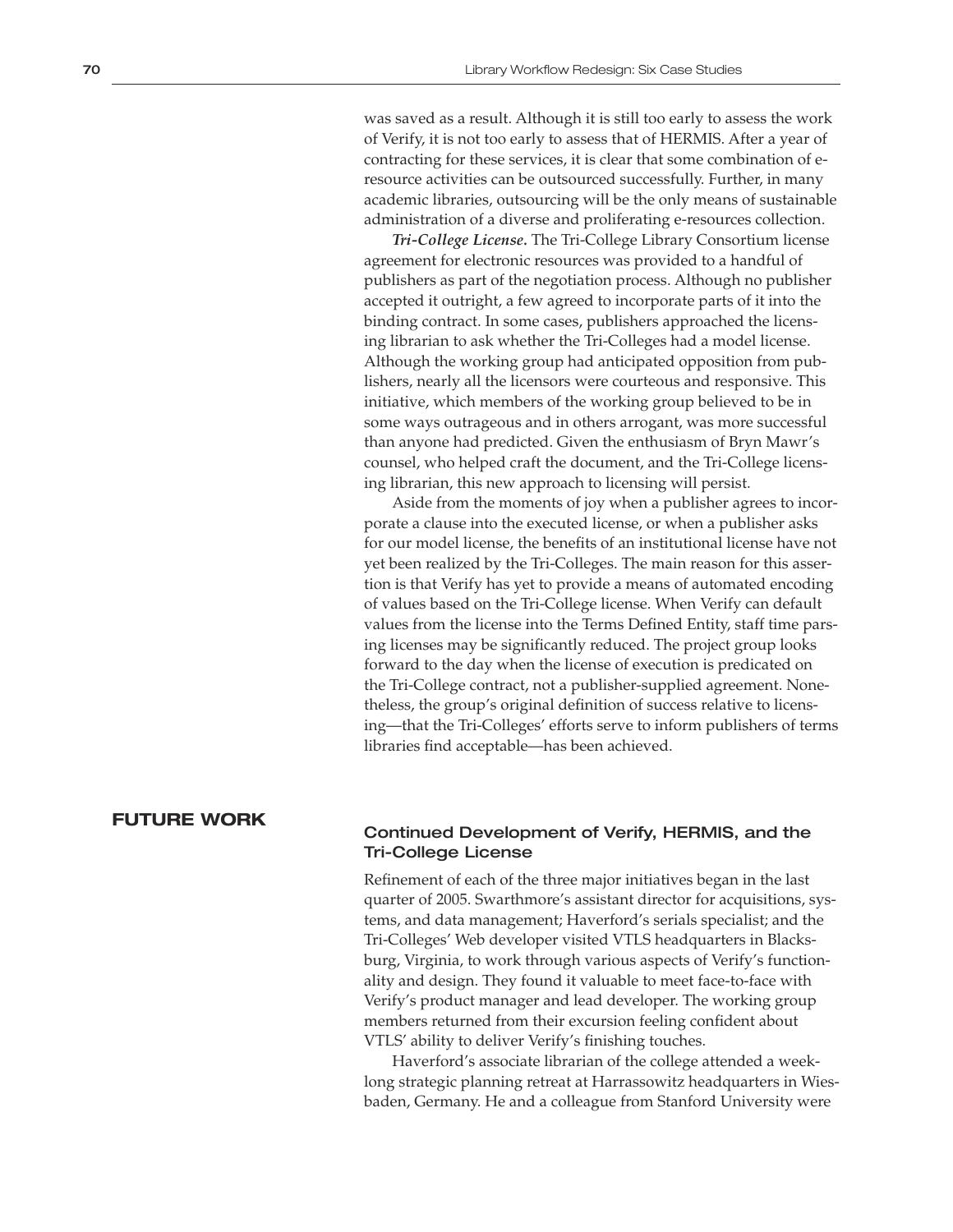was saved as a result. Although it is still too early to assess the work of Verify, it is not too early to assess that of HERMIS. After a year of contracting for these services, it is clear that some combination of e-resource activities can be outsourced successfully. Further, in many academic libraries, outsourcing will be the only means of sustainable administration of a diverse and proliferating e-resources collection.

***Tri-College License.*** The Tri-College Library Consortium license agreement for electronic resources was provided to a handful of publishers as part of the negotiation process. Although no publisher accepted it outright, a few agreed to incorporate parts of it into the binding contract. In some cases, publishers approached the licensing librarian to ask whether the Tri-Colleges had a model license. Although the working group had anticipated opposition from publishers, nearly all the licensors were courteous and responsive. This initiative, which members of the working group believed to be in some ways outrageous and in others arrogant, was more successful than anyone had predicted. Given the enthusiasm of Bryn Mawr's counsel, who helped craft the document, and the Tri-College licensing librarian, this new approach to licensing will persist.

Aside from the moments of joy when a publisher agrees to incorporate a clause into the executed license, or when a publisher asks for our model license, the benefits of an institutional license have not yet been realized by the Tri-Colleges. The main reason for this assertion is that Verify has yet to provide a means of automated encoding of values based on the Tri-College license. When Verify can default values from the license into the Terms Defined Entity, staff time parsing licenses may be significantly reduced. The project group looks forward to the day when the license of execution is predicated on the Tri-College contract, not a publisher-supplied agreement. Nonetheless, the group's original definition of success relative to licensing—that the Tri-Colleges' efforts serve to inform publishers of terms libraries find acceptable—has been achieved.

## FUTURE WORK

### Continued Development of Verify, HERMIS, and the Tri-College License

Refinement of each of the three major initiatives began in the last quarter of 2005. Swarthmore's assistant director for acquisitions, systems, and data management; Haverford's serials specialist; and the Tri-Colleges' Web developer visited VTLS headquarters in Blacksburg, Virginia, to work through various aspects of Verify's functionality and design. They found it valuable to meet face-to-face with Verify's product manager and lead developer. The working group members returned from their excursion feeling confident about VTLS' ability to deliver Verify's finishing touches.

Haverford's associate librarian of the college attended a week-long strategic planning retreat at Harrassowitz headquarters in Wiesbaden, Germany. He and a colleague from Stanford University were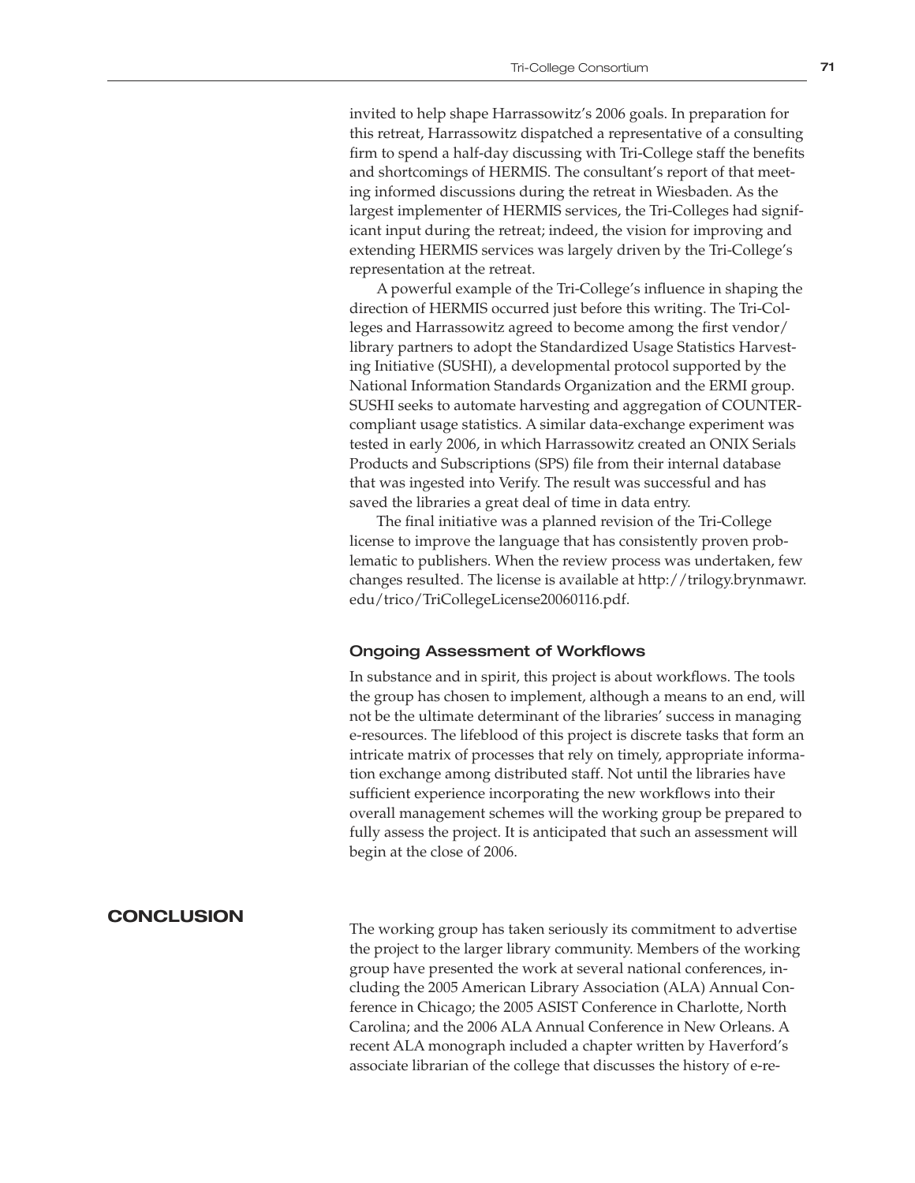invited to help shape Harrassowitz's 2006 goals. In preparation for this retreat, Harrassowitz dispatched a representative of a consulting firm to spend a half-day discussing with Tri-College staff the benefits and shortcomings of HERMIS. The consultant's report of that meeting informed discussions during the retreat in Wiesbaden. As the largest implementer of HERMIS services, the Tri-Colleges had significant input during the retreat; indeed, the vision for improving and extending HERMIS services was largely driven by the Tri-College's representation at the retreat.

A powerful example of the Tri-College's influence in shaping the direction of HERMIS occurred just before this writing. The Tri-Colleges and Harrassowitz agreed to become among the first vendor/library partners to adopt the Standardized Usage Statistics Harvesting Initiative (SUSHI), a developmental protocol supported by the National Information Standards Organization and the ERMI group. SUSHI seeks to automate harvesting and aggregation of COUNTER-compliant usage statistics. A similar data-exchange experiment was tested in early 2006, in which Harrassowitz created an ONIX Serials Products and Subscriptions (SPS) file from their internal database that was ingested into Verify. The result was successful and has saved the libraries a great deal of time in data entry.

The final initiative was a planned revision of the Tri-College license to improve the language that has consistently proven problematic to publishers. When the review process was undertaken, few changes resulted. The license is available at http://trilogy.brynmawr.edu/trico/TriCollegeLicense20060116.pdf.

### Ongoing Assessment of Workflows

In substance and in spirit, this project is about workflows. The tools the group has chosen to implement, although a means to an end, will not be the ultimate determinant of the libraries' success in managing e-resources. The lifeblood of this project is discrete tasks that form an intricate matrix of processes that rely on timely, appropriate information exchange among distributed staff. Not until the libraries have sufficient experience incorporating the new workflows into their overall management schemes will the working group be prepared to fully assess the project. It is anticipated that such an assessment will begin at the close of 2006.

## CONCLUSION

The working group has taken seriously its commitment to advertise the project to the larger library community. Members of the working group have presented the work at several national conferences, including the 2005 American Library Association (ALA) Annual Conference in Chicago; the 2005 ASIST Conference in Charlotte, North Carolina; and the 2006 ALA Annual Conference in New Orleans. A recent ALA monograph included a chapter written by Haverford's associate librarian of the college that discusses the history of e-re-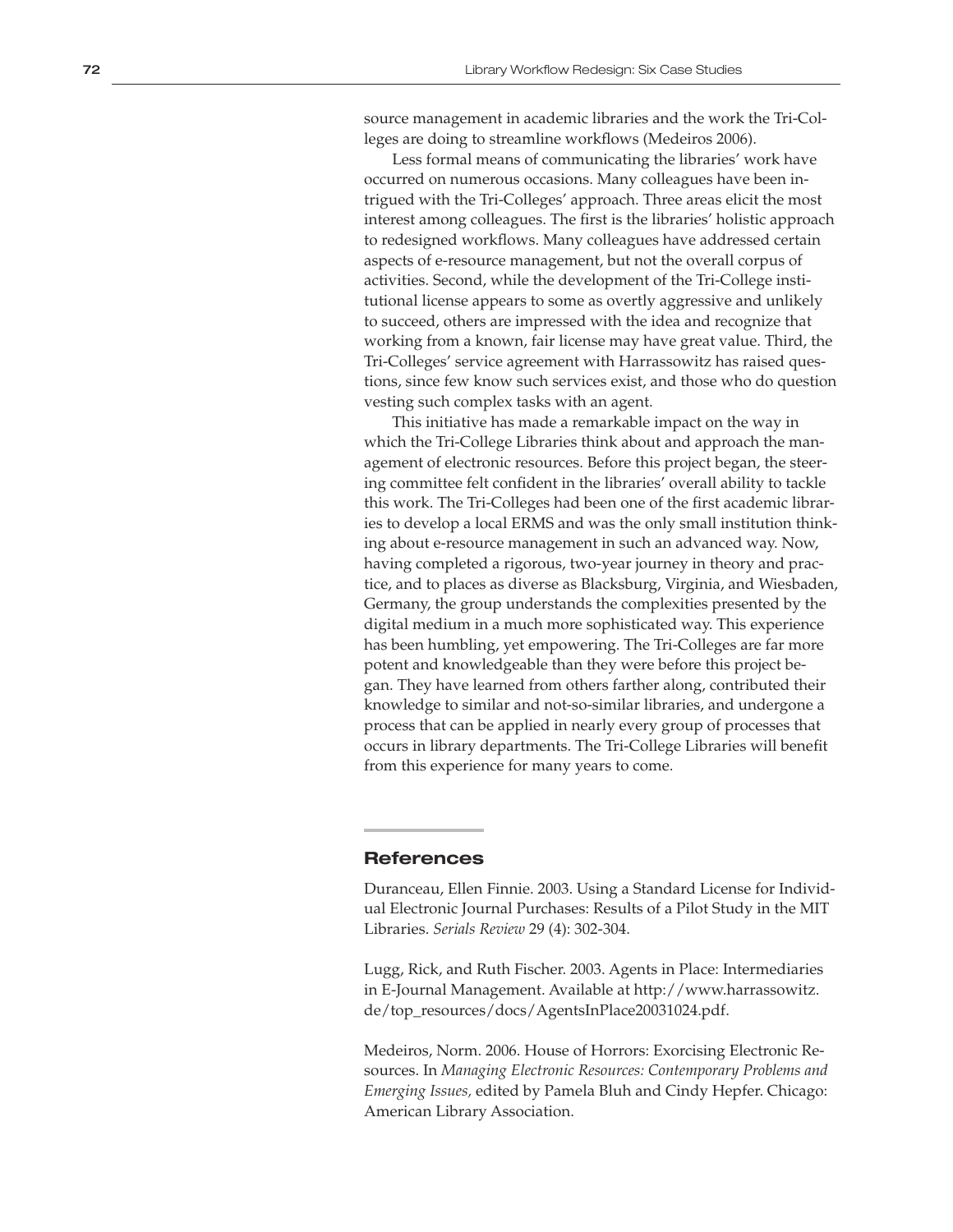source management in academic libraries and the work the Tri-Colleges are doing to streamline workflows (Medeiros 2006).

Less formal means of communicating the libraries' work have occurred on numerous occasions. Many colleagues have been intrigued with the Tri-Colleges' approach. Three areas elicit the most interest among colleagues. The first is the libraries' holistic approach to redesigned workflows. Many colleagues have addressed certain aspects of e-resource management, but not the overall corpus of activities. Second, while the development of the Tri-College institutional license appears to some as overtly aggressive and unlikely to succeed, others are impressed with the idea and recognize that working from a known, fair license may have great value. Third, the Tri-Colleges' service agreement with Harrassowitz has raised questions, since few know such services exist, and those who do question vesting such complex tasks with an agent.

This initiative has made a remarkable impact on the way in which the Tri-College Libraries think about and approach the management of electronic resources. Before this project began, the steering committee felt confident in the libraries' overall ability to tackle this work. The Tri-Colleges had been one of the first academic libraries to develop a local ERMS and was the only small institution thinking about e-resource management in such an advanced way. Now, having completed a rigorous, two-year journey in theory and practice, and to places as diverse as Blacksburg, Virginia, and Wiesbaden, Germany, the group understands the complexities presented by the digital medium in a much more sophisticated way. This experience has been humbling, yet empowering. The Tri-Colleges are far more potent and knowledgeable than they were before this project began. They have learned from others farther along, contributed their knowledge to similar and not-so-similar libraries, and undergone a process that can be applied in nearly every group of processes that occurs in library departments. The Tri-College Libraries will benefit from this experience for many years to come.

## References

Duranceau, Ellen Finnie. 2003. Using a Standard License for Individual Electronic Journal Purchases: Results of a Pilot Study in the MIT Libraries. *Serials Review* 29 (4): 302-304.

Lugg, Rick, and Ruth Fischer. 2003. Agents in Place: Intermediaries in E-Journal Management. Available at http://www.harrassowitz.de/top_resources/docs/AgentsInPlace20031024.pdf.

Medeiros, Norm. 2006. House of Horrors: Exorcising Electronic Resources. In *Managing Electronic Resources: Contemporary Problems and Emerging Issues,* edited by Pamela Bluh and Cindy Hepfer. Chicago: American Library Association.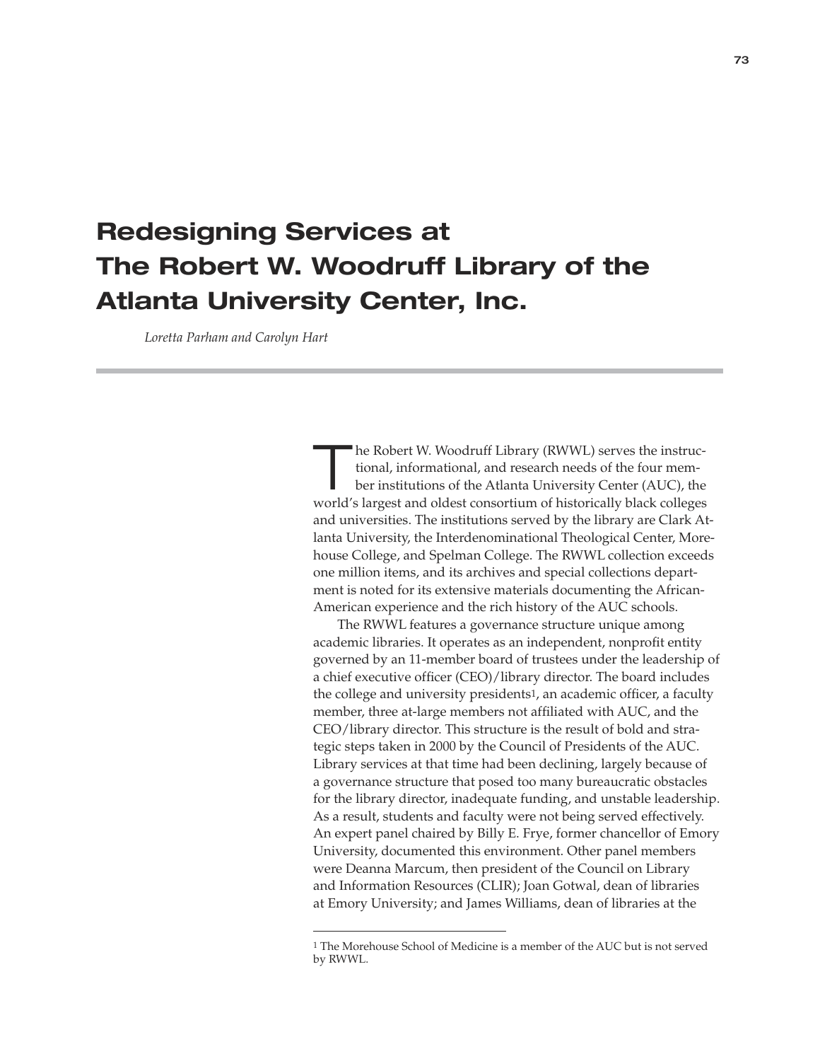# Redesigning Services at The Robert W. Woodruff Library of the Atlanta University Center, Inc.

*Loretta Parham and Carolyn Hart*

---

The Robert W. Woodruff Library (RWWL) serves the instructional, informational, and research needs of the four member institutions of the Atlanta University Center (AUC), the world's largest and oldest consortium of historically black colleges and universities. The institutions served by the library are Clark Atlanta University, the Interdenominational Theological Center, Morehouse College, and Spelman College. The RWWL collection exceeds one million items, and its archives and special collections department is noted for its extensive materials documenting the African-American experience and the rich history of the AUC schools.

The RWWL features a governance structure unique among academic libraries. It operates as an independent, nonprofit entity governed by an 11-member board of trustees under the leadership of a chief executive officer (CEO)/library director. The board includes the college and university presidents[1], an academic officer, a faculty member, three at-large members not affiliated with AUC, and the CEO/library director. This structure is the result of bold and strategic steps taken in 2000 by the Council of Presidents of the AUC. Library services at that time had been declining, largely because of a governance structure that posed too many bureaucratic obstacles for the library director, inadequate funding, and unstable leadership. As a result, students and faculty were not being served effectively. An expert panel chaired by Billy E. Frye, former chancellor of Emory University, documented this environment. Other panel members were Deanna Marcum, then president of the Council on Library and Information Resources (CLIR); Joan Gotwal, dean of libraries at Emory University; and James Williams, dean of libraries at the

---

[1] The Morehouse School of Medicine is a member of the AUC but is not served by RWWL.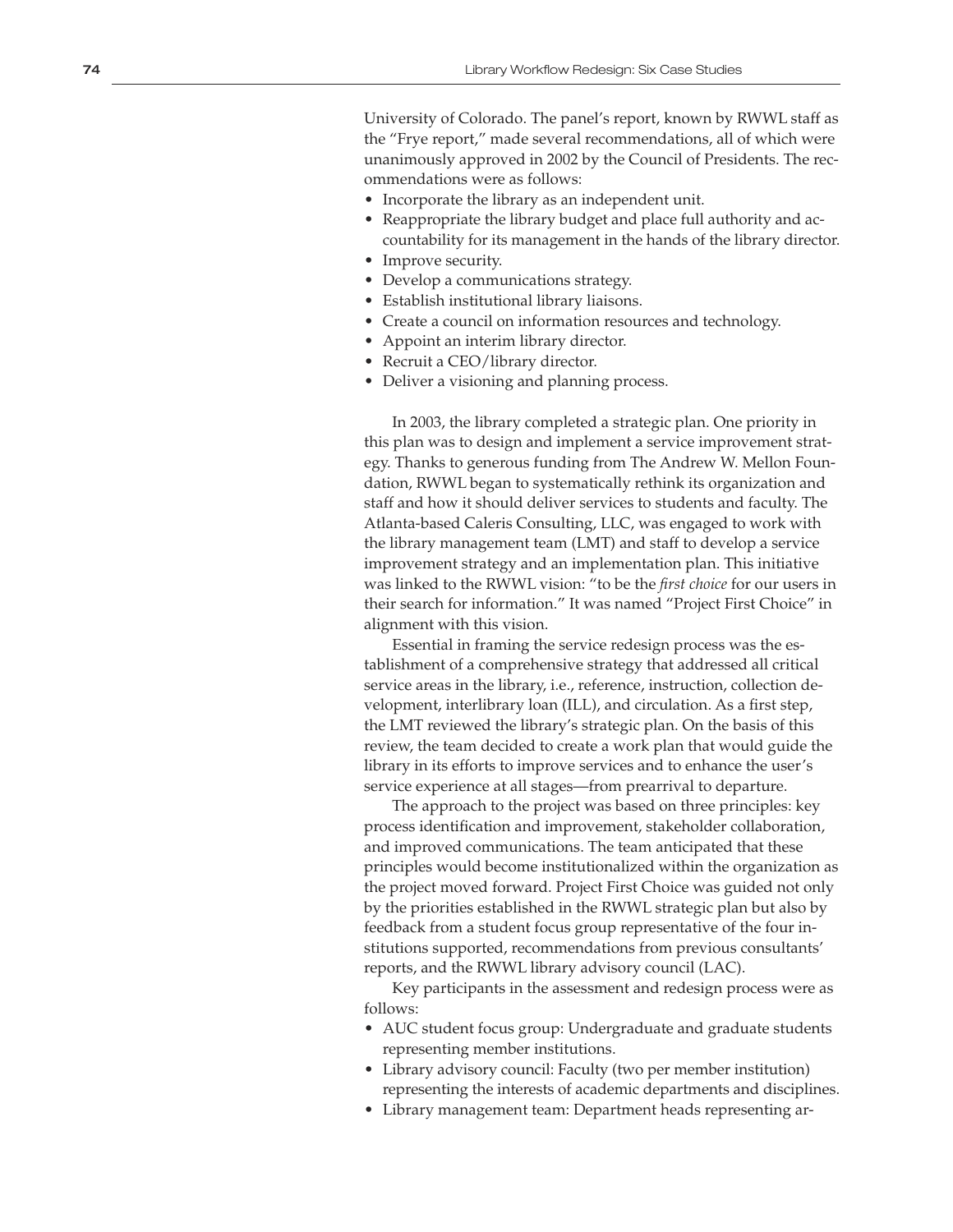University of Colorado. The panel's report, known by RWWL staff as the "Frye report," made several recommendations, all of which were unanimously approved in 2002 by the Council of Presidents. The recommendations were as follows:

- Incorporate the library as an independent unit.
- Reappropriate the library budget and place full authority and accountability for its management in the hands of the library director.
- Improve security.
- Develop a communications strategy.
- Establish institutional library liaisons.
- Create a council on information resources and technology.
- Appoint an interim library director.
- Recruit a CEO/library director.
- Deliver a visioning and planning process.

In 2003, the library completed a strategic plan. One priority in this plan was to design and implement a service improvement strategy. Thanks to generous funding from The Andrew W. Mellon Foundation, RWWL began to systematically rethink its organization and staff and how it should deliver services to students and faculty. The Atlanta-based Caleris Consulting, LLC, was engaged to work with the library management team (LMT) and staff to develop a service improvement strategy and an implementation plan. This initiative was linked to the RWWL vision: "to be the *first choice* for our users in their search for information." It was named "Project First Choice" in alignment with this vision.

Essential in framing the service redesign process was the establishment of a comprehensive strategy that addressed all critical service areas in the library, i.e., reference, instruction, collection development, interlibrary loan (ILL), and circulation. As a first step, the LMT reviewed the library's strategic plan. On the basis of this review, the team decided to create a work plan that would guide the library in its efforts to improve services and to enhance the user's service experience at all stages—from prearrival to departure.

The approach to the project was based on three principles: key process identification and improvement, stakeholder collaboration, and improved communications. The team anticipated that these principles would become institutionalized within the organization as the project moved forward. Project First Choice was guided not only by the priorities established in the RWWL strategic plan but also by feedback from a student focus group representative of the four institutions supported, recommendations from previous consultants' reports, and the RWWL library advisory council (LAC).

Key participants in the assessment and redesign process were as follows:

- AUC student focus group: Undergraduate and graduate students representing member institutions.
- Library advisory council: Faculty (two per member institution) representing the interests of academic departments and disciplines.
- Library management team: Department heads representing ar-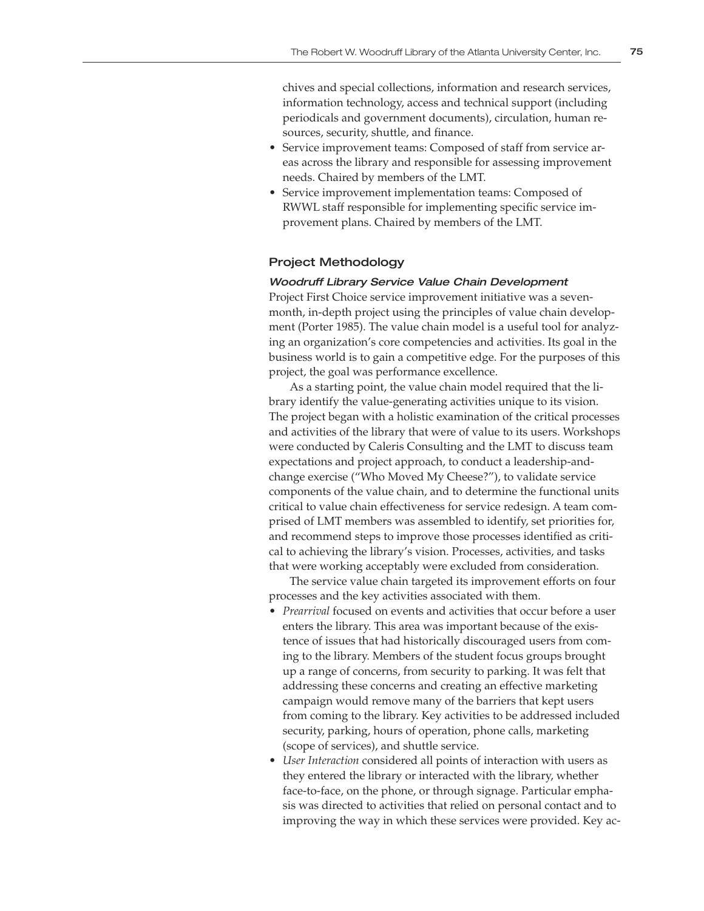chives and special collections, information and research services, information technology, access and technical support (including periodicals and government documents), circulation, human resources, security, shuttle, and finance.

- Service improvement teams: Composed of staff from service areas across the library and responsible for assessing improvement needs. Chaired by members of the LMT.
- Service improvement implementation teams: Composed of RWWL staff responsible for implementing specific service improvement plans. Chaired by members of the LMT.

## Project Methodology

### *Woodruff Library Service Value Chain Development*

Project First Choice service improvement initiative was a seven-month, in-depth project using the principles of value chain development (Porter 1985). The value chain model is a useful tool for analyzing an organization's core competencies and activities. Its goal in the business world is to gain a competitive edge. For the purposes of this project, the goal was performance excellence.

As a starting point, the value chain model required that the library identify the value-generating activities unique to its vision. The project began with a holistic examination of the critical processes and activities of the library that were of value to its users. Workshops were conducted by Caleris Consulting and the LMT to discuss team expectations and project approach, to conduct a leadership-and-change exercise ("Who Moved My Cheese?"), to validate service components of the value chain, and to determine the functional units critical to value chain effectiveness for service redesign. A team comprised of LMT members was assembled to identify, set priorities for, and recommend steps to improve those processes identified as critical to achieving the library's vision. Processes, activities, and tasks that were working acceptably were excluded from consideration.

The service value chain targeted its improvement efforts on four processes and the key activities associated with them.

- *Prearrival* focused on events and activities that occur before a user enters the library. This area was important because of the existence of issues that had historically discouraged users from coming to the library. Members of the student focus groups brought up a range of concerns, from security to parking. It was felt that addressing these concerns and creating an effective marketing campaign would remove many of the barriers that kept users from coming to the library. Key activities to be addressed included security, parking, hours of operation, phone calls, marketing (scope of services), and shuttle service.
- *User Interaction* considered all points of interaction with users as they entered the library or interacted with the library, whether face-to-face, on the phone, or through signage. Particular emphasis was directed to activities that relied on personal contact and to improving the way in which these services were provided. Key ac-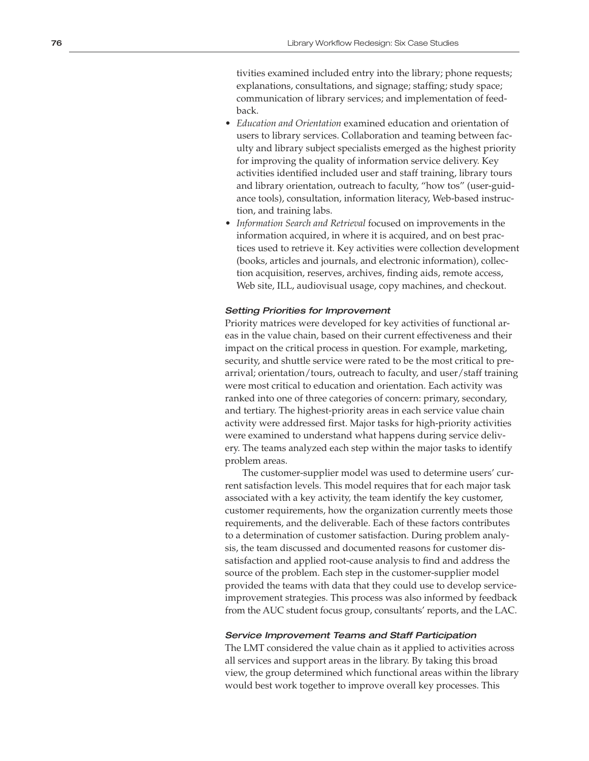tivities examined included entry into the library; phone requests; explanations, consultations, and signage; staffing; study space; communication of library services; and implementation of feedback.

- *Education and Orientation* examined education and orientation of users to library services. Collaboration and teaming between faculty and library subject specialists emerged as the highest priority for improving the quality of information service delivery. Key activities identified included user and staff training, library tours and library orientation, outreach to faculty, "how tos" (user-guidance tools), consultation, information literacy, Web-based instruction, and training labs.
- *Information Search and Retrieval* focused on improvements in the information acquired, in where it is acquired, and on best practices used to retrieve it. Key activities were collection development (books, articles and journals, and electronic information), collection acquisition, reserves, archives, finding aids, remote access, Web site, ILL, audiovisual usage, copy machines, and checkout.

#### *Setting Priorities for Improvement*

Priority matrices were developed for key activities of functional areas in the value chain, based on their current effectiveness and their impact on the critical process in question. For example, marketing, security, and shuttle service were rated to be the most critical to prearrival; orientation/tours, outreach to faculty, and user/staff training were most critical to education and orientation. Each activity was ranked into one of three categories of concern: primary, secondary, and tertiary. The highest-priority areas in each service value chain activity were addressed first. Major tasks for high-priority activities were examined to understand what happens during service delivery. The teams analyzed each step within the major tasks to identify problem areas.

The customer-supplier model was used to determine users' current satisfaction levels. This model requires that for each major task associated with a key activity, the team identify the key customer, customer requirements, how the organization currently meets those requirements, and the deliverable. Each of these factors contributes to a determination of customer satisfaction. During problem analysis, the team discussed and documented reasons for customer dissatisfaction and applied root-cause analysis to find and address the source of the problem. Each step in the customer-supplier model provided the teams with data that they could use to develop service-improvement strategies. This process was also informed by feedback from the AUC student focus group, consultants' reports, and the LAC.

#### *Service Improvement Teams and Staff Participation*

The LMT considered the value chain as it applied to activities across all services and support areas in the library. By taking this broad view, the group determined which functional areas within the library would best work together to improve overall key processes. This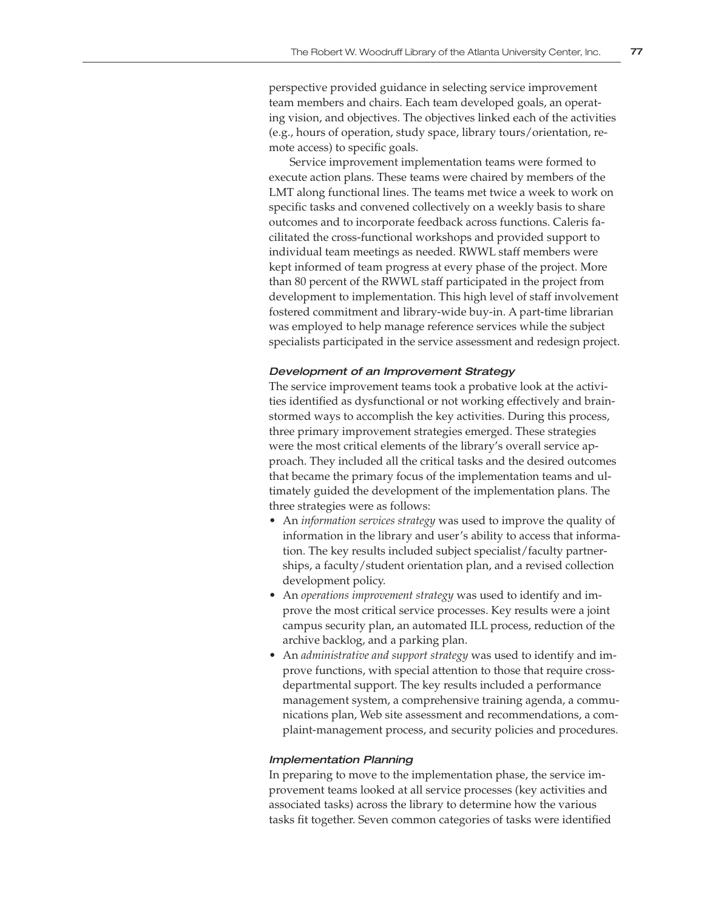perspective provided guidance in selecting service improvement team members and chairs. Each team developed goals, an operating vision, and objectives. The objectives linked each of the activities (e.g., hours of operation, study space, library tours/orientation, remote access) to specific goals.

Service improvement implementation teams were formed to execute action plans. These teams were chaired by members of the LMT along functional lines. The teams met twice a week to work on specific tasks and convened collectively on a weekly basis to share outcomes and to incorporate feedback across functions. Caleris facilitated the cross-functional workshops and provided support to individual team meetings as needed. RWWL staff members were kept informed of team progress at every phase of the project. More than 80 percent of the RWWL staff participated in the project from development to implementation. This high level of staff involvement fostered commitment and library-wide buy-in. A part-time librarian was employed to help manage reference services while the subject specialists participated in the service assessment and redesign project.

### *Development of an Improvement Strategy*

The service improvement teams took a probative look at the activities identified as dysfunctional or not working effectively and brainstormed ways to accomplish the key activities. During this process, three primary improvement strategies emerged. These strategies were the most critical elements of the library's overall service approach. They included all the critical tasks and the desired outcomes that became the primary focus of the implementation teams and ultimately guided the development of the implementation plans. The three strategies were as follows:

- An *information services strategy* was used to improve the quality of information in the library and user's ability to access that information. The key results included subject specialist/faculty partnerships, a faculty/student orientation plan, and a revised collection development policy.
- An *operations improvement strategy* was used to identify and improve the most critical service processes. Key results were a joint campus security plan, an automated ILL process, reduction of the archive backlog, and a parking plan.
- An *administrative and support strategy* was used to identify and improve functions, with special attention to those that require cross-departmental support. The key results included a performance management system, a comprehensive training agenda, a communications plan, Web site assessment and recommendations, a complaint-management process, and security policies and procedures.

### *Implementation Planning*

In preparing to move to the implementation phase, the service improvement teams looked at all service processes (key activities and associated tasks) across the library to determine how the various tasks fit together. Seven common categories of tasks were identified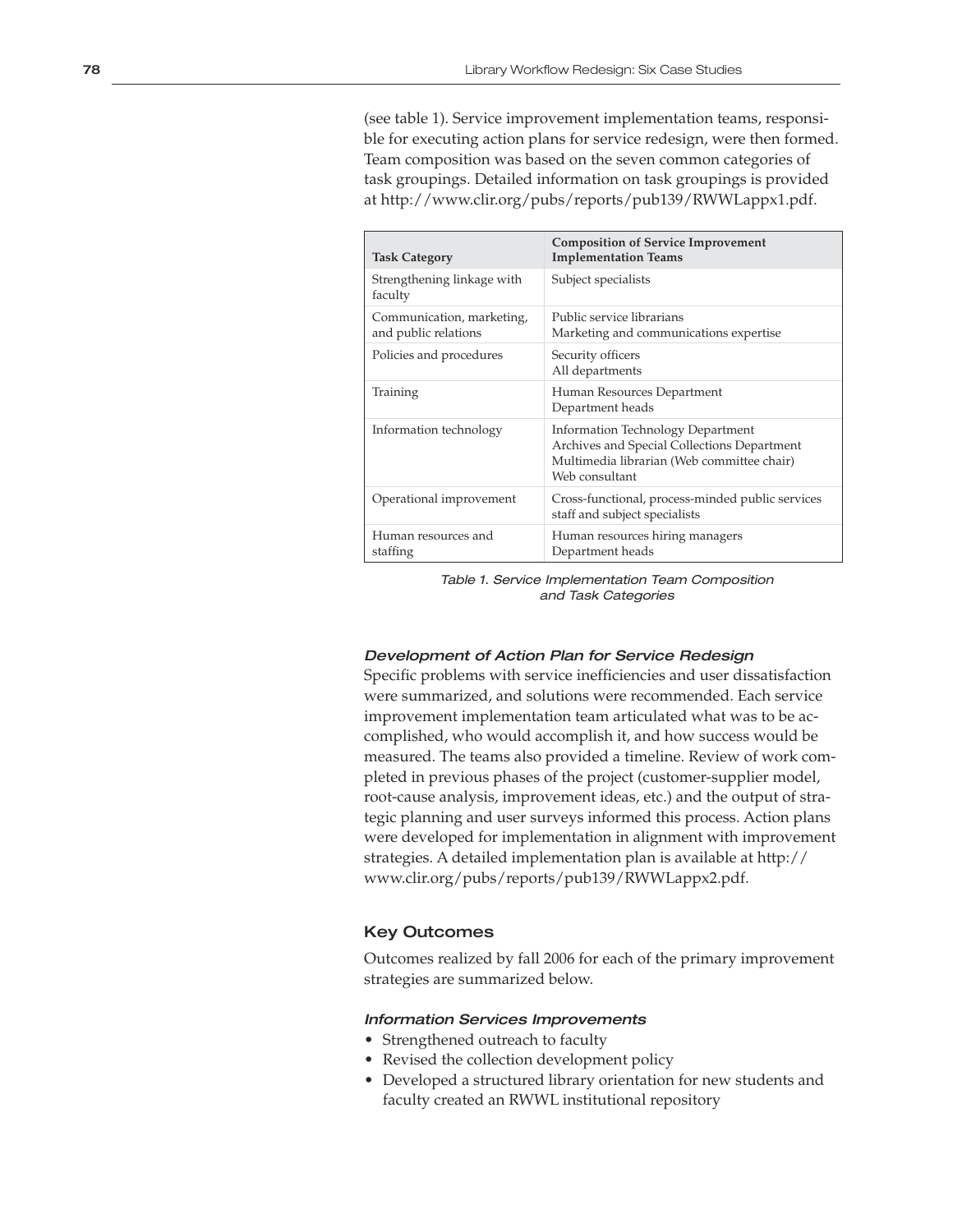(see table 1). Service improvement implementation teams, responsible for executing action plans for service redesign, were then formed. Team composition was based on the seven common categories of task groupings. Detailed information on task groupings is provided at http://www.clir.org/pubs/reports/pub139/RWWLappx1.pdf.

| Task Category | Composition of Service Improvement Implementation Teams |
|---|---|
| Strengthening linkage with faculty | Subject specialists |
| Communication, marketing, and public relations | Public service librarians<br>Marketing and communications expertise |
| Policies and procedures | Security officers<br>All departments |
| Training | Human Resources Department<br>Department heads |
| Information technology | Information Technology Department<br>Archives and Special Collections Department<br>Multimedia librarian (Web committee chair)<br>Web consultant |
| Operational improvement | Cross-functional, process-minded public services staff and subject specialists |
| Human resources and staffing | Human resources hiring managers<br>Department heads |

*Table 1. Service Implementation Team Composition and Task Categories*

### *Development of Action Plan for Service Redesign*

Specific problems with service inefficiencies and user dissatisfaction were summarized, and solutions were recommended. Each service improvement implementation team articulated what was to be accomplished, who would accomplish it, and how success would be measured. The teams also provided a timeline. Review of work completed in previous phases of the project (customer-supplier model, root-cause analysis, improvement ideas, etc.) and the output of strategic planning and user surveys informed this process. Action plans were developed for implementation in alignment with improvement strategies. A detailed implementation plan is available at http://www.clir.org/pubs/reports/pub139/RWWLappx2.pdf.

## Key Outcomes

Outcomes realized by fall 2006 for each of the primary improvement strategies are summarized below.

### *Information Services Improvements*

- Strengthened outreach to faculty
- Revised the collection development policy
- Developed a structured library orientation for new students and faculty created an RWWL institutional repository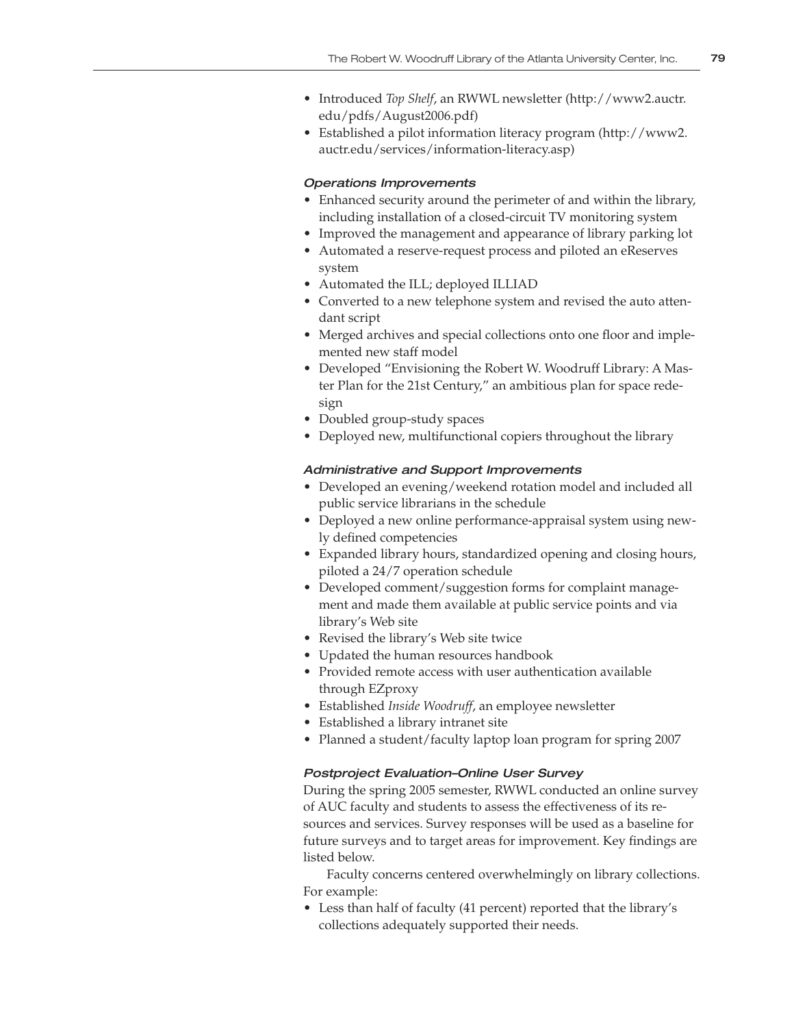- Introduced *Top Shelf*, an RWWL newsletter (http://www2.auctr.edu/pdfs/August2006.pdf)
- Established a pilot information literacy program (http://www2.auctr.edu/services/information-literacy.asp)

#### *Operations Improvements*

- Enhanced security around the perimeter of and within the library, including installation of a closed-circuit TV monitoring system
- Improved the management and appearance of library parking lot
- Automated a reserve-request process and piloted an eReserves system
- Automated the ILL; deployed ILLIAD
- Converted to a new telephone system and revised the auto attendant script
- Merged archives and special collections onto one floor and implemented new staff model
- Developed "Envisioning the Robert W. Woodruff Library: A Master Plan for the 21st Century," an ambitious plan for space redesign
- Doubled group-study spaces
- Deployed new, multifunctional copiers throughout the library

#### *Administrative and Support Improvements*

- Developed an evening/weekend rotation model and included all public service librarians in the schedule
- Deployed a new online performance-appraisal system using newly defined competencies
- Expanded library hours, standardized opening and closing hours, piloted a 24/7 operation schedule
- Developed comment/suggestion forms for complaint management and made them available at public service points and via library's Web site
- Revised the library's Web site twice
- Updated the human resources handbook
- Provided remote access with user authentication available through EZproxy
- Established *Inside Woodruff*, an employee newsletter
- Established a library intranet site
- Planned a student/faculty laptop loan program for spring 2007

#### *Postproject Evaluation–Online User Survey*

During the spring 2005 semester, RWWL conducted an online survey of AUC faculty and students to assess the effectiveness of its resources and services. Survey responses will be used as a baseline for future surveys and to target areas for improvement. Key findings are listed below.

Faculty concerns centered overwhelmingly on library collections. For example:

- Less than half of faculty (41 percent) reported that the library's collections adequately supported their needs.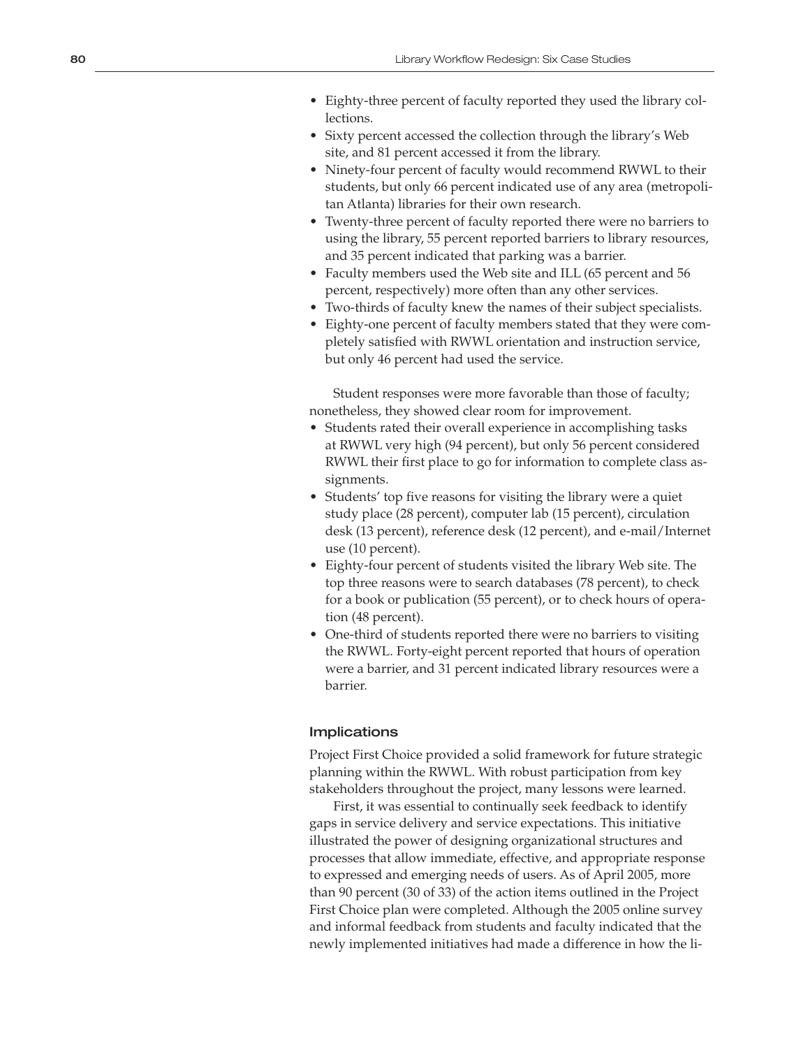- Eighty-three percent of faculty reported they used the library collections.
- Sixty percent accessed the collection through the library's Web site, and 81 percent accessed it from the library.
- Ninety-four percent of faculty would recommend RWWL to their students, but only 66 percent indicated use of any area (metropolitan Atlanta) libraries for their own research.
- Twenty-three percent of faculty reported there were no barriers to using the library, 55 percent reported barriers to library resources, and 35 percent indicated that parking was a barrier.
- Faculty members used the Web site and ILL (65 percent and 56 percent, respectively) more often than any other services.
- Two-thirds of faculty knew the names of their subject specialists.
- Eighty-one percent of faculty members stated that they were completely satisfied with RWWL orientation and instruction service, but only 46 percent had used the service.

Student responses were more favorable than those of faculty; nonetheless, they showed clear room for improvement.

- Students rated their overall experience in accomplishing tasks at RWWL very high (94 percent), but only 56 percent considered RWWL their first place to go for information to complete class assignments.
- Students' top five reasons for visiting the library were a quiet study place (28 percent), computer lab (15 percent), circulation desk (13 percent), reference desk (12 percent), and e-mail/Internet use (10 percent).
- Eighty-four percent of students visited the library Web site. The top three reasons were to search databases (78 percent), to check for a book or publication (55 percent), or to check hours of operation (48 percent).
- One-third of students reported there were no barriers to visiting the RWWL. Forty-eight percent reported that hours of operation were a barrier, and 31 percent indicated library resources were a barrier.

### Implications

Project First Choice provided a solid framework for future strategic planning within the RWWL. With robust participation from key stakeholders throughout the project, many lessons were learned.

First, it was essential to continually seek feedback to identify gaps in service delivery and service expectations. This initiative illustrated the power of designing organizational structures and processes that allow immediate, effective, and appropriate response to expressed and emerging needs of users. As of April 2005, more than 90 percent (30 of 33) of the action items outlined in the Project First Choice plan were completed. Although the 2005 online survey and informal feedback from students and faculty indicated that the newly implemented initiatives had made a difference in how the li-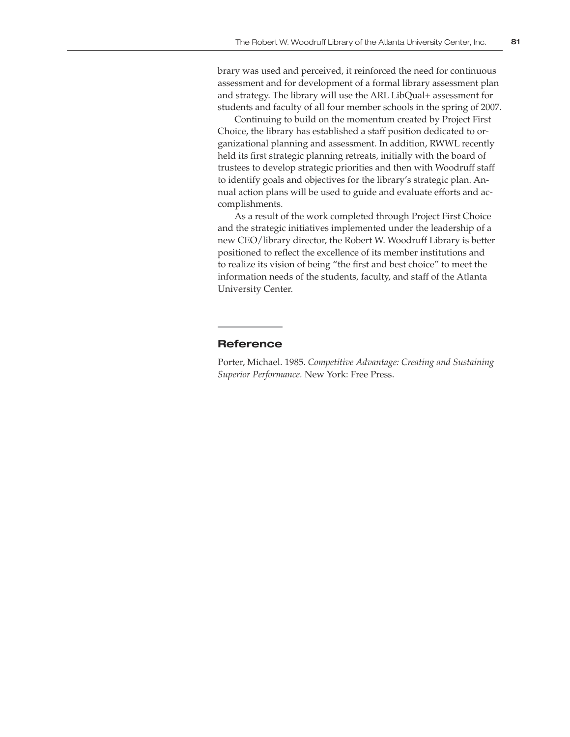brary was used and perceived, it reinforced the need for continuous assessment and for development of a formal library assessment plan and strategy. The library will use the ARL LibQual+ assessment for students and faculty of all four member schools in the spring of 2007.

Continuing to build on the momentum created by Project First Choice, the library has established a staff position dedicated to organizational planning and assessment. In addition, RWWL recently held its first strategic planning retreats, initially with the board of trustees to develop strategic priorities and then with Woodruff staff to identify goals and objectives for the library's strategic plan. Annual action plans will be used to guide and evaluate efforts and accomplishments.

As a result of the work completed through Project First Choice and the strategic initiatives implemented under the leadership of a new CEO/library director, the Robert W. Woodruff Library is better positioned to reflect the excellence of its member institutions and to realize its vision of being "the first and best choice" to meet the information needs of the students, faculty, and staff of the Atlanta University Center.

## Reference

Porter, Michael. 1985. *Competitive Advantage: Creating and Sustaining Superior Performance.* New York: Free Press.